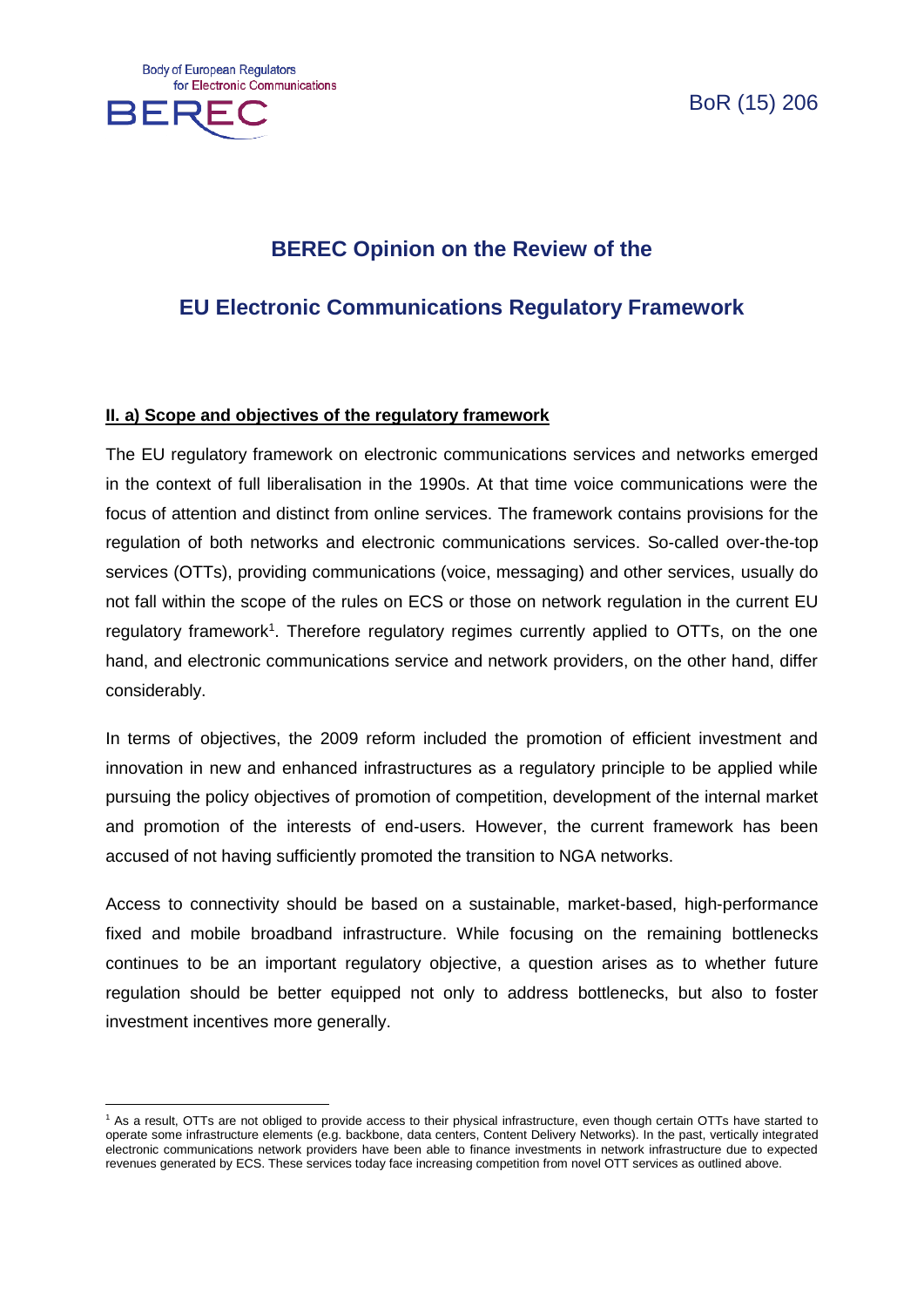Body of European Regulators for Electronic Communications

BoR (15) 206

# BEREC Opinion on the Review of the EU Electronic Communications Regulatory Framework

## II. a) Scope and objectives of the regulatory framework

The EU regulatory framework on electronic communications services and networks emerged in the context of full liberalisation in the 1990s. At that time voice communications were the focus of attention and distinct from online services. The framework contains provisions for the regulation of both networks and electronic communications services. So-called over-the-top services (OTTs), providing communications (voice, messaging) and other services, usually do not fall within the scope of the rules on ECS or those on network regulation in the current EU regulatory framework[1]. Therefore regulatory regimes currently applied to OTTs, on the one hand, and electronic communications service and network providers, on the other hand, differ considerably.

In terms of objectives, the 2009 reform included the promotion of efficient investment and innovation in new and enhanced infrastructures as a regulatory principle to be applied while pursuing the policy objectives of promotion of competition, development of the internal market and promotion of the interests of end-users. However, the current framework has been accused of not having sufficiently promoted the transition to NGA networks.

Access to connectivity should be based on a sustainable, market-based, high-performance fixed and mobile broadband infrastructure. While focusing on the remaining bottlenecks continues to be an important regulatory objective, a question arises as to whether future regulation should be better equipped not only to address bottlenecks, but also to foster investment incentives more generally.

[1] As a result, OTTs are not obliged to provide access to their physical infrastructure, even though certain OTTs have started to operate some infrastructure elements (e.g. backbone, data centers, Content Delivery Networks). In the past, vertically integrated electronic communications network providers have been able to finance investments in network infrastructure due to expected revenues generated by ECS. These services today face increasing competition from novel OTT services as outlined above.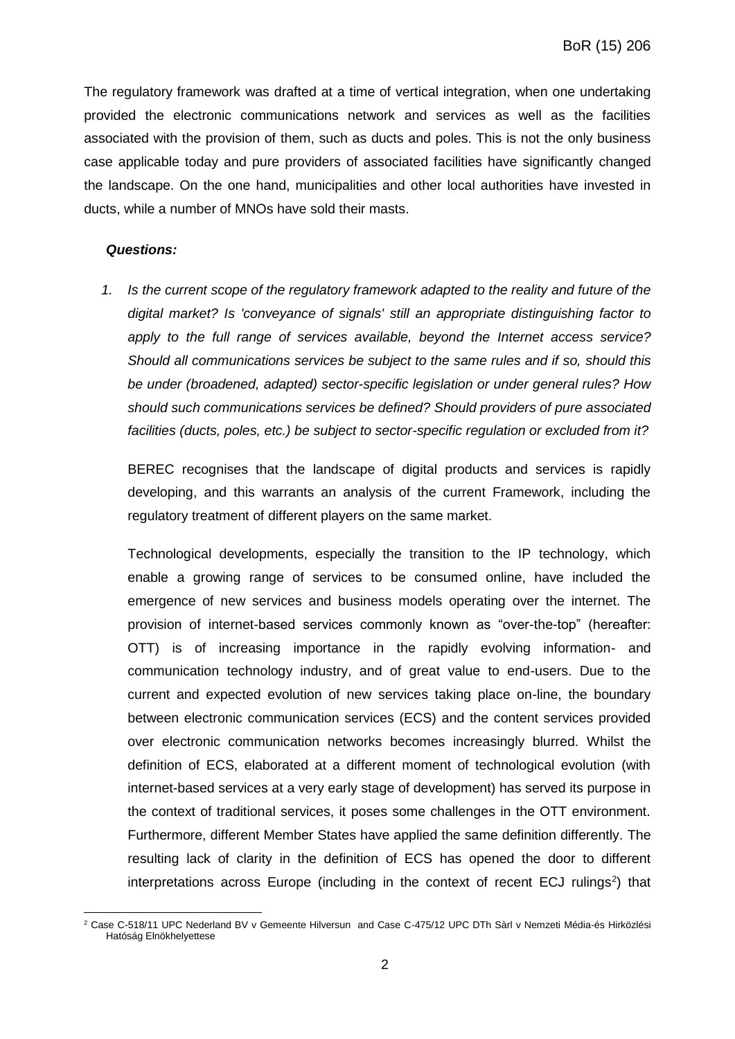The regulatory framework was drafted at a time of vertical integration, when one undertaking provided the electronic communications network and services as well as the facilities associated with the provision of them, such as ducts and poles. This is not the only business case applicable today and pure providers of associated facilities have significantly changed the landscape. On the one hand, municipalities and other local authorities have invested in ducts, while a number of MNOs have sold their masts.

***Questions:***

1. *Is the current scope of the regulatory framework adapted to the reality and future of the digital market? Is 'conveyance of signals' still an appropriate distinguishing factor to apply to the full range of services available, beyond the Internet access service? Should all communications services be subject to the same rules and if so, should this be under (broadened, adapted) sector-specific legislation or under general rules? How should such communications services be defined? Should providers of pure associated facilities (ducts, poles, etc.) be subject to sector-specific regulation or excluded from it?*

   BEREC recognises that the landscape of digital products and services is rapidly developing, and this warrants an analysis of the current Framework, including the regulatory treatment of different players on the same market.

   Technological developments, especially the transition to the IP technology, which enable a growing range of services to be consumed online, have included the emergence of new services and business models operating over the internet. The provision of internet-based services commonly known as "over-the-top" (hereafter: OTT) is of increasing importance in the rapidly evolving information- and communication technology industry, and of great value to end-users. Due to the current and expected evolution of new services taking place on-line, the boundary between electronic communication services (ECS) and the content services provided over electronic communication networks becomes increasingly blurred. Whilst the definition of ECS, elaborated at a different moment of technological evolution (with internet-based services at a very early stage of development) has served its purpose in the context of traditional services, it poses some challenges in the OTT environment. Furthermore, different Member States have applied the same definition differently. The resulting lack of clarity in the definition of ECS has opened the door to different interpretations across Europe (including in the context of recent ECJ rulings[2]) that

[2] Case C-518/11 UPC Nederland BV v Gemeente Hilversum and Case C-475/12 UPC DTh Sàrl v Nemzeti Média-és Hirközlési Hatóság Elnökhelyettese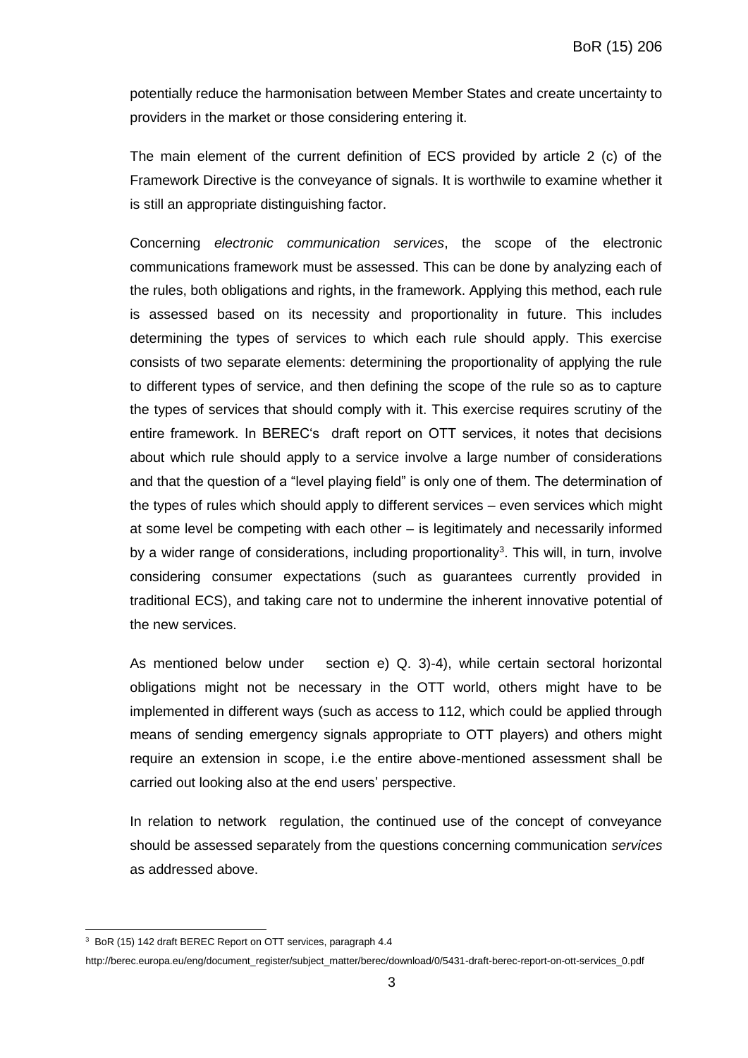potentially reduce the harmonisation between Member States and create uncertainty to providers in the market or those considering entering it.

The main element of the current definition of ECS provided by article 2 (c) of the Framework Directive is the conveyance of signals. It is worthwile to examine whether it is still an appropriate distinguishing factor.

Concerning *electronic communication services*, the scope of the electronic communications framework must be assessed. This can be done by analyzing each of the rules, both obligations and rights, in the framework. Applying this method, each rule is assessed based on its necessity and proportionality in future. This includes determining the types of services to which each rule should apply. This exercise consists of two separate elements: determining the proportionality of applying the rule to different types of service, and then defining the scope of the rule so as to capture the types of services that should comply with it. This exercise requires scrutiny of the entire framework. In BEREC's draft report on OTT services, it notes that decisions about which rule should apply to a service involve a large number of considerations and that the question of a "level playing field" is only one of them. The determination of the types of rules which should apply to different services – even services which might at some level be competing with each other – is legitimately and necessarily informed by a wider range of considerations, including proportionality[3]. This will, in turn, involve considering consumer expectations (such as guarantees currently provided in traditional ECS), and taking care not to undermine the inherent innovative potential of the new services.

As mentioned below under section e) Q. 3)-4), while certain sectoral horizontal obligations might not be necessary in the OTT world, others might have to be implemented in different ways (such as access to 112, which could be applied through means of sending emergency signals appropriate to OTT players) and others might require an extension in scope, i.e the entire above-mentioned assessment shall be carried out looking also at the end users' perspective.

In relation to network regulation, the continued use of the concept of conveyance should be assessed separately from the questions concerning communication *services* as addressed above.

[3] BoR (15) 142 draft BEREC Report on OTT services, paragraph 4.4

http://berec.europa.eu/eng/document_register/subject_matter/berec/download/0/5431-draft-berec-report-on-ott-services_0.pdf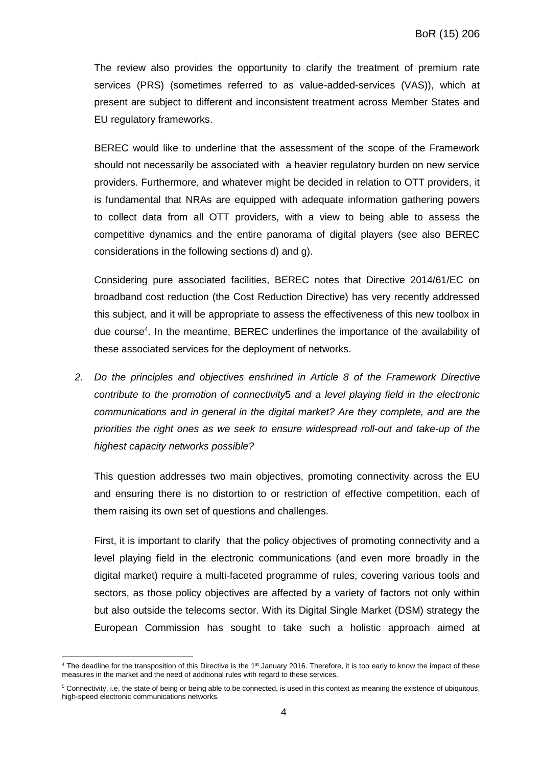The review also provides the opportunity to clarify the treatment of premium rate services (PRS) (sometimes referred to as value-added-services (VAS)), which at present are subject to different and inconsistent treatment across Member States and EU regulatory frameworks.

BEREC would like to underline that the assessment of the scope of the Framework should not necessarily be associated with a heavier regulatory burden on new service providers. Furthermore, and whatever might be decided in relation to OTT providers, it is fundamental that NRAs are equipped with adequate information gathering powers to collect data from all OTT providers, with a view to being able to assess the competitive dynamics and the entire panorama of digital players (see also BEREC considerations in the following sections d) and g).

Considering pure associated facilities, BEREC notes that Directive 2014/61/EC on broadband cost reduction (the Cost Reduction Directive) has very recently addressed this subject, and it will be appropriate to assess the effectiveness of this new toolbox in due course[4]. In the meantime, BEREC underlines the importance of the availability of these associated services for the deployment of networks.

2. *Do the principles and objectives enshrined in Article 8 of the Framework Directive contribute to the promotion of connectivity*[5] *and a level playing field in the electronic communications and in general in the digital market? Are they complete, and are the priorities the right ones as we seek to ensure widespread roll-out and take-up of the highest capacity networks possible?*

   This question addresses two main objectives, promoting connectivity across the EU and ensuring there is no distortion to or restriction of effective competition, each of them raising its own set of questions and challenges.

   First, it is important to clarify that the policy objectives of promoting connectivity and a level playing field in the electronic communications (and even more broadly in the digital market) require a multi-faceted programme of rules, covering various tools and sectors, as those policy objectives are affected by a variety of factors not only within but also outside the telecoms sector. With its Digital Single Market (DSM) strategy the European Commission has sought to take such a holistic approach aimed at

---

[4] The deadline for the transposition of this Directive is the 1st January 2016. Therefore, it is too early to know the impact of these measures in the market and the need of additional rules with regard to these services.

[5] Connectivity, i.e. the state of being or being able to be connected, is used in this context as meaning the existence of ubiquitous, high-speed electronic communications networks.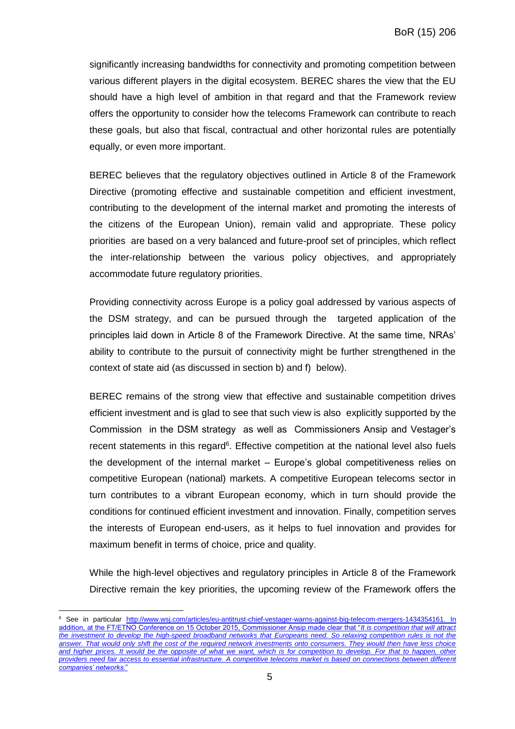significantly increasing bandwidths for connectivity and promoting competition between various different players in the digital ecosystem. BEREC shares the view that the EU should have a high level of ambition in that regard and that the Framework review offers the opportunity to consider how the telecoms Framework can contribute to reach these goals, but also that fiscal, contractual and other horizontal rules are potentially equally, or even more important.

BEREC believes that the regulatory objectives outlined in Article 8 of the Framework Directive (promoting effective and sustainable competition and efficient investment, contributing to the development of the internal market and promoting the interests of the citizens of the European Union), remain valid and appropriate. These policy priorities are based on a very balanced and future-proof set of principles, which reflect the inter-relationship between the various policy objectives, and appropriately accommodate future regulatory priorities.

Providing connectivity across Europe is a policy goal addressed by various aspects of the DSM strategy, and can be pursued through the targeted application of the principles laid down in Article 8 of the Framework Directive. At the same time, NRAs' ability to contribute to the pursuit of connectivity might be further strengthened in the context of state aid (as discussed in section b) and f) below).

BEREC remains of the strong view that effective and sustainable competition drives efficient investment and is glad to see that such view is also explicitly supported by the Commission in the DSM strategy as well as Commissioners Ansip and Vestager's recent statements in this regard[6]. Effective competition at the national level also fuels the development of the internal market – Europe's global competitiveness relies on competitive European (national) markets. A competitive European telecoms sector in turn contributes to a vibrant European economy, which in turn should provide the conditions for continued efficient investment and innovation. Finally, competition serves the interests of European end-users, as it helps to fuel innovation and provides for maximum benefit in terms of choice, price and quality.

While the high-level objectives and regulatory principles in Article 8 of the Framework Directive remain the key priorities, the upcoming review of the Framework offers the

---

[6] See in particular http://www.wsj.com/articles/eu-antitrust-chief-vestager-warns-against-big-telecom-mergers-1434354161. In addition, at the FT/ETNO Conference on 15 October 2015, Commissioner Ansip made clear that "*It is competition that will attract the investment to develop the high-speed broadband networks that Europeans need. So relaxing competition rules is not the answer. That would only shift the cost of the required network investments onto consumers. They would then have less choice and higher prices. It would be the opposite of what we want, which is for competition to develop. For that to happen, other providers need fair access to essential infrastructure. A competitive telecoms market is based on connections between different companies' networks.*"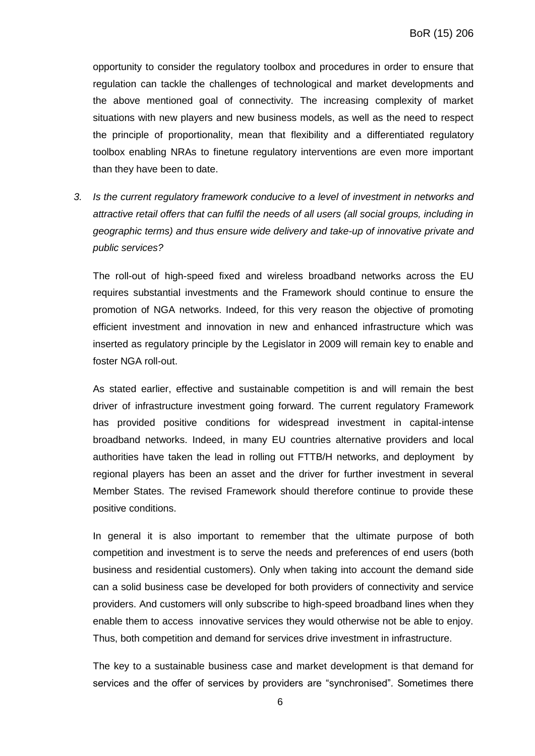opportunity to consider the regulatory toolbox and procedures in order to ensure that regulation can tackle the challenges of technological and market developments and the above mentioned goal of connectivity. The increasing complexity of market situations with new players and new business models, as well as the need to respect the principle of proportionality, mean that flexibility and a differentiated regulatory toolbox enabling NRAs to finetune regulatory interventions are even more important than they have been to date.

3. *Is the current regulatory framework conducive to a level of investment in networks and attractive retail offers that can fulfil the needs of all users (all social groups, including in geographic terms) and thus ensure wide delivery and take-up of innovative private and public services?*

   The roll-out of high-speed fixed and wireless broadband networks across the EU requires substantial investments and the Framework should continue to ensure the promotion of NGA networks. Indeed, for this very reason the objective of promoting efficient investment and innovation in new and enhanced infrastructure which was inserted as regulatory principle by the Legislator in 2009 will remain key to enable and foster NGA roll-out.

   As stated earlier, effective and sustainable competition is and will remain the best driver of infrastructure investment going forward. The current regulatory Framework has provided positive conditions for widespread investment in capital-intense broadband networks. Indeed, in many EU countries alternative providers and local authorities have taken the lead in rolling out FTTB/H networks, and deployment by regional players has been an asset and the driver for further investment in several Member States. The revised Framework should therefore continue to provide these positive conditions.

   In general it is also important to remember that the ultimate purpose of both competition and investment is to serve the needs and preferences of end users (both business and residential customers). Only when taking into account the demand side can a solid business case be developed for both providers of connectivity and service providers. And customers will only subscribe to high-speed broadband lines when they enable them to access innovative services they would otherwise not be able to enjoy. Thus, both competition and demand for services drive investment in infrastructure.

   The key to a sustainable business case and market development is that demand for services and the offer of services by providers are "synchronised". Sometimes there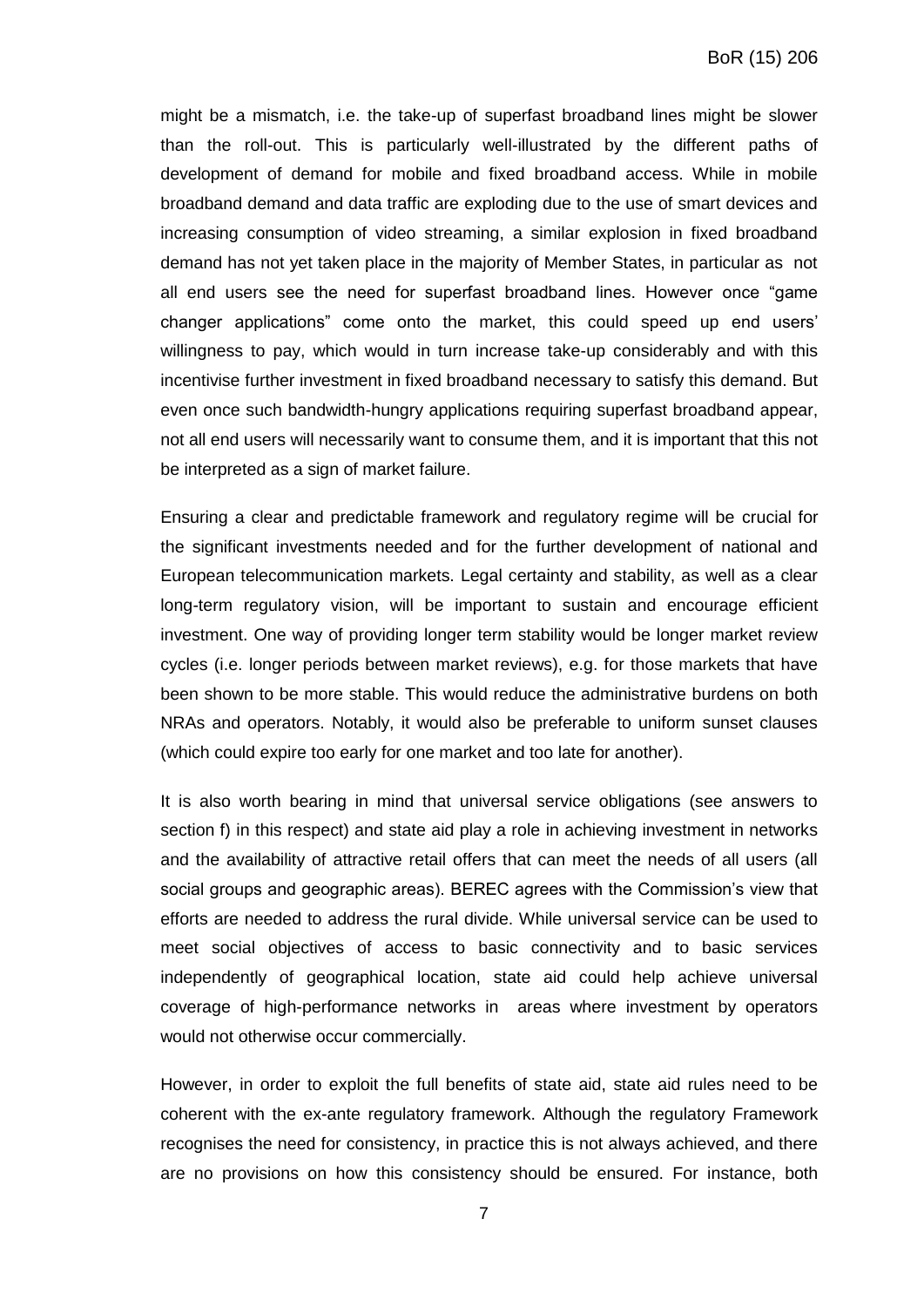might be a mismatch, i.e. the take-up of superfast broadband lines might be slower than the roll-out. This is particularly well-illustrated by the different paths of development of demand for mobile and fixed broadband access. While in mobile broadband demand and data traffic are exploding due to the use of smart devices and increasing consumption of video streaming, a similar explosion in fixed broadband demand has not yet taken place in the majority of Member States, in particular as not all end users see the need for superfast broadband lines. However once "game changer applications" come onto the market, this could speed up end users' willingness to pay, which would in turn increase take-up considerably and with this incentivise further investment in fixed broadband necessary to satisfy this demand. But even once such bandwidth-hungry applications requiring superfast broadband appear, not all end users will necessarily want to consume them, and it is important that this not be interpreted as a sign of market failure.

Ensuring a clear and predictable framework and regulatory regime will be crucial for the significant investments needed and for the further development of national and European telecommunication markets. Legal certainty and stability, as well as a clear long-term regulatory vision, will be important to sustain and encourage efficient investment. One way of providing longer term stability would be longer market review cycles (i.e. longer periods between market reviews), e.g. for those markets that have been shown to be more stable. This would reduce the administrative burdens on both NRAs and operators. Notably, it would also be preferable to uniform sunset clauses (which could expire too early for one market and too late for another).

It is also worth bearing in mind that universal service obligations (see answers to section f) in this respect) and state aid play a role in achieving investment in networks and the availability of attractive retail offers that can meet the needs of all users (all social groups and geographic areas). BEREC agrees with the Commission's view that efforts are needed to address the rural divide. While universal service can be used to meet social objectives of access to basic connectivity and to basic services independently of geographical location, state aid could help achieve universal coverage of high-performance networks in areas where investment by operators would not otherwise occur commercially.

However, in order to exploit the full benefits of state aid, state aid rules need to be coherent with the ex-ante regulatory framework. Although the regulatory Framework recognises the need for consistency, in practice this is not always achieved, and there are no provisions on how this consistency should be ensured. For instance, both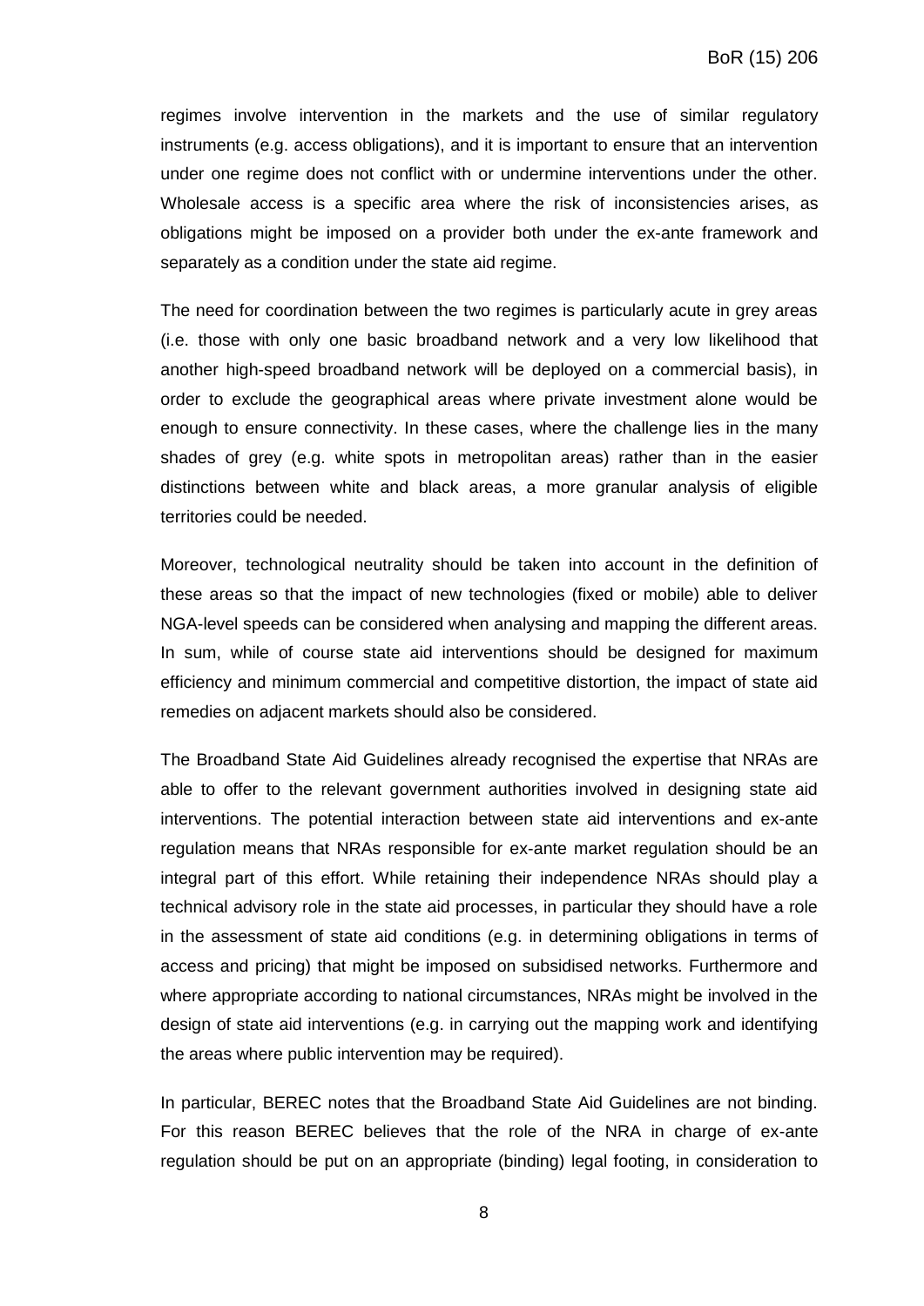regimes involve intervention in the markets and the use of similar regulatory instruments (e.g. access obligations), and it is important to ensure that an intervention under one regime does not conflict with or undermine interventions under the other. Wholesale access is a specific area where the risk of inconsistencies arises, as obligations might be imposed on a provider both under the ex-ante framework and separately as a condition under the state aid regime.

The need for coordination between the two regimes is particularly acute in grey areas (i.e. those with only one basic broadband network and a very low likelihood that another high-speed broadband network will be deployed on a commercial basis), in order to exclude the geographical areas where private investment alone would be enough to ensure connectivity. In these cases, where the challenge lies in the many shades of grey (e.g. white spots in metropolitan areas) rather than in the easier distinctions between white and black areas, a more granular analysis of eligible territories could be needed.

Moreover, technological neutrality should be taken into account in the definition of these areas so that the impact of new technologies (fixed or mobile) able to deliver NGA-level speeds can be considered when analysing and mapping the different areas. In sum, while of course state aid interventions should be designed for maximum efficiency and minimum commercial and competitive distortion, the impact of state aid remedies on adjacent markets should also be considered.

The Broadband State Aid Guidelines already recognised the expertise that NRAs are able to offer to the relevant government authorities involved in designing state aid interventions. The potential interaction between state aid interventions and ex-ante regulation means that NRAs responsible for ex-ante market regulation should be an integral part of this effort. While retaining their independence NRAs should play a technical advisory role in the state aid processes, in particular they should have a role in the assessment of state aid conditions (e.g. in determining obligations in terms of access and pricing) that might be imposed on subsidised networks. Furthermore and where appropriate according to national circumstances, NRAs might be involved in the design of state aid interventions (e.g. in carrying out the mapping work and identifying the areas where public intervention may be required).

In particular, BEREC notes that the Broadband State Aid Guidelines are not binding. For this reason BEREC believes that the role of the NRA in charge of ex-ante regulation should be put on an appropriate (binding) legal footing, in consideration to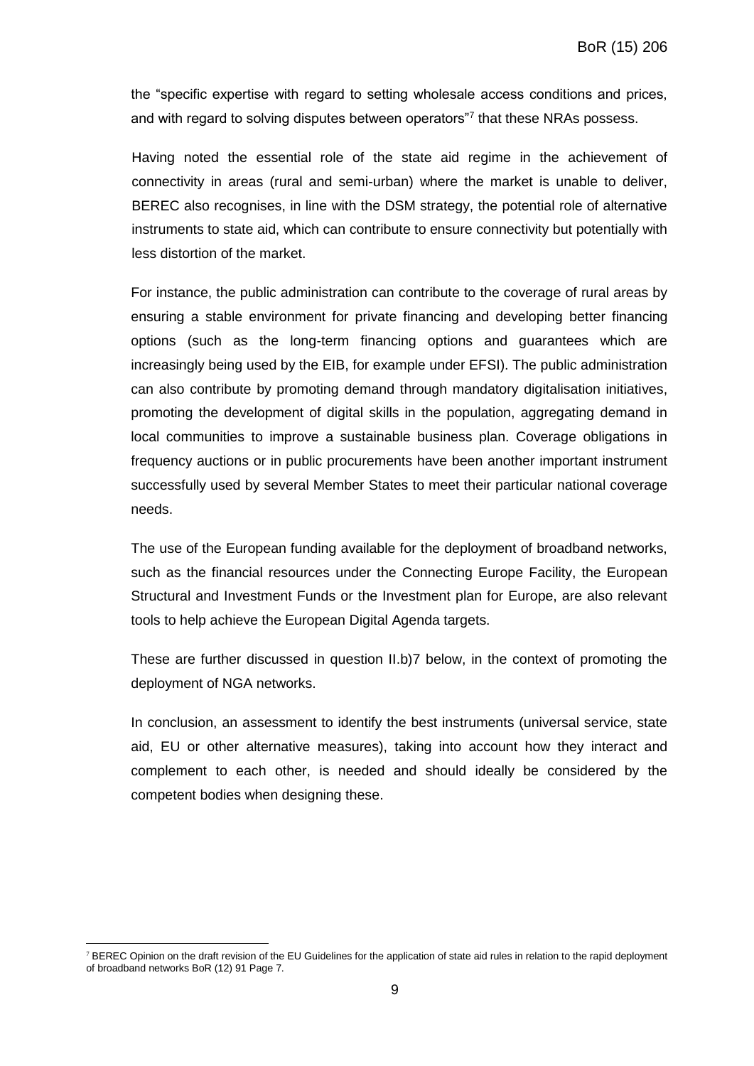the "specific expertise with regard to setting wholesale access conditions and prices, and with regard to solving disputes between operators"[7] that these NRAs possess.

Having noted the essential role of the state aid regime in the achievement of connectivity in areas (rural and semi-urban) where the market is unable to deliver, BEREC also recognises, in line with the DSM strategy, the potential role of alternative instruments to state aid, which can contribute to ensure connectivity but potentially with less distortion of the market.

For instance, the public administration can contribute to the coverage of rural areas by ensuring a stable environment for private financing and developing better financing options (such as the long-term financing options and guarantees which are increasingly being used by the EIB, for example under EFSI). The public administration can also contribute by promoting demand through mandatory digitalisation initiatives, promoting the development of digital skills in the population, aggregating demand in local communities to improve a sustainable business plan. Coverage obligations in frequency auctions or in public procurements have been another important instrument successfully used by several Member States to meet their particular national coverage needs.

The use of the European funding available for the deployment of broadband networks, such as the financial resources under the Connecting Europe Facility, the European Structural and Investment Funds or the Investment plan for Europe, are also relevant tools to help achieve the European Digital Agenda targets.

These are further discussed in question II.b)7 below, in the context of promoting the deployment of NGA networks.

In conclusion, an assessment to identify the best instruments (universal service, state aid, EU or other alternative measures), taking into account how they interact and complement to each other, is needed and should ideally be considered by the competent bodies when designing these.

[7] BEREC Opinion on the draft revision of the EU Guidelines for the application of state aid rules in relation to the rapid deployment of broadband networks BoR (12) 91 Page 7.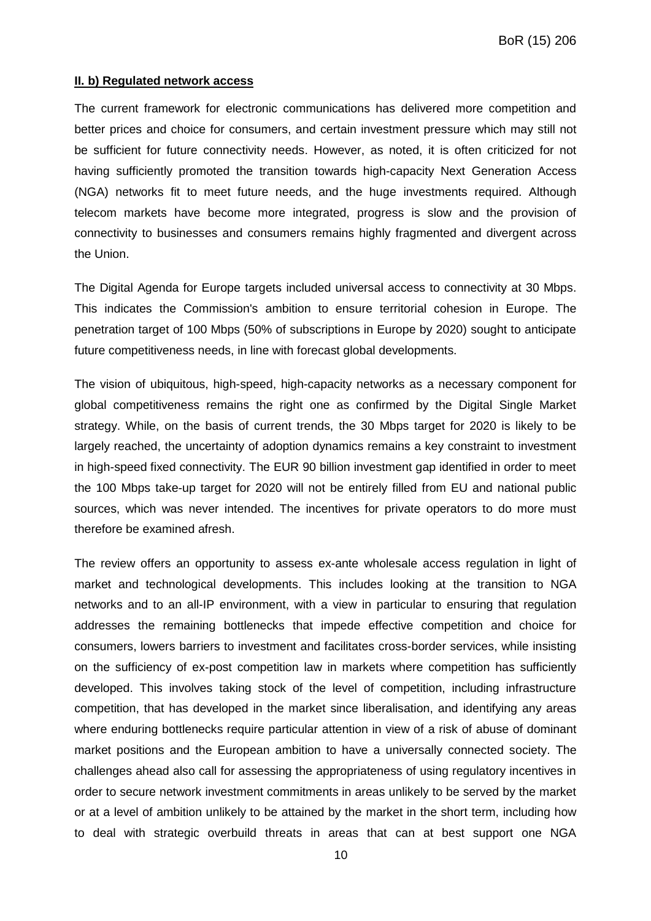**II. b) Regulated network access**

The current framework for electronic communications has delivered more competition and better prices and choice for consumers, and certain investment pressure which may still not be sufficient for future connectivity needs. However, as noted, it is often criticized for not having sufficiently promoted the transition towards high-capacity Next Generation Access (NGA) networks fit to meet future needs, and the huge investments required. Although telecom markets have become more integrated, progress is slow and the provision of connectivity to businesses and consumers remains highly fragmented and divergent across the Union.

The Digital Agenda for Europe targets included universal access to connectivity at 30 Mbps. This indicates the Commission's ambition to ensure territorial cohesion in Europe. The penetration target of 100 Mbps (50% of subscriptions in Europe by 2020) sought to anticipate future competitiveness needs, in line with forecast global developments.

The vision of ubiquitous, high-speed, high-capacity networks as a necessary component for global competitiveness remains the right one as confirmed by the Digital Single Market strategy. While, on the basis of current trends, the 30 Mbps target for 2020 is likely to be largely reached, the uncertainty of adoption dynamics remains a key constraint to investment in high-speed fixed connectivity. The EUR 90 billion investment gap identified in order to meet the 100 Mbps take-up target for 2020 will not be entirely filled from EU and national public sources, which was never intended. The incentives for private operators to do more must therefore be examined afresh.

The review offers an opportunity to assess ex-ante wholesale access regulation in light of market and technological developments. This includes looking at the transition to NGA networks and to an all-IP environment, with a view in particular to ensuring that regulation addresses the remaining bottlenecks that impede effective competition and choice for consumers, lowers barriers to investment and facilitates cross-border services, while insisting on the sufficiency of ex-post competition law in markets where competition has sufficiently developed. This involves taking stock of the level of competition, including infrastructure competition, that has developed in the market since liberalisation, and identifying any areas where enduring bottlenecks require particular attention in view of a risk of abuse of dominant market positions and the European ambition to have a universally connected society. The challenges ahead also call for assessing the appropriateness of using regulatory incentives in order to secure network investment commitments in areas unlikely to be served by the market or at a level of ambition unlikely to be attained by the market in the short term, including how to deal with strategic overbuild threats in areas that can at best support one NGA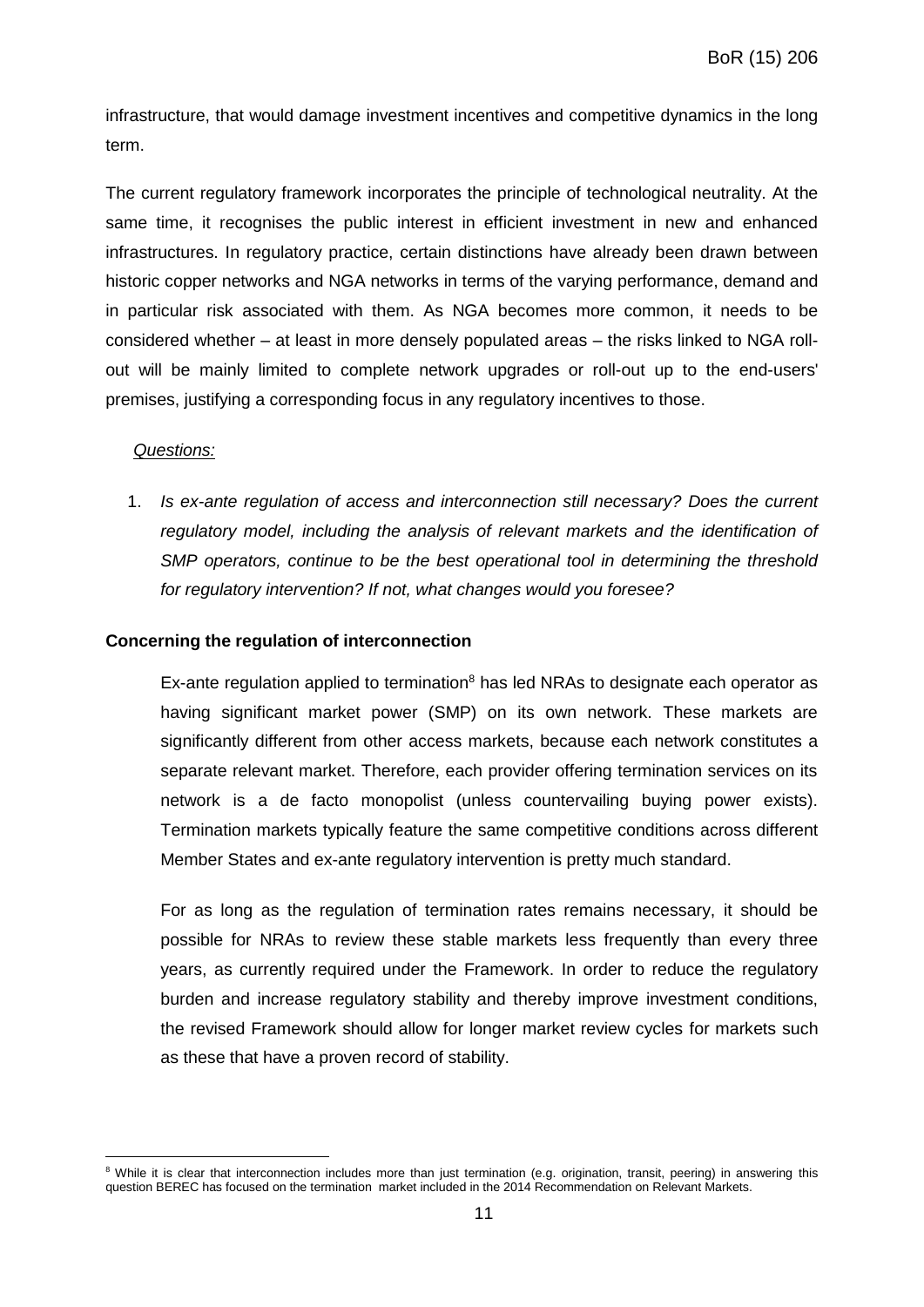infrastructure, that would damage investment incentives and competitive dynamics in the long term.

The current regulatory framework incorporates the principle of technological neutrality. At the same time, it recognises the public interest in efficient investment in new and enhanced infrastructures. In regulatory practice, certain distinctions have already been drawn between historic copper networks and NGA networks in terms of the varying performance, demand and in particular risk associated with them. As NGA becomes more common, it needs to be considered whether – at least in more densely populated areas – the risks linked to NGA roll-out will be mainly limited to complete network upgrades or roll-out up to the end-users' premises, justifying a corresponding focus in any regulatory incentives to those.

*Questions:*

1. *Is ex-ante regulation of access and interconnection still necessary? Does the current regulatory model, including the analysis of relevant markets and the identification of SMP operators, continue to be the best operational tool in determining the threshold for regulatory intervention? If not, what changes would you foresee?*

**Concerning the regulation of interconnection**

Ex-ante regulation applied to termination[8] has led NRAs to designate each operator as having significant market power (SMP) on its own network. These markets are significantly different from other access markets, because each network constitutes a separate relevant market. Therefore, each provider offering termination services on its network is a de facto monopolist (unless countervailing buying power exists). Termination markets typically feature the same competitive conditions across different Member States and ex-ante regulatory intervention is pretty much standard.

For as long as the regulation of termination rates remains necessary, it should be possible for NRAs to review these stable markets less frequently than every three years, as currently required under the Framework. In order to reduce the regulatory burden and increase regulatory stability and thereby improve investment conditions, the revised Framework should allow for longer market review cycles for markets such as these that have a proven record of stability.

[8] While it is clear that interconnection includes more than just termination (e.g. origination, transit, peering) in answering this question BEREC has focused on the termination market included in the 2014 Recommendation on Relevant Markets.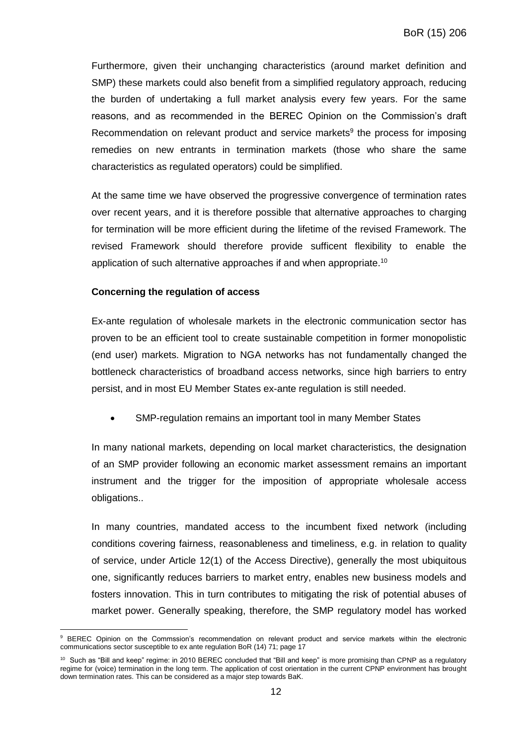Furthermore, given their unchanging characteristics (around market definition and SMP) these markets could also benefit from a simplified regulatory approach, reducing the burden of undertaking a full market analysis every few years. For the same reasons, and as recommended in the BEREC Opinion on the Commission's draft Recommendation on relevant product and service markets[9] the process for imposing remedies on new entrants in termination markets (those who share the same characteristics as regulated operators) could be simplified.

At the same time we have observed the progressive convergence of termination rates over recent years, and it is therefore possible that alternative approaches to charging for termination will be more efficient during the lifetime of the revised Framework. The revised Framework should therefore provide sufficent flexibility to enable the application of such alternative approaches if and when appropriate.[10]

**Concerning the regulation of access**

Ex-ante regulation of wholesale markets in the electronic communication sector has proven to be an efficient tool to create sustainable competition in former monopolistic (end user) markets. Migration to NGA networks has not fundamentally changed the bottleneck characteristics of broadband access networks, since high barriers to entry persist, and in most EU Member States ex-ante regulation is still needed.

- SMP-regulation remains an important tool in many Member States

In many national markets, depending on local market characteristics, the designation of an SMP provider following an economic market assessment remains an important instrument and the trigger for the imposition of appropriate wholesale access obligations..

In many countries, mandated access to the incumbent fixed network (including conditions covering fairness, reasonableness and timeliness, e.g. in relation to quality of service, under Article 12(1) of the Access Directive), generally the most ubiquitous one, significantly reduces barriers to market entry, enables new business models and fosters innovation. This in turn contributes to mitigating the risk of potential abuses of market power. Generally speaking, therefore, the SMP regulatory model has worked

---

[9] BEREC Opinion on the Commssion's recommendation on relevant product and service markets within the electronic communications sector susceptible to ex ante regulation BoR (14) 71; page 17

[10] Such as "Bill and keep" regime: in 2010 BEREC concluded that "Bill and keep" is more promising than CPNP as a regulatory regime for (voice) termination in the long term. The application of cost orientation in the current CPNP environment has brought down termination rates. This can be considered as a major step towards BaK.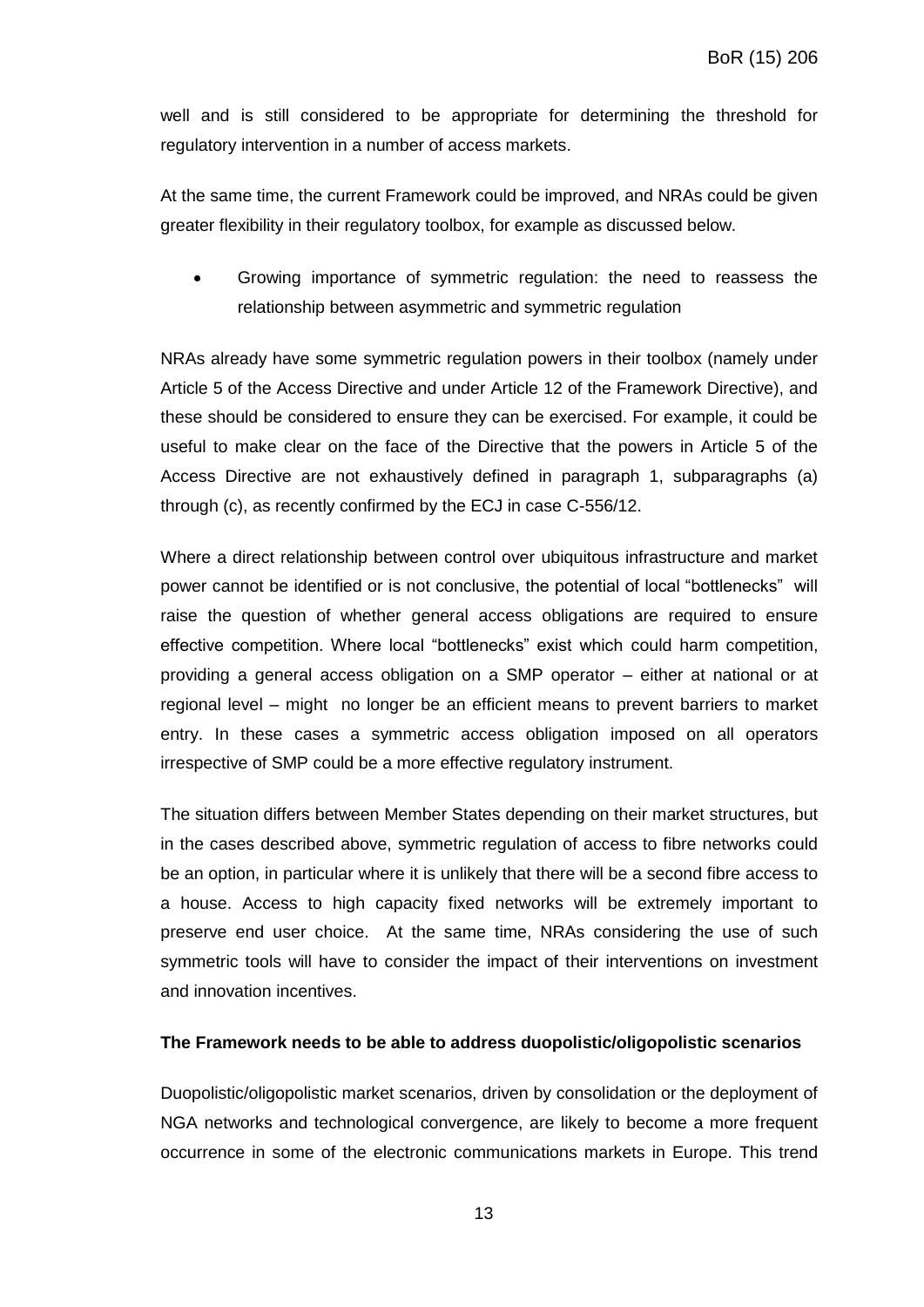well and is still considered to be appropriate for determining the threshold for regulatory intervention in a number of access markets.

At the same time, the current Framework could be improved, and NRAs could be given greater flexibility in their regulatory toolbox, for example as discussed below.

- Growing importance of symmetric regulation: the need to reassess the relationship between asymmetric and symmetric regulation

NRAs already have some symmetric regulation powers in their toolbox (namely under Article 5 of the Access Directive and under Article 12 of the Framework Directive), and these should be considered to ensure they can be exercised. For example, it could be useful to make clear on the face of the Directive that the powers in Article 5 of the Access Directive are not exhaustively defined in paragraph 1, subparagraphs (a) through (c), as recently confirmed by the ECJ in case C-556/12.

Where a direct relationship between control over ubiquitous infrastructure and market power cannot be identified or is not conclusive, the potential of local "bottlenecks" will raise the question of whether general access obligations are required to ensure effective competition. Where local "bottlenecks" exist which could harm competition, providing a general access obligation on a SMP operator – either at national or at regional level – might no longer be an efficient means to prevent barriers to market entry. In these cases a symmetric access obligation imposed on all operators irrespective of SMP could be a more effective regulatory instrument.

The situation differs between Member States depending on their market structures, but in the cases described above, symmetric regulation of access to fibre networks could be an option, in particular where it is unlikely that there will be a second fibre access to a house. Access to high capacity fixed networks will be extremely important to preserve end user choice. At the same time, NRAs considering the use of such symmetric tools will have to consider the impact of their interventions on investment and innovation incentives.

**The Framework needs to be able to address duopolistic/oligopolistic scenarios**

Duopolistic/oligopolistic market scenarios, driven by consolidation or the deployment of NGA networks and technological convergence, are likely to become a more frequent occurrence in some of the electronic communications markets in Europe. This trend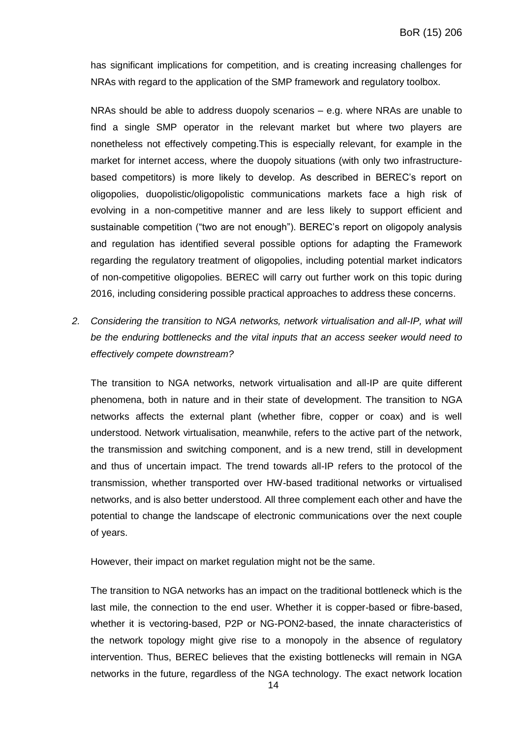has significant implications for competition, and is creating increasing challenges for NRAs with regard to the application of the SMP framework and regulatory toolbox.

NRAs should be able to address duopoly scenarios – e.g. where NRAs are unable to find a single SMP operator in the relevant market but where two players are nonetheless not effectively competing.This is especially relevant, for example in the market for internet access, where the duopoly situations (with only two infrastructure-based competitors) is more likely to develop. As described in BEREC's report on oligopolies, duopolistic/oligopolistic communications markets face a high risk of evolving in a non-competitive manner and are less likely to support efficient and sustainable competition ("two are not enough"). BEREC's report on oligopoly analysis and regulation has identified several possible options for adapting the Framework regarding the regulatory treatment of oligopolies, including potential market indicators of non-competitive oligopolies. BEREC will carry out further work on this topic during 2016, including considering possible practical approaches to address these concerns.

2. *Considering the transition to NGA networks, network virtualisation and all-IP, what will be the enduring bottlenecks and the vital inputs that an access seeker would need to effectively compete downstream?*

The transition to NGA networks, network virtualisation and all-IP are quite different phenomena, both in nature and in their state of development. The transition to NGA networks affects the external plant (whether fibre, copper or coax) and is well understood. Network virtualisation, meanwhile, refers to the active part of the network, the transmission and switching component, and is a new trend, still in development and thus of uncertain impact. The trend towards all-IP refers to the protocol of the transmission, whether transported over HW-based traditional networks or virtualised networks, and is also better understood. All three complement each other and have the potential to change the landscape of electronic communications over the next couple of years.

However, their impact on market regulation might not be the same.

The transition to NGA networks has an impact on the traditional bottleneck which is the last mile, the connection to the end user. Whether it is copper-based or fibre-based, whether it is vectoring-based, P2P or NG-PON2-based, the innate characteristics of the network topology might give rise to a monopoly in the absence of regulatory intervention. Thus, BEREC believes that the existing bottlenecks will remain in NGA networks in the future, regardless of the NGA technology. The exact network location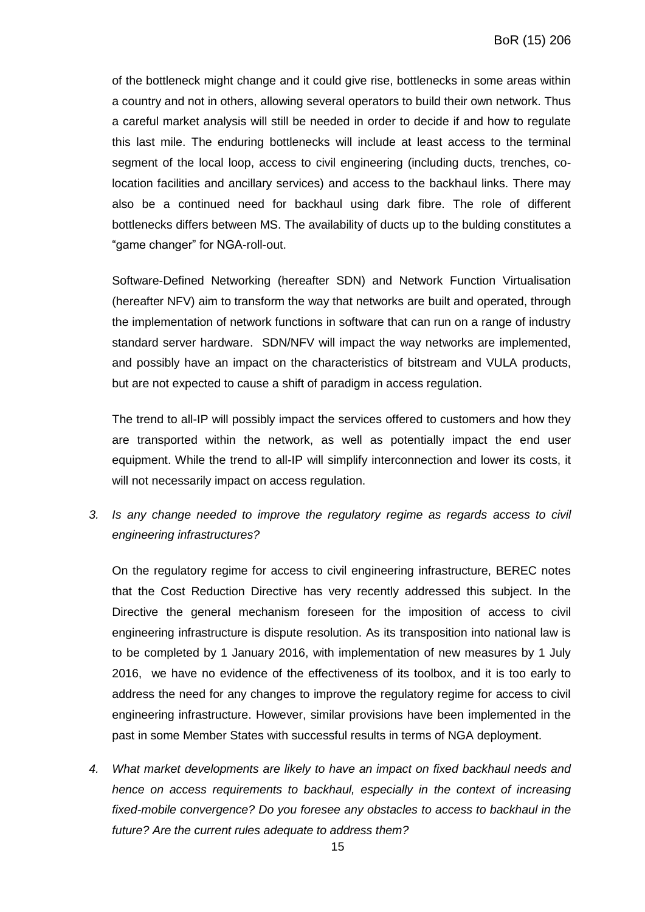of the bottleneck might change and it could give rise, bottlenecks in some areas within a country and not in others, allowing several operators to build their own network. Thus a careful market analysis will still be needed in order to decide if and how to regulate this last mile. The enduring bottlenecks will include at least access to the terminal segment of the local loop, access to civil engineering (including ducts, trenches, co-location facilities and ancillary services) and access to the backhaul links. There may also be a continued need for backhaul using dark fibre. The role of different bottlenecks differs between MS. The availability of ducts up to the bulding constitutes a "game changer" for NGA-roll-out.

Software-Defined Networking (hereafter SDN) and Network Function Virtualisation (hereafter NFV) aim to transform the way that networks are built and operated, through the implementation of network functions in software that can run on a range of industry standard server hardware. SDN/NFV will impact the way networks are implemented, and possibly have an impact on the characteristics of bitstream and VULA products, but are not expected to cause a shift of paradigm in access regulation.

The trend to all-IP will possibly impact the services offered to customers and how they are transported within the network, as well as potentially impact the end user equipment. While the trend to all-IP will simplify interconnection and lower its costs, it will not necessarily impact on access regulation.

3. *Is any change needed to improve the regulatory regime as regards access to civil engineering infrastructures?*

   On the regulatory regime for access to civil engineering infrastructure, BEREC notes that the Cost Reduction Directive has very recently addressed this subject. In the Directive the general mechanism foreseen for the imposition of access to civil engineering infrastructure is dispute resolution. As its transposition into national law is to be completed by 1 January 2016, with implementation of new measures by 1 July 2016, we have no evidence of the effectiveness of its toolbox, and it is too early to address the need for any changes to improve the regulatory regime for access to civil engineering infrastructure. However, similar provisions have been implemented in the past in some Member States with successful results in terms of NGA deployment.

4. *What market developments are likely to have an impact on fixed backhaul needs and hence on access requirements to backhaul, especially in the context of increasing fixed-mobile convergence? Do you foresee any obstacles to access to backhaul in the future? Are the current rules adequate to address them?*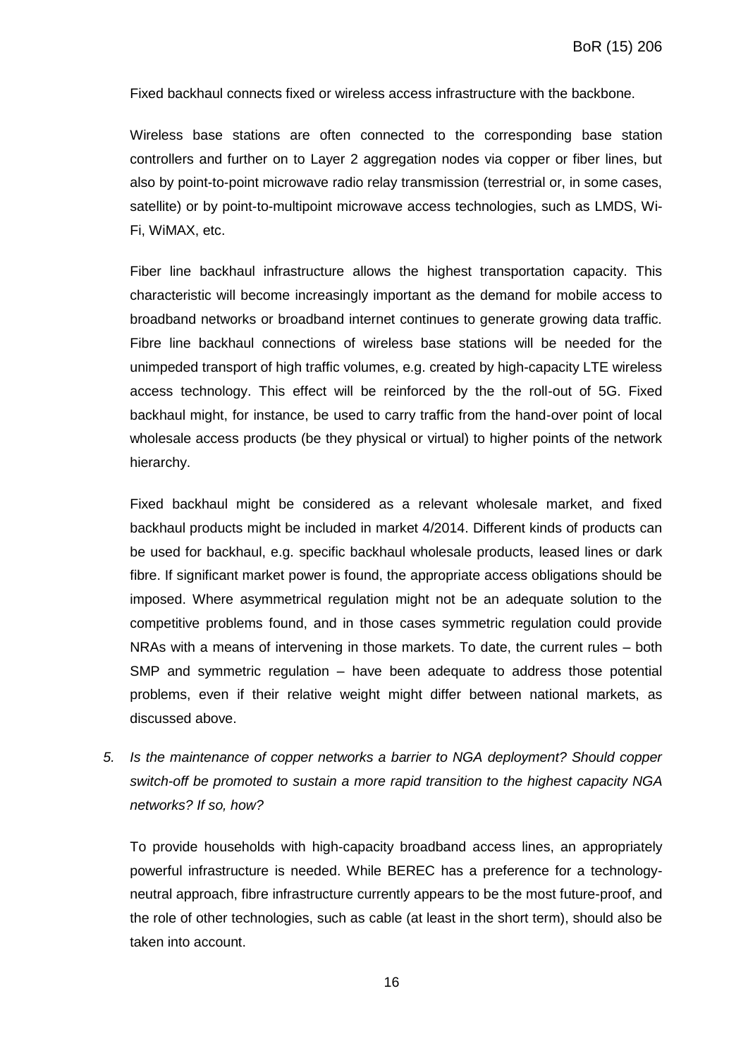Fixed backhaul connects fixed or wireless access infrastructure with the backbone.

Wireless base stations are often connected to the corresponding base station controllers and further on to Layer 2 aggregation nodes via copper or fiber lines, but also by point-to-point microwave radio relay transmission (terrestrial or, in some cases, satellite) or by point-to-multipoint microwave access technologies, such as LMDS, Wi-Fi, WiMAX, etc.

Fiber line backhaul infrastructure allows the highest transportation capacity. This characteristic will become increasingly important as the demand for mobile access to broadband networks or broadband internet continues to generate growing data traffic. Fibre line backhaul connections of wireless base stations will be needed for the unimpeded transport of high traffic volumes, e.g. created by high-capacity LTE wireless access technology. This effect will be reinforced by the the roll-out of 5G. Fixed backhaul might, for instance, be used to carry traffic from the hand-over point of local wholesale access products (be they physical or virtual) to higher points of the network hierarchy.

Fixed backhaul might be considered as a relevant wholesale market, and fixed backhaul products might be included in market 4/2014. Different kinds of products can be used for backhaul, e.g. specific backhaul wholesale products, leased lines or dark fibre. If significant market power is found, the appropriate access obligations should be imposed. Where asymmetrical regulation might not be an adequate solution to the competitive problems found, and in those cases symmetric regulation could provide NRAs with a means of intervening in those markets. To date, the current rules – both SMP and symmetric regulation – have been adequate to address those potential problems, even if their relative weight might differ between national markets, as discussed above.

5. *Is the maintenance of copper networks a barrier to NGA deployment? Should copper switch-off be promoted to sustain a more rapid transition to the highest capacity NGA networks? If so, how?*

   To provide households with high-capacity broadband access lines, an appropriately powerful infrastructure is needed. While BEREC has a preference for a technology-neutral approach, fibre infrastructure currently appears to be the most future-proof, and the role of other technologies, such as cable (at least in the short term), should also be taken into account.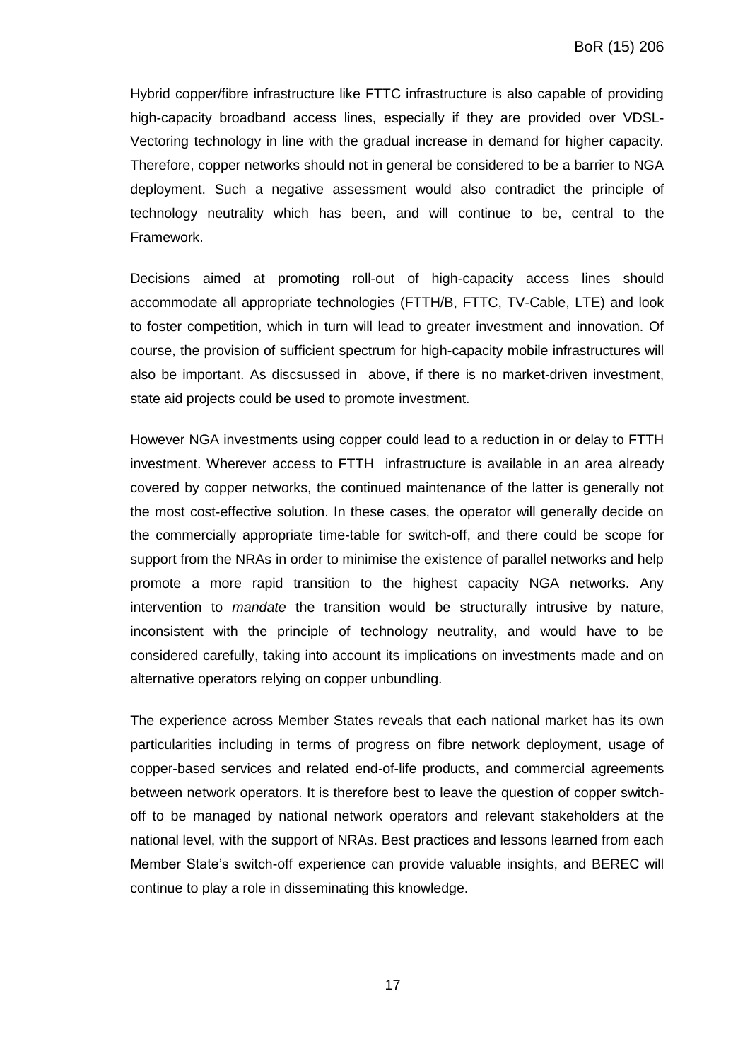Hybrid copper/fibre infrastructure like FTTC infrastructure is also capable of providing high-capacity broadband access lines, especially if they are provided over VDSL-Vectoring technology in line with the gradual increase in demand for higher capacity. Therefore, copper networks should not in general be considered to be a barrier to NGA deployment. Such a negative assessment would also contradict the principle of technology neutrality which has been, and will continue to be, central to the Framework.

Decisions aimed at promoting roll-out of high-capacity access lines should accommodate all appropriate technologies (FTTH/B, FTTC, TV-Cable, LTE) and look to foster competition, which in turn will lead to greater investment and innovation. Of course, the provision of sufficient spectrum for high-capacity mobile infrastructures will also be important. As discsussed in  above, if there is no market-driven investment, state aid projects could be used to promote investment.

However NGA investments using copper could lead to a reduction in or delay to FTTH investment. Wherever access to FTTH  infrastructure is available in an area already covered by copper networks, the continued maintenance of the latter is generally not the most cost-effective solution. In these cases, the operator will generally decide on the commercially appropriate time-table for switch-off, and there could be scope for support from the NRAs in order to minimise the existence of parallel networks and help promote a more rapid transition to the highest capacity NGA networks. Any intervention to *mandate* the transition would be structurally intrusive by nature, inconsistent with the principle of technology neutrality, and would have to be considered carefully, taking into account its implications on investments made and on alternative operators relying on copper unbundling.

The experience across Member States reveals that each national market has its own particularities including in terms of progress on fibre network deployment, usage of copper-based services and related end-of-life products, and commercial agreements between network operators. It is therefore best to leave the question of copper switch-off to be managed by national network operators and relevant stakeholders at the national level, with the support of NRAs. Best practices and lessons learned from each Member State's switch-off experience can provide valuable insights, and BEREC will continue to play a role in disseminating this knowledge.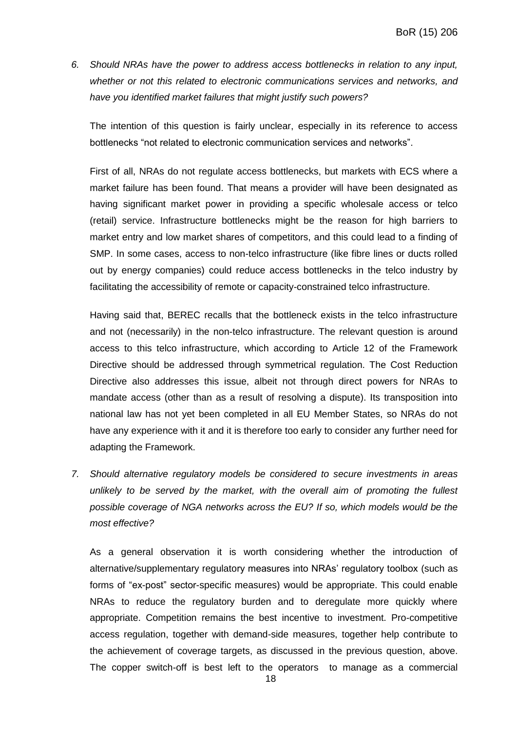6. *Should NRAs have the power to address access bottlenecks in relation to any input, whether or not this related to electronic communications services and networks, and have you identified market failures that might justify such powers?*

   The intention of this question is fairly unclear, especially in its reference to access bottlenecks "not related to electronic communication services and networks".

   First of all, NRAs do not regulate access bottlenecks, but markets with ECS where a market failure has been found. That means a provider will have been designated as having significant market power in providing a specific wholesale access or telco (retail) service. Infrastructure bottlenecks might be the reason for high barriers to market entry and low market shares of competitors, and this could lead to a finding of SMP. In some cases, access to non-telco infrastructure (like fibre lines or ducts rolled out by energy companies) could reduce access bottlenecks in the telco industry by facilitating the accessibility of remote or capacity-constrained telco infrastructure.

   Having said that, BEREC recalls that the bottleneck exists in the telco infrastructure and not (necessarily) in the non-telco infrastructure. The relevant question is around access to this telco infrastructure, which according to Article 12 of the Framework Directive should be addressed through symmetrical regulation. The Cost Reduction Directive also addresses this issue, albeit not through direct powers for NRAs to mandate access (other than as a result of resolving a dispute). Its transposition into national law has not yet been completed in all EU Member States, so NRAs do not have any experience with it and it is therefore too early to consider any further need for adapting the Framework.

7. *Should alternative regulatory models be considered to secure investments in areas unlikely to be served by the market, with the overall aim of promoting the fullest possible coverage of NGA networks across the EU? If so, which models would be the most effective?*

   As a general observation it is worth considering whether the introduction of alternative/supplementary regulatory measures into NRAs' regulatory toolbox (such as forms of "ex-post" sector-specific measures) would be appropriate. This could enable NRAs to reduce the regulatory burden and to deregulate more quickly where appropriate. Competition remains the best incentive to investment. Pro-competitive access regulation, together with demand-side measures, together help contribute to the achievement of coverage targets, as discussed in the previous question, above. The copper switch-off is best left to the operators to manage as a commercial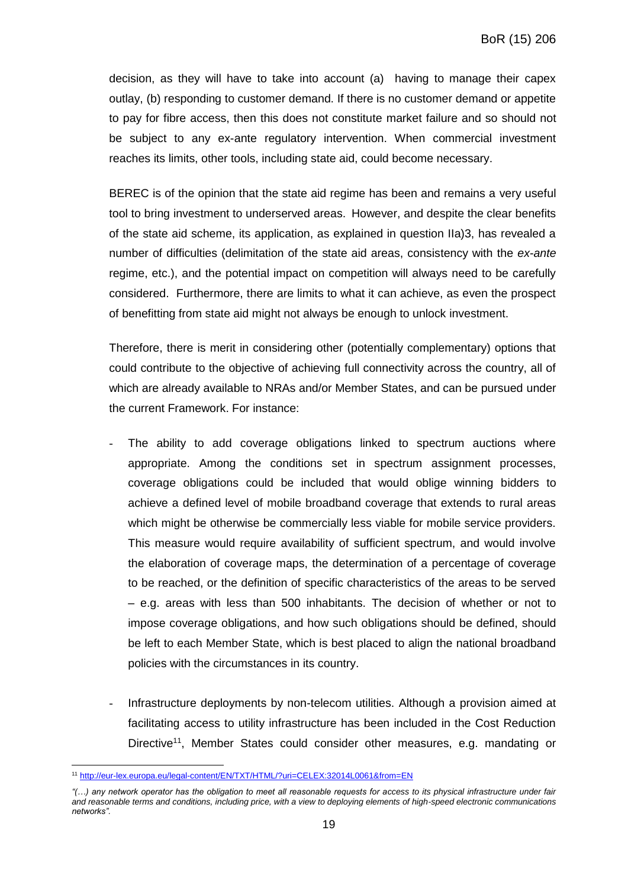decision, as they will have to take into account (a) having to manage their capex outlay, (b) responding to customer demand. If there is no customer demand or appetite to pay for fibre access, then this does not constitute market failure and so should not be subject to any ex-ante regulatory intervention. When commercial investment reaches its limits, other tools, including state aid, could become necessary.

BEREC is of the opinion that the state aid regime has been and remains a very useful tool to bring investment to underserved areas. However, and despite the clear benefits of the state aid scheme, its application, as explained in question IIa)3, has revealed a number of difficulties (delimitation of the state aid areas, consistency with the *ex-ante* regime, etc.), and the potential impact on competition will always need to be carefully considered. Furthermore, there are limits to what it can achieve, as even the prospect of benefitting from state aid might not always be enough to unlock investment.

Therefore, there is merit in considering other (potentially complementary) options that could contribute to the objective of achieving full connectivity across the country, all of which are already available to NRAs and/or Member States, and can be pursued under the current Framework. For instance:

- The ability to add coverage obligations linked to spectrum auctions where appropriate. Among the conditions set in spectrum assignment processes, coverage obligations could be included that would oblige winning bidders to achieve a defined level of mobile broadband coverage that extends to rural areas which might be otherwise be commercially less viable for mobile service providers. This measure would require availability of sufficient spectrum, and would involve the elaboration of coverage maps, the determination of a percentage of coverage to be reached, or the definition of specific characteristics of the areas to be served – e.g. areas with less than 500 inhabitants. The decision of whether or not to impose coverage obligations, and how such obligations should be defined, should be left to each Member State, which is best placed to align the national broadband policies with the circumstances in its country.
- Infrastructure deployments by non-telecom utilities. Although a provision aimed at facilitating access to utility infrastructure has been included in the Cost Reduction Directive[11], Member States could consider other measures, e.g. mandating or

[11] http://eur-lex.europa.eu/legal-content/EN/TXT/HTML/?uri=CELEX:32014L0061&from=EN

*"(…) any network operator has the obligation to meet all reasonable requests for access to its physical infrastructure under fair and reasonable terms and conditions, including price, with a view to deploying elements of high-speed electronic communications networks".*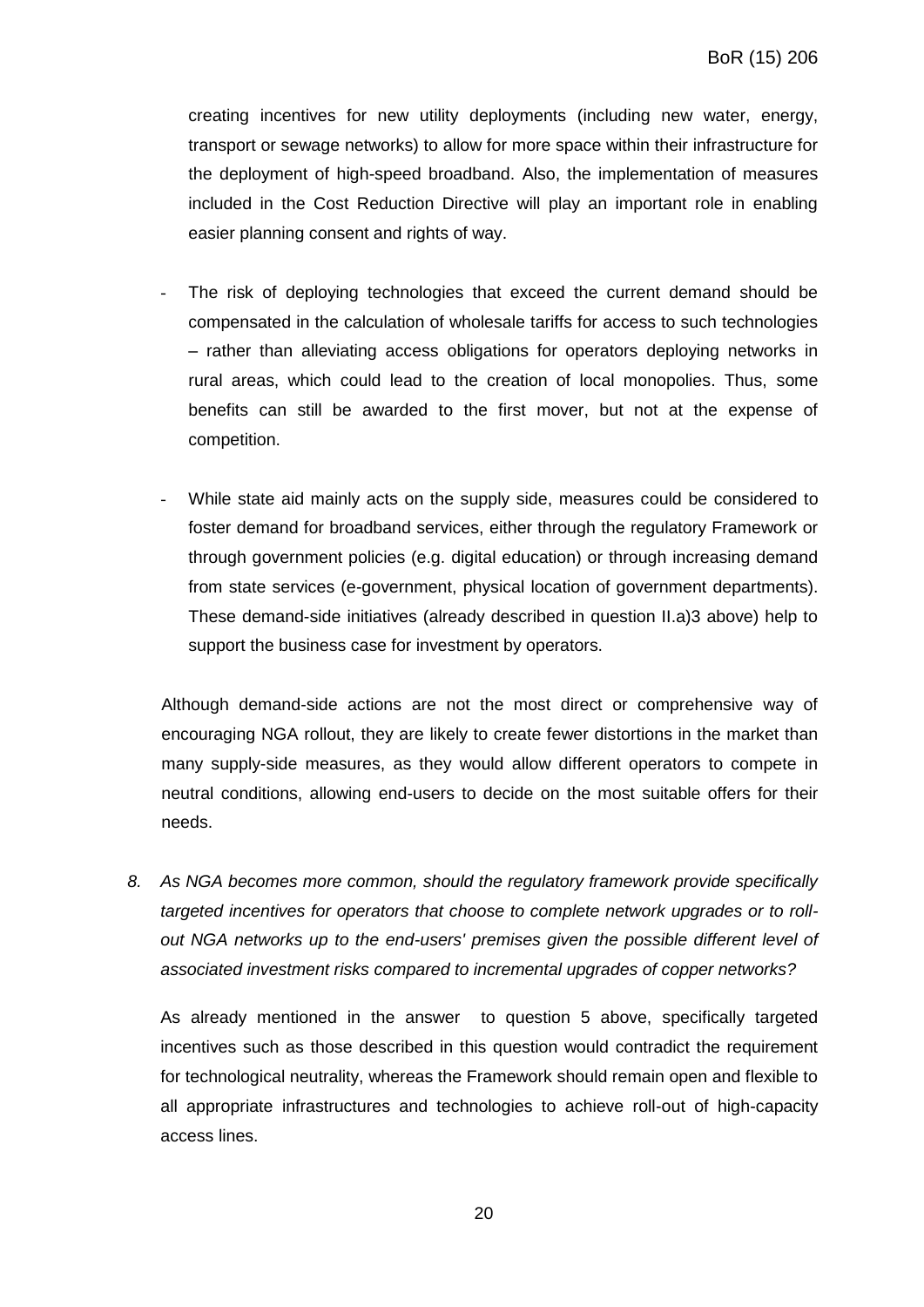creating incentives for new utility deployments (including new water, energy, transport or sewage networks) to allow for more space within their infrastructure for the deployment of high-speed broadband. Also, the implementation of measures included in the Cost Reduction Directive will play an important role in enabling easier planning consent and rights of way.

- The risk of deploying technologies that exceed the current demand should be compensated in the calculation of wholesale tariffs for access to such technologies – rather than alleviating access obligations for operators deploying networks in rural areas, which could lead to the creation of local monopolies. Thus, some benefits can still be awarded to the first mover, but not at the expense of competition.

- While state aid mainly acts on the supply side, measures could be considered to foster demand for broadband services, either through the regulatory Framework or through government policies (e.g. digital education) or through increasing demand from state services (e-government, physical location of government departments). These demand-side initiatives (already described in question II.a)3 above) help to support the business case for investment by operators.

Although demand-side actions are not the most direct or comprehensive way of encouraging NGA rollout, they are likely to create fewer distortions in the market than many supply-side measures, as they would allow different operators to compete in neutral conditions, allowing end-users to decide on the most suitable offers for their needs.

8. *As NGA becomes more common, should the regulatory framework provide specifically targeted incentives for operators that choose to complete network upgrades or to roll-out NGA networks up to the end-users' premises given the possible different level of associated investment risks compared to incremental upgrades of copper networks?*

As already mentioned in the answer to question 5 above, specifically targeted incentives such as those described in this question would contradict the requirement for technological neutrality, whereas the Framework should remain open and flexible to all appropriate infrastructures and technologies to achieve roll-out of high-capacity access lines.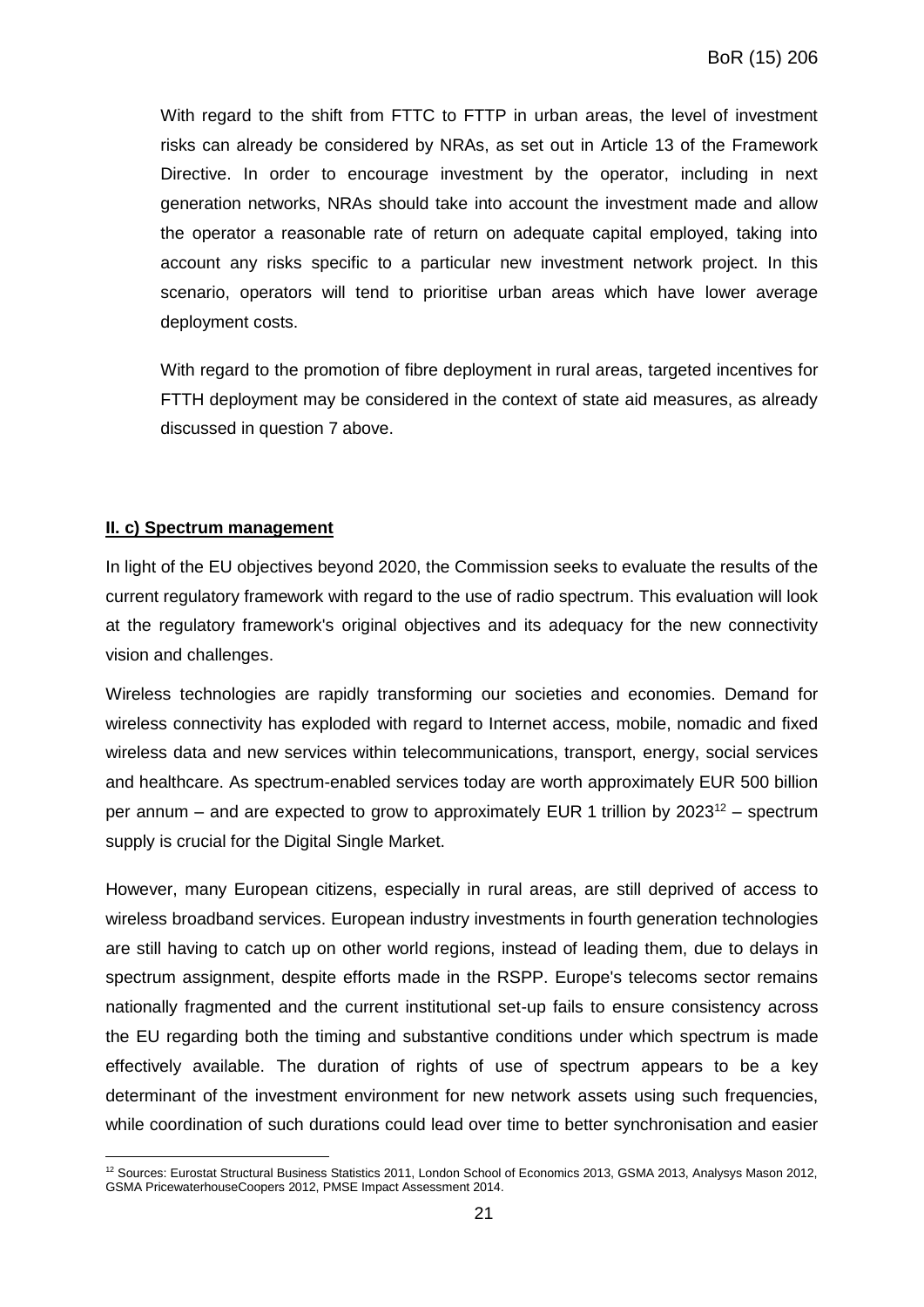With regard to the shift from FTTC to FTTP in urban areas, the level of investment risks can already be considered by NRAs, as set out in Article 13 of the Framework Directive. In order to encourage investment by the operator, including in next generation networks, NRAs should take into account the investment made and allow the operator a reasonable rate of return on adequate capital employed, taking into account any risks specific to a particular new investment network project. In this scenario, operators will tend to prioritise urban areas which have lower average deployment costs.

With regard to the promotion of fibre deployment in rural areas, targeted incentives for FTTH deployment may be considered in the context of state aid measures, as already discussed in question 7 above.

**II. c) Spectrum management**

In light of the EU objectives beyond 2020, the Commission seeks to evaluate the results of the current regulatory framework with regard to the use of radio spectrum. This evaluation will look at the regulatory framework's original objectives and its adequacy for the new connectivity vision and challenges.

Wireless technologies are rapidly transforming our societies and economies. Demand for wireless connectivity has exploded with regard to Internet access, mobile, nomadic and fixed wireless data and new services within telecommunications, transport, energy, social services and healthcare. As spectrum-enabled services today are worth approximately EUR 500 billion per annum – and are expected to grow to approximately EUR 1 trillion by 2023[12] – spectrum supply is crucial for the Digital Single Market.

However, many European citizens, especially in rural areas, are still deprived of access to wireless broadband services. European industry investments in fourth generation technologies are still having to catch up on other world regions, instead of leading them, due to delays in spectrum assignment, despite efforts made in the RSPP. Europe's telecoms sector remains nationally fragmented and the current institutional set-up fails to ensure consistency across the EU regarding both the timing and substantive conditions under which spectrum is made effectively available. The duration of rights of use of spectrum appears to be a key determinant of the investment environment for new network assets using such frequencies, while coordination of such durations could lead over time to better synchronisation and easier

[12] Sources: Eurostat Structural Business Statistics 2011, London School of Economics 2013, GSMA 2013, Analysys Mason 2012, GSMA PricewaterhouseCoopers 2012, PMSE Impact Assessment 2014.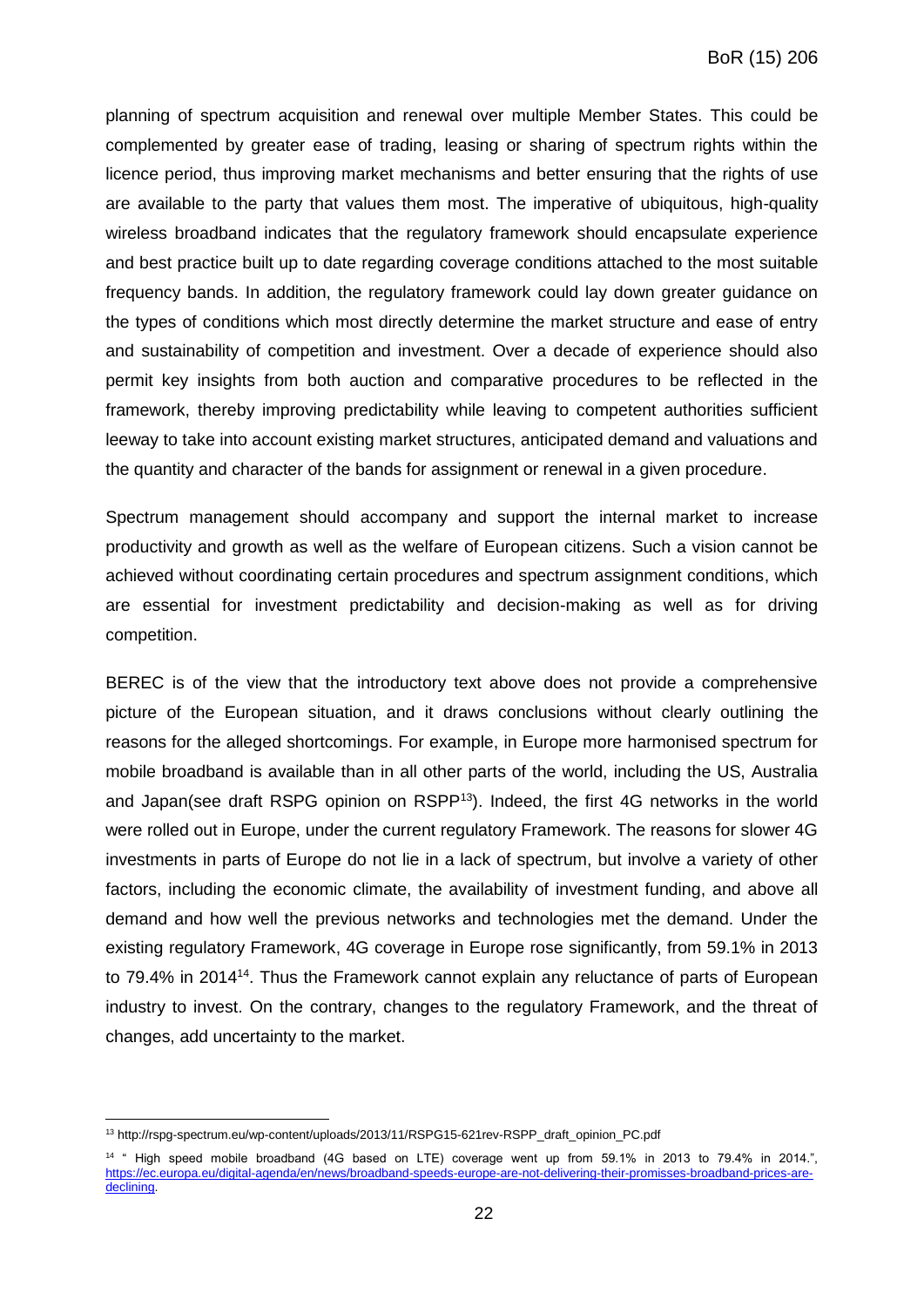planning of spectrum acquisition and renewal over multiple Member States. This could be complemented by greater ease of trading, leasing or sharing of spectrum rights within the licence period, thus improving market mechanisms and better ensuring that the rights of use are available to the party that values them most. The imperative of ubiquitous, high-quality wireless broadband indicates that the regulatory framework should encapsulate experience and best practice built up to date regarding coverage conditions attached to the most suitable frequency bands. In addition, the regulatory framework could lay down greater guidance on the types of conditions which most directly determine the market structure and ease of entry and sustainability of competition and investment. Over a decade of experience should also permit key insights from both auction and comparative procedures to be reflected in the framework, thereby improving predictability while leaving to competent authorities sufficient leeway to take into account existing market structures, anticipated demand and valuations and the quantity and character of the bands for assignment or renewal in a given procedure.

Spectrum management should accompany and support the internal market to increase productivity and growth as well as the welfare of European citizens. Such a vision cannot be achieved without coordinating certain procedures and spectrum assignment conditions, which are essential for investment predictability and decision-making as well as for driving competition.

BEREC is of the view that the introductory text above does not provide a comprehensive picture of the European situation, and it draws conclusions without clearly outlining the reasons for the alleged shortcomings. For example, in Europe more harmonised spectrum for mobile broadband is available than in all other parts of the world, including the US, Australia and Japan(see draft RSPG opinion on RSPP[13]). Indeed, the first 4G networks in the world were rolled out in Europe, under the current regulatory Framework. The reasons for slower 4G investments in parts of Europe do not lie in a lack of spectrum, but involve a variety of other factors, including the economic climate, the availability of investment funding, and above all demand and how well the previous networks and technologies met the demand. Under the existing regulatory Framework, 4G coverage in Europe rose significantly, from 59.1% in 2013 to 79.4% in 2014[14]. Thus the Framework cannot explain any reluctance of parts of European industry to invest. On the contrary, changes to the regulatory Framework, and the threat of changes, add uncertainty to the market.

[13] http://rspg-spectrum.eu/wp-content/uploads/2013/11/RSPG15-621rev-RSPP_draft_opinion_PC.pdf

[14] " High speed mobile broadband (4G based on LTE) coverage went up from 59.1% in 2013 to 79.4% in 2014.", https://ec.europa.eu/digital-agenda/en/news/broadband-speeds-europe-are-not-delivering-their-promisses-broadband-prices-are-declining.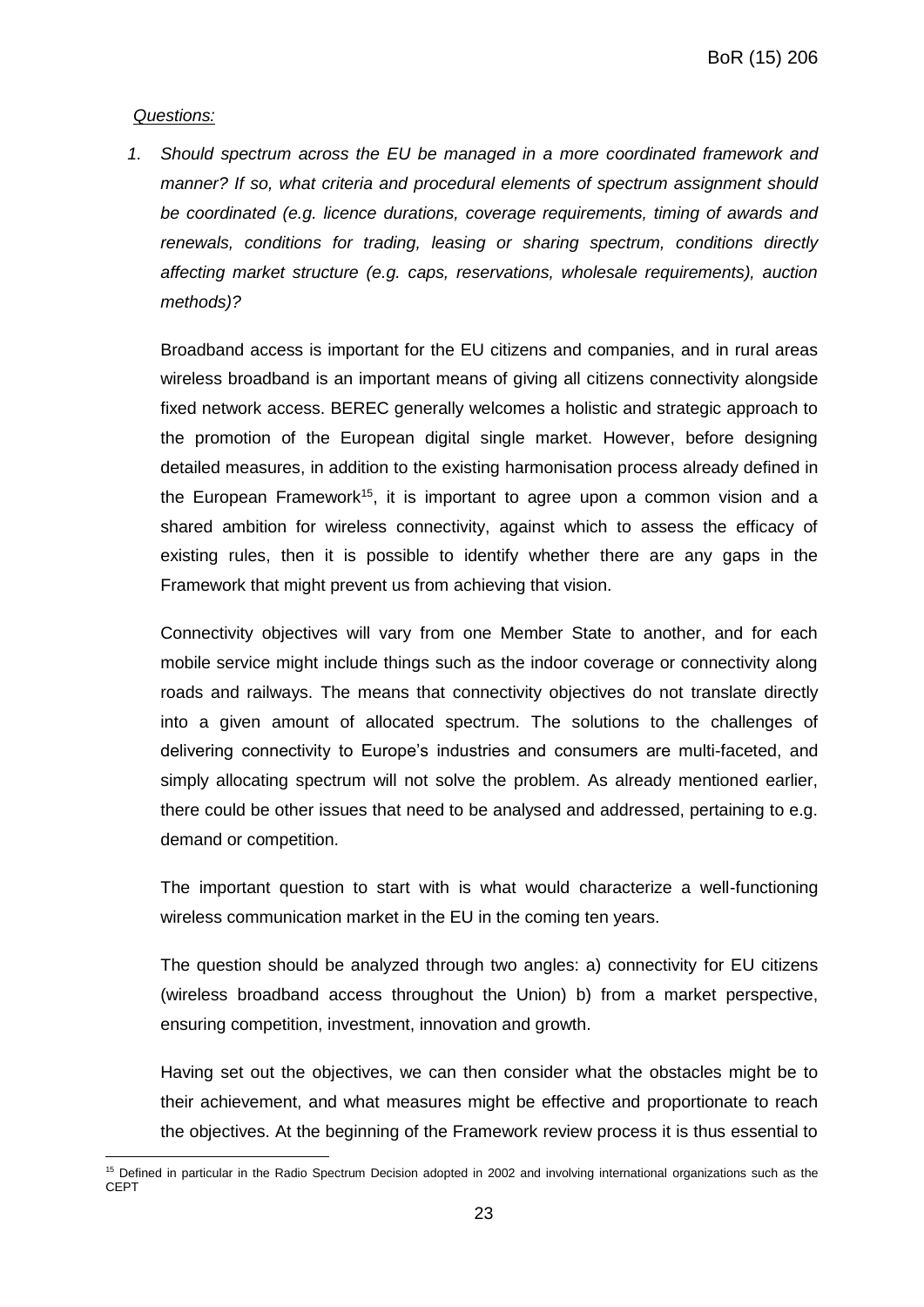*Questions:*

1. *Should spectrum across the EU be managed in a more coordinated framework and manner? If so, what criteria and procedural elements of spectrum assignment should be coordinated (e.g. licence durations, coverage requirements, timing of awards and renewals, conditions for trading, leasing or sharing spectrum, conditions directly affecting market structure (e.g. caps, reservations, wholesale requirements), auction methods)?*

   Broadband access is important for the EU citizens and companies, and in rural areas wireless broadband is an important means of giving all citizens connectivity alongside fixed network access. BEREC generally welcomes a holistic and strategic approach to the promotion of the European digital single market. However, before designing detailed measures, in addition to the existing harmonisation process already defined in the European Framework[15], it is important to agree upon a common vision and a shared ambition for wireless connectivity, against which to assess the efficacy of existing rules, then it is possible to identify whether there are any gaps in the Framework that might prevent us from achieving that vision.

   Connectivity objectives will vary from one Member State to another, and for each mobile service might include things such as the indoor coverage or connectivity along roads and railways. The means that connectivity objectives do not translate directly into a given amount of allocated spectrum. The solutions to the challenges of delivering connectivity to Europe's industries and consumers are multi-faceted, and simply allocating spectrum will not solve the problem. As already mentioned earlier, there could be other issues that need to be analysed and addressed, pertaining to e.g. demand or competition.

   The important question to start with is what would characterize a well-functioning wireless communication market in the EU in the coming ten years.

   The question should be analyzed through two angles: a) connectivity for EU citizens (wireless broadband access throughout the Union) b) from a market perspective, ensuring competition, investment, innovation and growth.

   Having set out the objectives, we can then consider what the obstacles might be to their achievement, and what measures might be effective and proportionate to reach the objectives. At the beginning of the Framework review process it is thus essential to

[15] Defined in particular in the Radio Spectrum Decision adopted in 2002 and involving international organizations such as the CEPT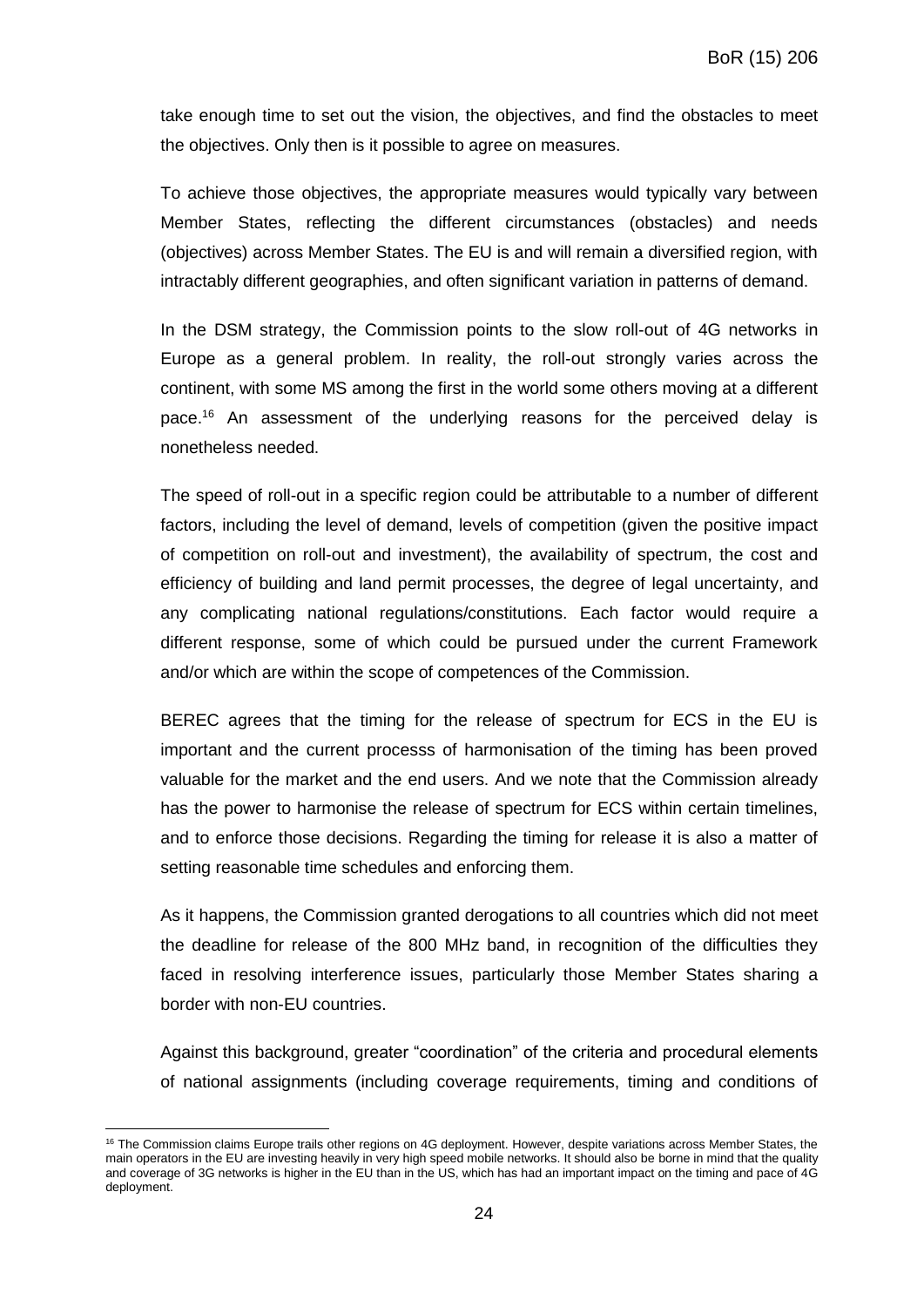take enough time to set out the vision, the objectives, and find the obstacles to meet the objectives. Only then is it possible to agree on measures.

To achieve those objectives, the appropriate measures would typically vary between Member States, reflecting the different circumstances (obstacles) and needs (objectives) across Member States. The EU is and will remain a diversified region, with intractably different geographies, and often significant variation in patterns of demand.

In the DSM strategy, the Commission points to the slow roll-out of 4G networks in Europe as a general problem. In reality, the roll-out strongly varies across the continent, with some MS among the first in the world some others moving at a different pace.[16] An assessment of the underlying reasons for the perceived delay is nonetheless needed.

The speed of roll-out in a specific region could be attributable to a number of different factors, including the level of demand, levels of competition (given the positive impact of competition on roll-out and investment), the availability of spectrum, the cost and efficiency of building and land permit processes, the degree of legal uncertainty, and any complicating national regulations/constitutions. Each factor would require a different response, some of which could be pursued under the current Framework and/or which are within the scope of competences of the Commission.

BEREC agrees that the timing for the release of spectrum for ECS in the EU is important and the current processs of harmonisation of the timing has been proved valuable for the market and the end users. And we note that the Commission already has the power to harmonise the release of spectrum for ECS within certain timelines, and to enforce those decisions. Regarding the timing for release it is also a matter of setting reasonable time schedules and enforcing them.

As it happens, the Commission granted derogations to all countries which did not meet the deadline for release of the 800 MHz band, in recognition of the difficulties they faced in resolving interference issues, particularly those Member States sharing a border with non-EU countries.

Against this background, greater "coordination" of the criteria and procedural elements of national assignments (including coverage requirements, timing and conditions of

[16] The Commission claims Europe trails other regions on 4G deployment. However, despite variations across Member States, the main operators in the EU are investing heavily in very high speed mobile networks. It should also be borne in mind that the quality and coverage of 3G networks is higher in the EU than in the US, which has had an important impact on the timing and pace of 4G deployment.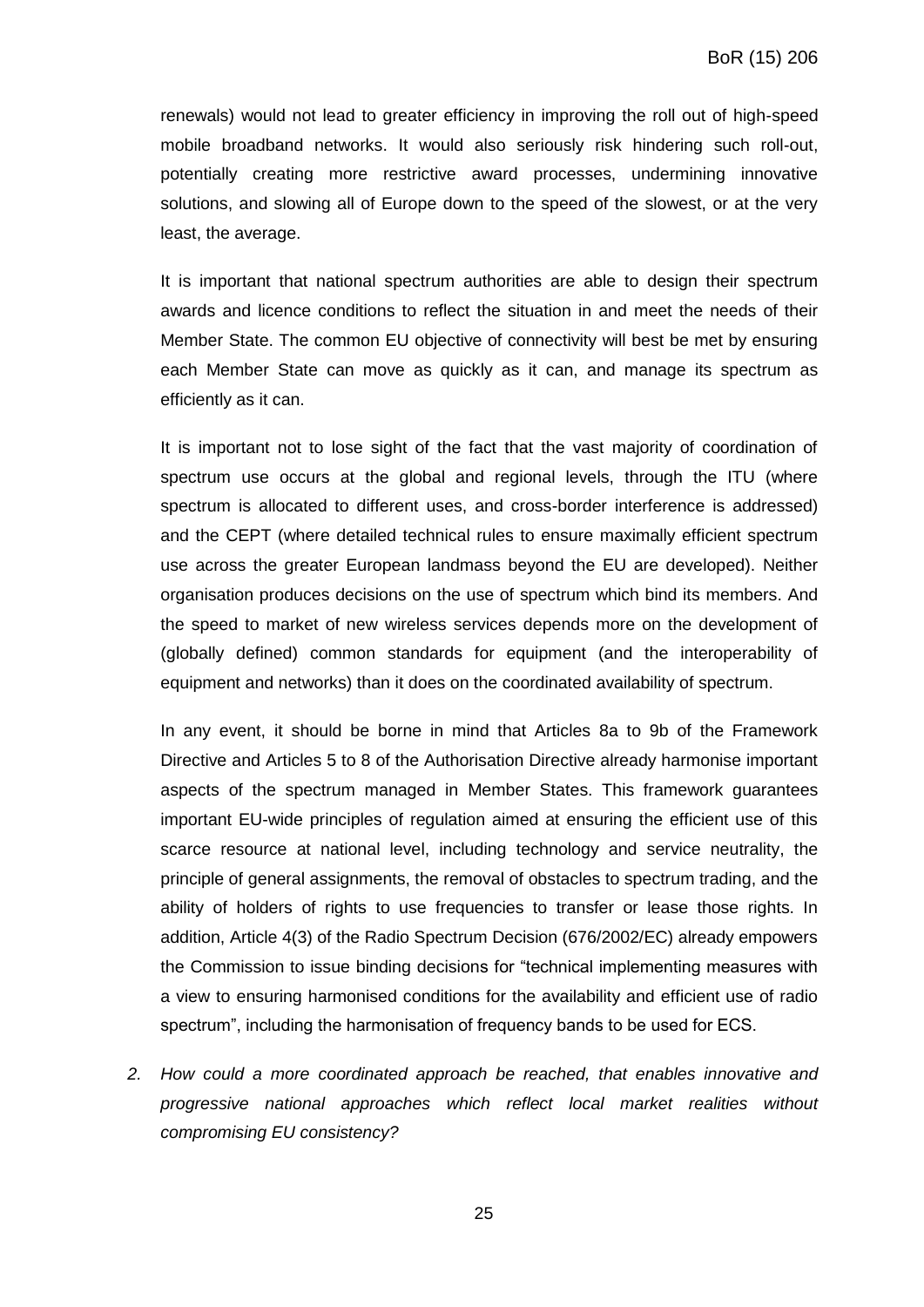renewals) would not lead to greater efficiency in improving the roll out of high-speed mobile broadband networks. It would also seriously risk hindering such roll-out, potentially creating more restrictive award processes, undermining innovative solutions, and slowing all of Europe down to the speed of the slowest, or at the very least, the average.

It is important that national spectrum authorities are able to design their spectrum awards and licence conditions to reflect the situation in and meet the needs of their Member State. The common EU objective of connectivity will best be met by ensuring each Member State can move as quickly as it can, and manage its spectrum as efficiently as it can.

It is important not to lose sight of the fact that the vast majority of coordination of spectrum use occurs at the global and regional levels, through the ITU (where spectrum is allocated to different uses, and cross-border interference is addressed) and the CEPT (where detailed technical rules to ensure maximally efficient spectrum use across the greater European landmass beyond the EU are developed). Neither organisation produces decisions on the use of spectrum which bind its members. And the speed to market of new wireless services depends more on the development of (globally defined) common standards for equipment (and the interoperability of equipment and networks) than it does on the coordinated availability of spectrum.

In any event, it should be borne in mind that Articles 8a to 9b of the Framework Directive and Articles 5 to 8 of the Authorisation Directive already harmonise important aspects of the spectrum managed in Member States. This framework guarantees important EU-wide principles of regulation aimed at ensuring the efficient use of this scarce resource at national level, including technology and service neutrality, the principle of general assignments, the removal of obstacles to spectrum trading, and the ability of holders of rights to use frequencies to transfer or lease those rights. In addition, Article 4(3) of the Radio Spectrum Decision (676/2002/EC) already empowers the Commission to issue binding decisions for "technical implementing measures with a view to ensuring harmonised conditions for the availability and efficient use of radio spectrum", including the harmonisation of frequency bands to be used for ECS.

2. *How could a more coordinated approach be reached, that enables innovative and progressive national approaches which reflect local market realities without compromising EU consistency?*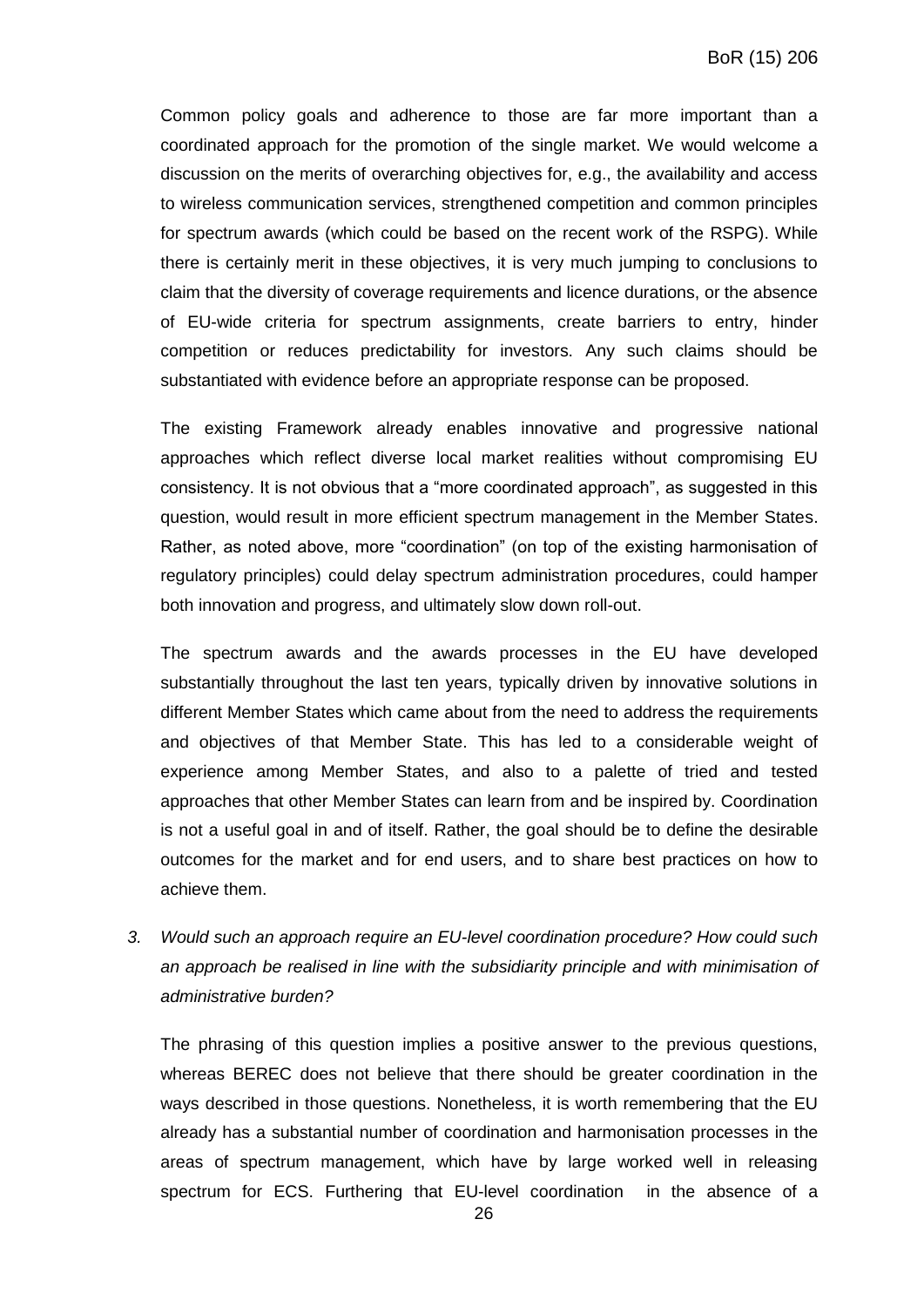Common policy goals and adherence to those are far more important than a coordinated approach for the promotion of the single market. We would welcome a discussion on the merits of overarching objectives for, e.g., the availability and access to wireless communication services, strengthened competition and common principles for spectrum awards (which could be based on the recent work of the RSPG). While there is certainly merit in these objectives, it is very much jumping to conclusions to claim that the diversity of coverage requirements and licence durations, or the absence of EU-wide criteria for spectrum assignments, create barriers to entry, hinder competition or reduces predictability for investors. Any such claims should be substantiated with evidence before an appropriate response can be proposed.

The existing Framework already enables innovative and progressive national approaches which reflect diverse local market realities without compromising EU consistency. It is not obvious that a "more coordinated approach", as suggested in this question, would result in more efficient spectrum management in the Member States. Rather, as noted above, more "coordination" (on top of the existing harmonisation of regulatory principles) could delay spectrum administration procedures, could hamper both innovation and progress, and ultimately slow down roll-out.

The spectrum awards and the awards processes in the EU have developed substantially throughout the last ten years, typically driven by innovative solutions in different Member States which came about from the need to address the requirements and objectives of that Member State. This has led to a considerable weight of experience among Member States, and also to a palette of tried and tested approaches that other Member States can learn from and be inspired by. Coordination is not a useful goal in and of itself. Rather, the goal should be to define the desirable outcomes for the market and for end users, and to share best practices on how to achieve them.

3. *Would such an approach require an EU-level coordination procedure? How could such an approach be realised in line with the subsidiarity principle and with minimisation of administrative burden?*

The phrasing of this question implies a positive answer to the previous questions, whereas BEREC does not believe that there should be greater coordination in the ways described in those questions. Nonetheless, it is worth remembering that the EU already has a substantial number of coordination and harmonisation processes in the areas of spectrum management, which have by large worked well in releasing spectrum for ECS. Furthering that EU-level coordination in the absence of a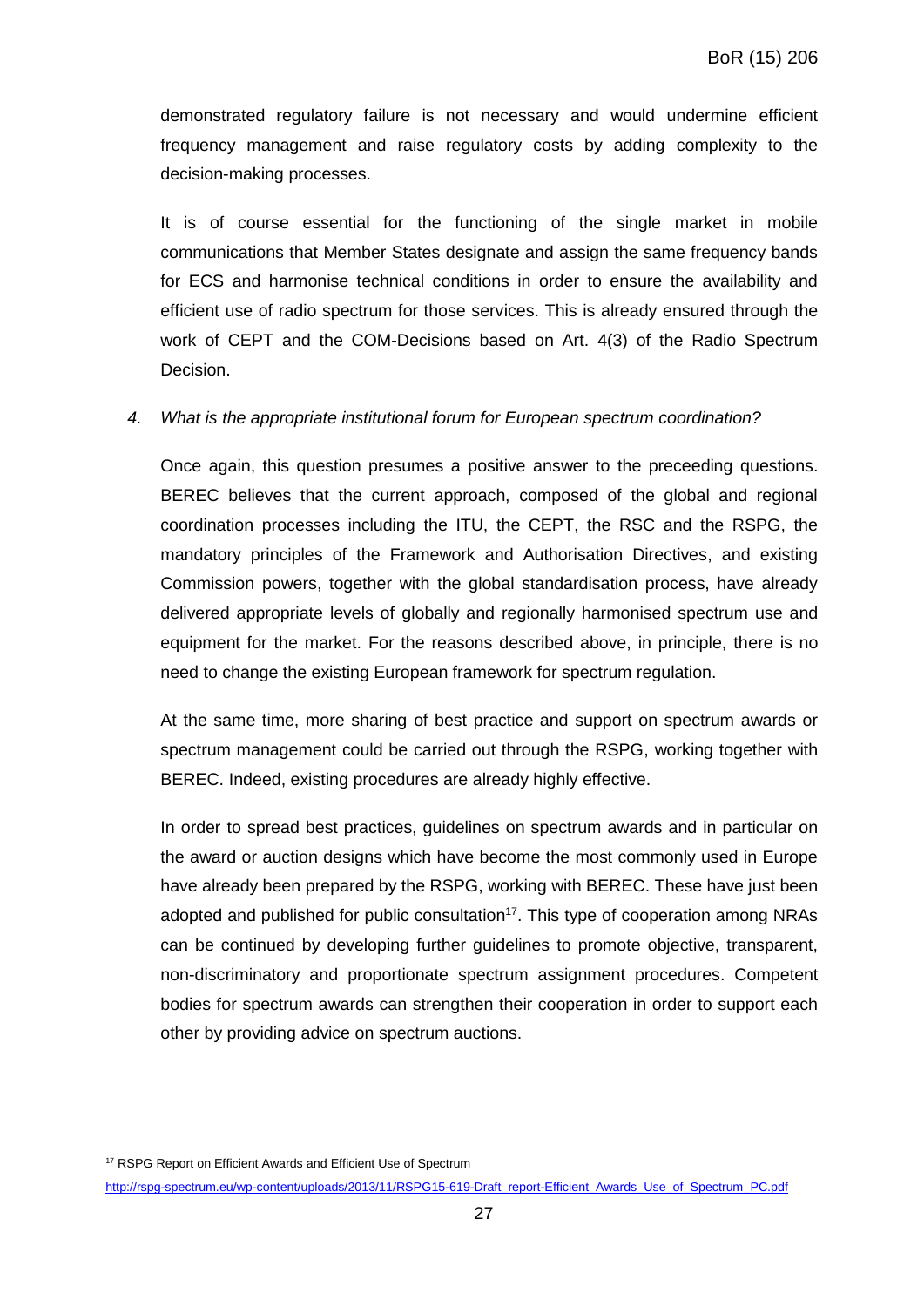demonstrated regulatory failure is not necessary and would undermine efficient frequency management and raise regulatory costs by adding complexity to the decision-making processes.

It is of course essential for the functioning of the single market in mobile communications that Member States designate and assign the same frequency bands for ECS and harmonise technical conditions in order to ensure the availability and efficient use of radio spectrum for those services. This is already ensured through the work of CEPT and the COM-Decisions based on Art. 4(3) of the Radio Spectrum Decision.

4. *What is the appropriate institutional forum for European spectrum coordination?*

Once again, this question presumes a positive answer to the preceeding questions. BEREC believes that the current approach, composed of the global and regional coordination processes including the ITU, the CEPT, the RSC and the RSPG, the mandatory principles of the Framework and Authorisation Directives, and existing Commission powers, together with the global standardisation process, have already delivered appropriate levels of globally and regionally harmonised spectrum use and equipment for the market. For the reasons described above, in principle, there is no need to change the existing European framework for spectrum regulation.

At the same time, more sharing of best practice and support on spectrum awards or spectrum management could be carried out through the RSPG, working together with BEREC. Indeed, existing procedures are already highly effective.

In order to spread best practices, guidelines on spectrum awards and in particular on the award or auction designs which have become the most commonly used in Europe have already been prepared by the RSPG, working with BEREC. These have just been adopted and published for public consultation[17]. This type of cooperation among NRAs can be continued by developing further guidelines to promote objective, transparent, non-discriminatory and proportionate spectrum assignment procedures. Competent bodies for spectrum awards can strengthen their cooperation in order to support each other by providing advice on spectrum auctions.

[17] RSPG Report on Efficient Awards and Efficient Use of Spectrum
http://rspg-spectrum.eu/wp-content/uploads/2013/11/RSPG15-619-Draft_report-Efficient_Awards_Use_of_Spectrum_PC.pdf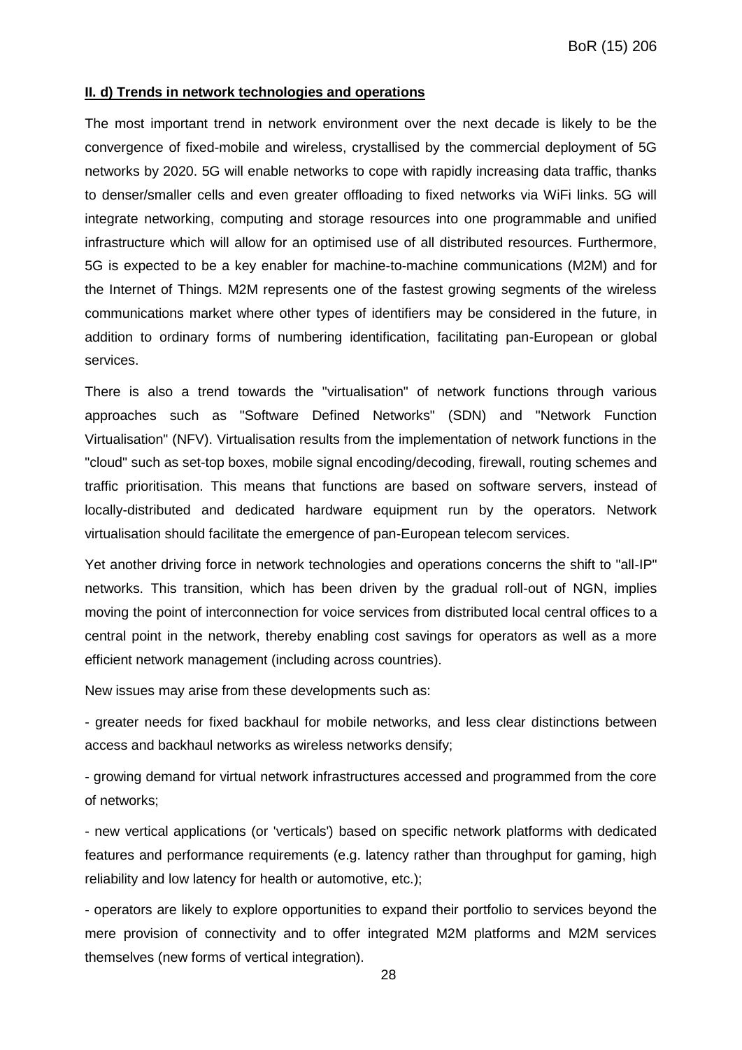**II. d) Trends in network technologies and operations**

The most important trend in network environment over the next decade is likely to be the convergence of fixed-mobile and wireless, crystallised by the commercial deployment of 5G networks by 2020. 5G will enable networks to cope with rapidly increasing data traffic, thanks to denser/smaller cells and even greater offloading to fixed networks via WiFi links. 5G will integrate networking, computing and storage resources into one programmable and unified infrastructure which will allow for an optimised use of all distributed resources. Furthermore, 5G is expected to be a key enabler for machine-to-machine communications (M2M) and for the Internet of Things. M2M represents one of the fastest growing segments of the wireless communications market where other types of identifiers may be considered in the future, in addition to ordinary forms of numbering identification, facilitating pan-European or global services.

There is also a trend towards the "virtualisation" of network functions through various approaches such as "Software Defined Networks" (SDN) and "Network Function Virtualisation" (NFV). Virtualisation results from the implementation of network functions in the "cloud" such as set-top boxes, mobile signal encoding/decoding, firewall, routing schemes and traffic prioritisation. This means that functions are based on software servers, instead of locally-distributed and dedicated hardware equipment run by the operators. Network virtualisation should facilitate the emergence of pan-European telecom services.

Yet another driving force in network technologies and operations concerns the shift to "all-IP" networks. This transition, which has been driven by the gradual roll-out of NGN, implies moving the point of interconnection for voice services from distributed local central offices to a central point in the network, thereby enabling cost savings for operators as well as a more efficient network management (including across countries).

New issues may arise from these developments such as:

- greater needs for fixed backhaul for mobile networks, and less clear distinctions between access and backhaul networks as wireless networks densify;

- growing demand for virtual network infrastructures accessed and programmed from the core of networks;

- new vertical applications (or 'verticals') based on specific network platforms with dedicated features and performance requirements (e.g. latency rather than throughput for gaming, high reliability and low latency for health or automotive, etc.);

- operators are likely to explore opportunities to expand their portfolio to services beyond the mere provision of connectivity and to offer integrated M2M platforms and M2M services themselves (new forms of vertical integration).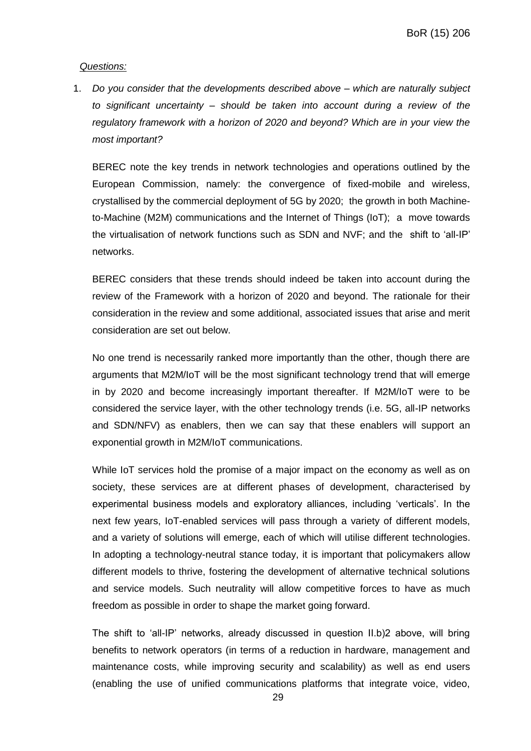*Questions:*

1. *Do you consider that the developments described above – which are naturally subject to significant uncertainty – should be taken into account during a review of the regulatory framework with a horizon of 2020 and beyond? Which are in your view the most important?*

   BEREC note the key trends in network technologies and operations outlined by the European Commission, namely: the convergence of fixed-mobile and wireless, crystallised by the commercial deployment of 5G by 2020; the growth in both Machine-to-Machine (M2M) communications and the Internet of Things (IoT); a move towards the virtualisation of network functions such as SDN and NVF; and the shift to 'all-IP' networks.

   BEREC considers that these trends should indeed be taken into account during the review of the Framework with a horizon of 2020 and beyond. The rationale for their consideration in the review and some additional, associated issues that arise and merit consideration are set out below.

   No one trend is necessarily ranked more importantly than the other, though there are arguments that M2M/IoT will be the most significant technology trend that will emerge in by 2020 and become increasingly important thereafter. If M2M/IoT were to be considered the service layer, with the other technology trends (i.e. 5G, all-IP networks and SDN/NFV) as enablers, then we can say that these enablers will support an exponential growth in M2M/IoT communications.

   While IoT services hold the promise of a major impact on the economy as well as on society, these services are at different phases of development, characterised by experimental business models and exploratory alliances, including 'verticals'. In the next few years, IoT-enabled services will pass through a variety of different models, and a variety of solutions will emerge, each of which will utilise different technologies. In adopting a technology-neutral stance today, it is important that policymakers allow different models to thrive, fostering the development of alternative technical solutions and service models. Such neutrality will allow competitive forces to have as much freedom as possible in order to shape the market going forward.

   The shift to 'all-IP' networks, already discussed in question II.b)2 above, will bring benefits to network operators (in terms of a reduction in hardware, management and maintenance costs, while improving security and scalability) as well as end users (enabling the use of unified communications platforms that integrate voice, video,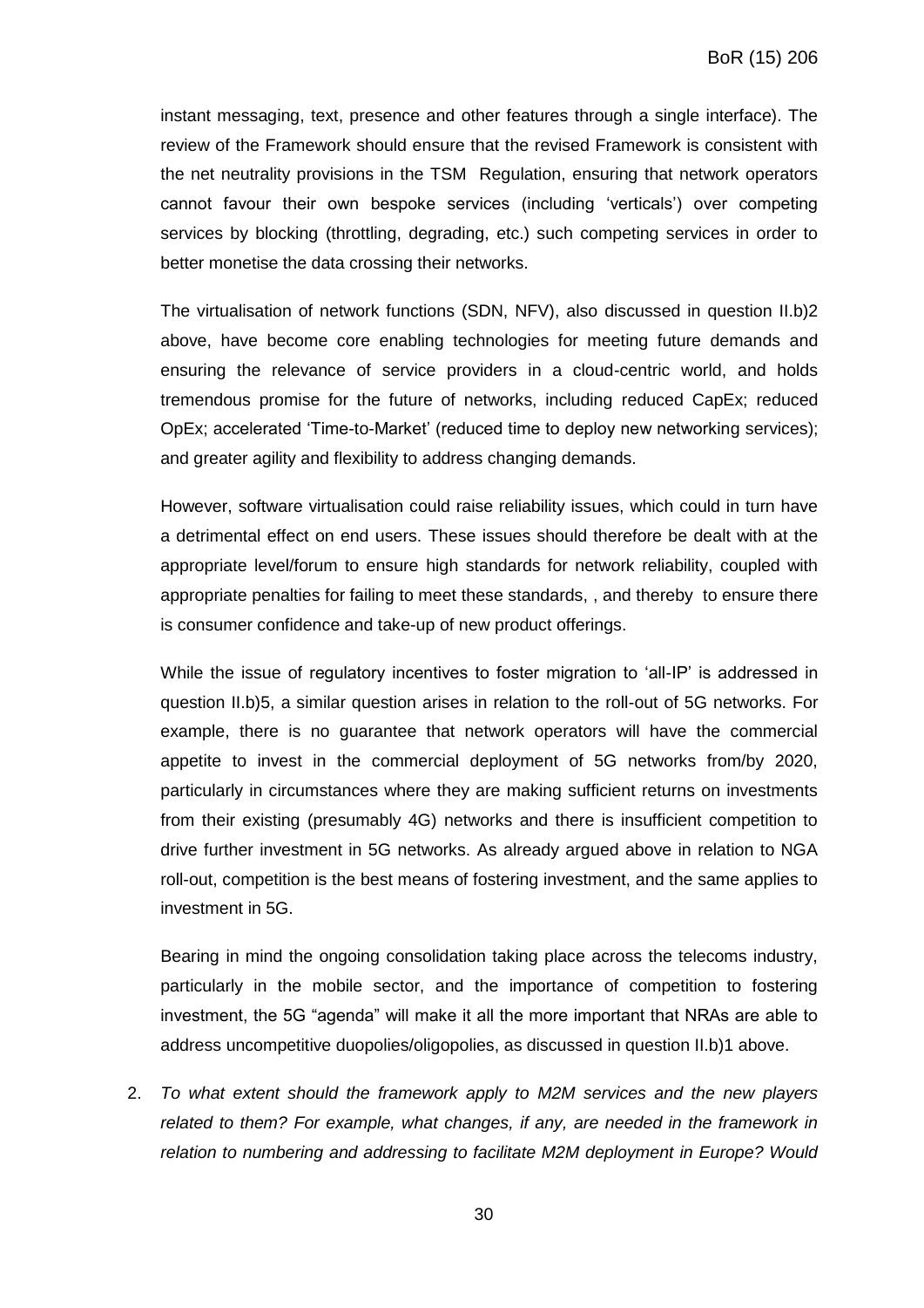instant messaging, text, presence and other features through a single interface). The review of the Framework should ensure that the revised Framework is consistent with the net neutrality provisions in the TSM Regulation, ensuring that network operators cannot favour their own bespoke services (including 'verticals') over competing services by blocking (throttling, degrading, etc.) such competing services in order to better monetise the data crossing their networks.

The virtualisation of network functions (SDN, NFV), also discussed in question II.b)2 above, have become core enabling technologies for meeting future demands and ensuring the relevance of service providers in a cloud-centric world, and holds tremendous promise for the future of networks, including reduced CapEx; reduced OpEx; accelerated 'Time-to-Market' (reduced time to deploy new networking services); and greater agility and flexibility to address changing demands.

However, software virtualisation could raise reliability issues, which could in turn have a detrimental effect on end users. These issues should therefore be dealt with at the appropriate level/forum to ensure high standards for network reliability, coupled with appropriate penalties for failing to meet these standards, , and thereby to ensure there is consumer confidence and take-up of new product offerings.

While the issue of regulatory incentives to foster migration to 'all-IP' is addressed in question II.b)5, a similar question arises in relation to the roll-out of 5G networks. For example, there is no guarantee that network operators will have the commercial appetite to invest in the commercial deployment of 5G networks from/by 2020, particularly in circumstances where they are making sufficient returns on investments from their existing (presumably 4G) networks and there is insufficient competition to drive further investment in 5G networks. As already argued above in relation to NGA roll-out, competition is the best means of fostering investment, and the same applies to investment in 5G.

Bearing in mind the ongoing consolidation taking place across the telecoms industry, particularly in the mobile sector, and the importance of competition to fostering investment, the 5G "agenda" will make it all the more important that NRAs are able to address uncompetitive duopolies/oligopolies, as discussed in question II.b)1 above.

2. *To what extent should the framework apply to M2M services and the new players related to them? For example, what changes, if any, are needed in the framework in relation to numbering and addressing to facilitate M2M deployment in Europe? Would*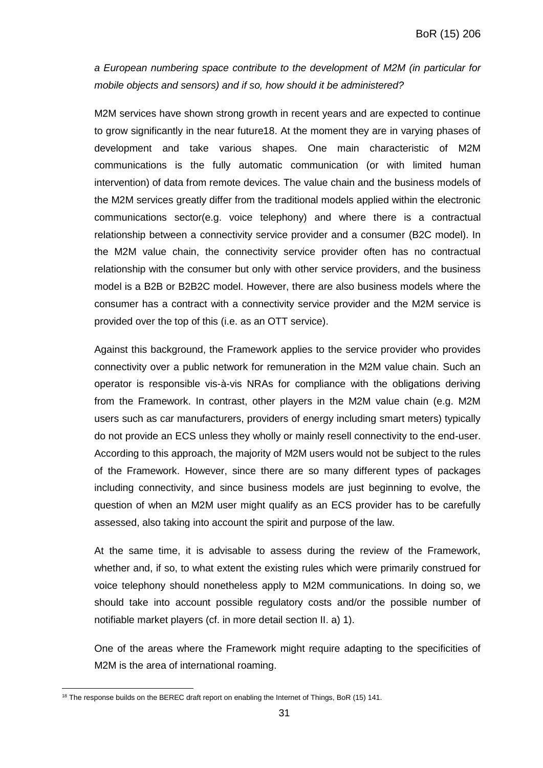*a European numbering space contribute to the development of M2M (in particular for mobile objects and sensors) and if so, how should it be administered?*

M2M services have shown strong growth in recent years and are expected to continue to grow significantly in the near future18. At the moment they are in varying phases of development and take various shapes. One main characteristic of M2M communications is the fully automatic communication (or with limited human intervention) of data from remote devices. The value chain and the business models of the M2M services greatly differ from the traditional models applied within the electronic communications sector(e.g. voice telephony) and where there is a contractual relationship between a connectivity service provider and a consumer (B2C model). In the M2M value chain, the connectivity service provider often has no contractual relationship with the consumer but only with other service providers, and the business model is a B2B or B2B2C model. However, there are also business models where the consumer has a contract with a connectivity service provider and the M2M service is provided over the top of this (i.e. as an OTT service).

Against this background, the Framework applies to the service provider who provides connectivity over a public network for remuneration in the M2M value chain. Such an operator is responsible vis-à-vis NRAs for compliance with the obligations deriving from the Framework. In contrast, other players in the M2M value chain (e.g. M2M users such as car manufacturers, providers of energy including smart meters) typically do not provide an ECS unless they wholly or mainly resell connectivity to the end-user. According to this approach, the majority of M2M users would not be subject to the rules of the Framework. However, since there are so many different types of packages including connectivity, and since business models are just beginning to evolve, the question of when an M2M user might qualify as an ECS provider has to be carefully assessed, also taking into account the spirit and purpose of the law.

At the same time, it is advisable to assess during the review of the Framework, whether and, if so, to what extent the existing rules which were primarily construed for voice telephony should nonetheless apply to M2M communications. In doing so, we should take into account possible regulatory costs and/or the possible number of notifiable market players (cf. in more detail section II. a) 1).

One of the areas where the Framework might require adapting to the specificities of M2M is the area of international roaming.

[18] The response builds on the BEREC draft report on enabling the Internet of Things, BoR (15) 141.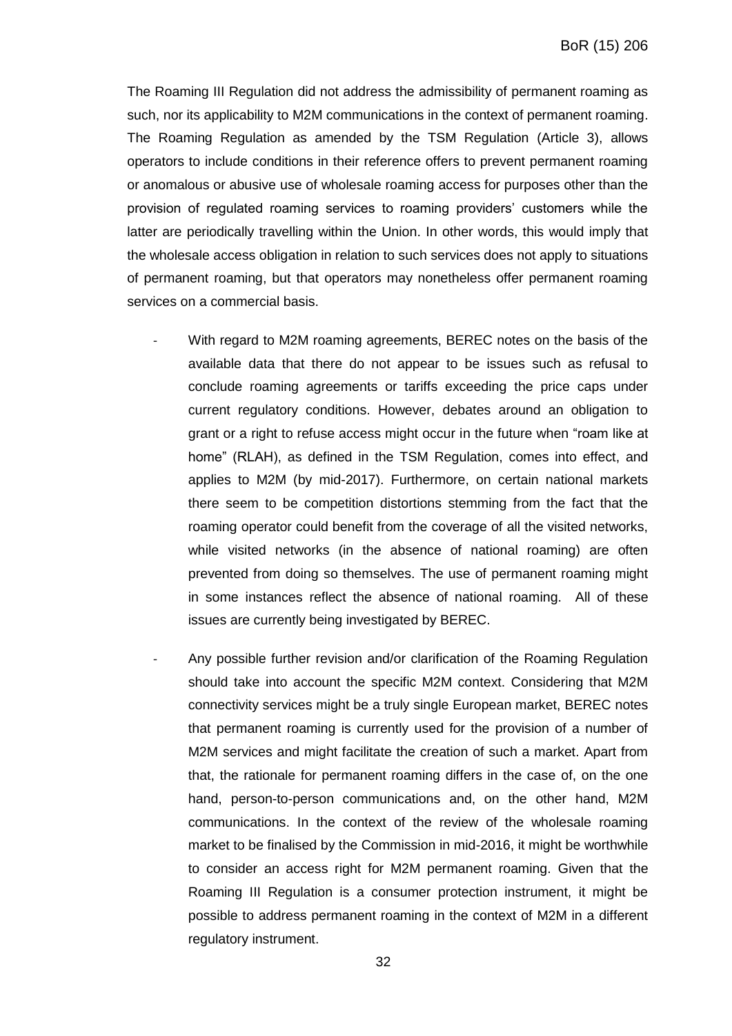The Roaming III Regulation did not address the admissibility of permanent roaming as such, nor its applicability to M2M communications in the context of permanent roaming. The Roaming Regulation as amended by the TSM Regulation (Article 3), allows operators to include conditions in their reference offers to prevent permanent roaming or anomalous or abusive use of wholesale roaming access for purposes other than the provision of regulated roaming services to roaming providers' customers while the latter are periodically travelling within the Union. In other words, this would imply that the wholesale access obligation in relation to such services does not apply to situations of permanent roaming, but that operators may nonetheless offer permanent roaming services on a commercial basis.

- With regard to M2M roaming agreements, BEREC notes on the basis of the available data that there do not appear to be issues such as refusal to conclude roaming agreements or tariffs exceeding the price caps under current regulatory conditions. However, debates around an obligation to grant or a right to refuse access might occur in the future when "roam like at home" (RLAH), as defined in the TSM Regulation, comes into effect, and applies to M2M (by mid-2017). Furthermore, on certain national markets there seem to be competition distortions stemming from the fact that the roaming operator could benefit from the coverage of all the visited networks, while visited networks (in the absence of national roaming) are often prevented from doing so themselves. The use of permanent roaming might in some instances reflect the absence of national roaming. All of these issues are currently being investigated by BEREC.

- Any possible further revision and/or clarification of the Roaming Regulation should take into account the specific M2M context. Considering that M2M connectivity services might be a truly single European market, BEREC notes that permanent roaming is currently used for the provision of a number of M2M services and might facilitate the creation of such a market. Apart from that, the rationale for permanent roaming differs in the case of, on the one hand, person-to-person communications and, on the other hand, M2M communications. In the context of the review of the wholesale roaming market to be finalised by the Commission in mid-2016, it might be worthwhile to consider an access right for M2M permanent roaming. Given that the Roaming III Regulation is a consumer protection instrument, it might be possible to address permanent roaming in the context of M2M in a different regulatory instrument.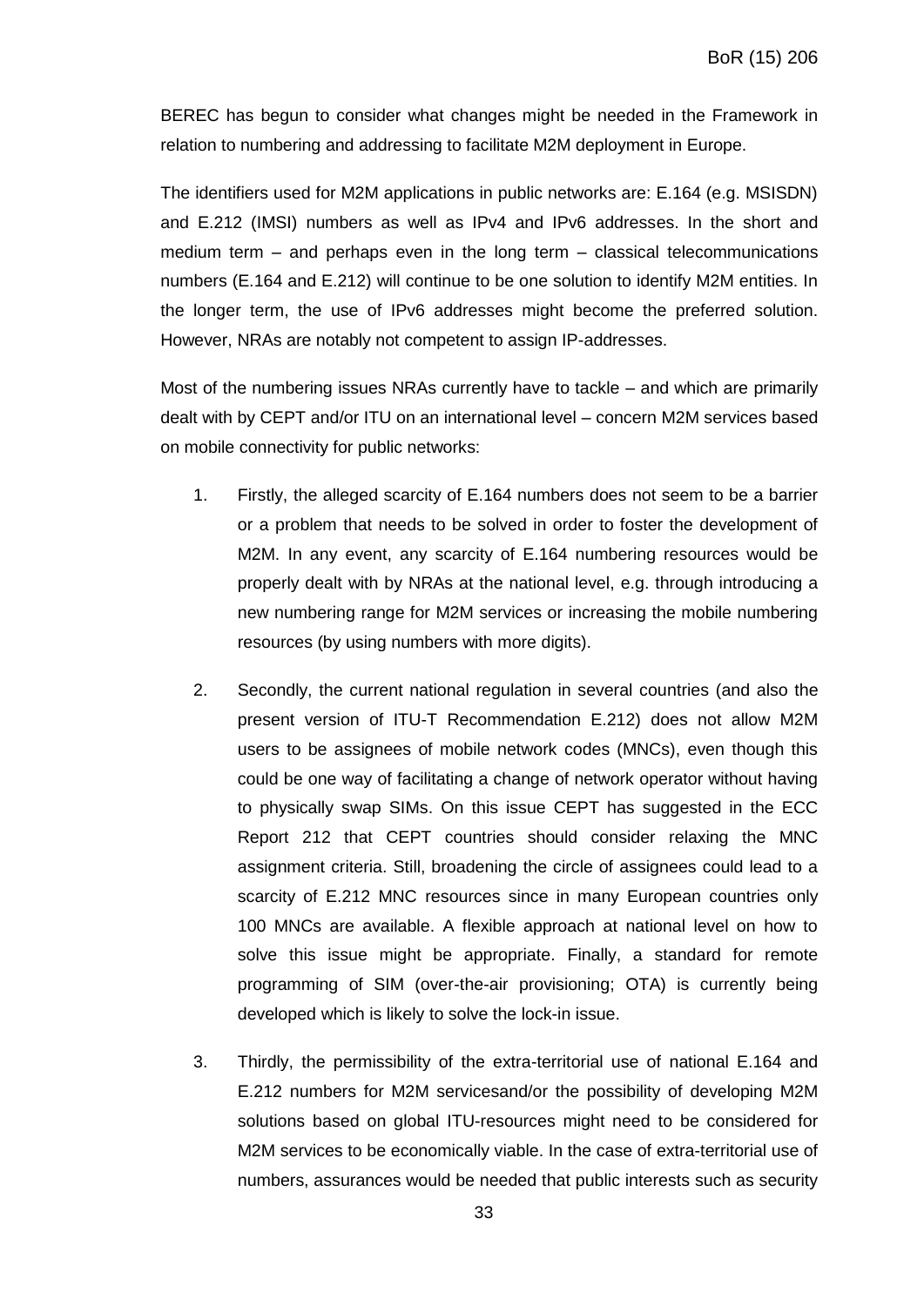BEREC has begun to consider what changes might be needed in the Framework in relation to numbering and addressing to facilitate M2M deployment in Europe.

The identifiers used for M2M applications in public networks are: E.164 (e.g. MSISDN) and E.212 (IMSI) numbers as well as IPv4 and IPv6 addresses. In the short and medium term – and perhaps even in the long term – classical telecommunications numbers (E.164 and E.212) will continue to be one solution to identify M2M entities. In the longer term, the use of IPv6 addresses might become the preferred solution. However, NRAs are notably not competent to assign IP-addresses.

Most of the numbering issues NRAs currently have to tackle – and which are primarily dealt with by CEPT and/or ITU on an international level – concern M2M services based on mobile connectivity for public networks:

1. Firstly, the alleged scarcity of E.164 numbers does not seem to be a barrier or a problem that needs to be solved in order to foster the development of M2M. In any event, any scarcity of E.164 numbering resources would be properly dealt with by NRAs at the national level, e.g. through introducing a new numbering range for M2M services or increasing the mobile numbering resources (by using numbers with more digits).

2. Secondly, the current national regulation in several countries (and also the present version of ITU-T Recommendation E.212) does not allow M2M users to be assignees of mobile network codes (MNCs), even though this could be one way of facilitating a change of network operator without having to physically swap SIMs. On this issue CEPT has suggested in the ECC Report 212 that CEPT countries should consider relaxing the MNC assignment criteria. Still, broadening the circle of assignees could lead to a scarcity of E.212 MNC resources since in many European countries only 100 MNCs are available. A flexible approach at national level on how to solve this issue might be appropriate. Finally, a standard for remote programming of SIM (over-the-air provisioning; OTA) is currently being developed which is likely to solve the lock-in issue.

3. Thirdly, the permissibility of the extra-territorial use of national E.164 and E.212 numbers for M2M servicesand/or the possibility of developing M2M solutions based on global ITU-resources might need to be considered for M2M services to be economically viable. In the case of extra-territorial use of numbers, assurances would be needed that public interests such as security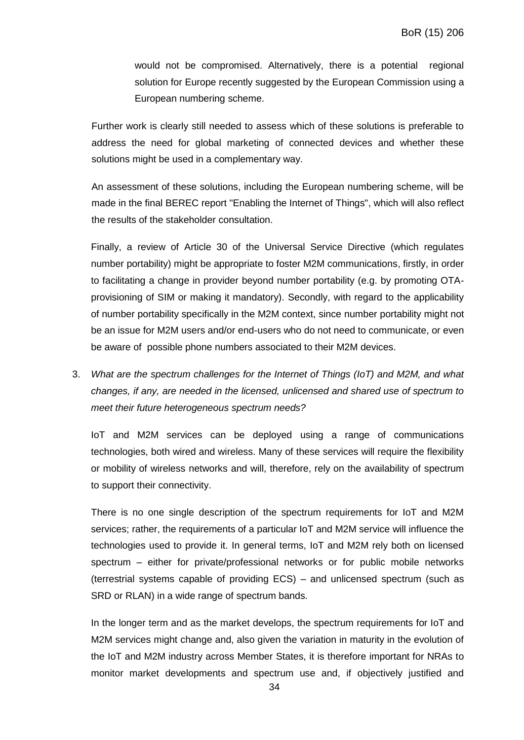would not be compromised. Alternatively, there is a potential regional solution for Europe recently suggested by the European Commission using a European numbering scheme.

Further work is clearly still needed to assess which of these solutions is preferable to address the need for global marketing of connected devices and whether these solutions might be used in a complementary way.

An assessment of these solutions, including the European numbering scheme, will be made in the final BEREC report "Enabling the Internet of Things", which will also reflect the results of the stakeholder consultation.

Finally, a review of Article 30 of the Universal Service Directive (which regulates number portability) might be appropriate to foster M2M communications, firstly, in order to facilitating a change in provider beyond number portability (e.g. by promoting OTA-provisioning of SIM or making it mandatory). Secondly, with regard to the applicability of number portability specifically in the M2M context, since number portability might not be an issue for M2M users and/or end-users who do not need to communicate, or even be aware of possible phone numbers associated to their M2M devices.

3. *What are the spectrum challenges for the Internet of Things (IoT) and M2M, and what changes, if any, are needed in the licensed, unlicensed and shared use of spectrum to meet their future heterogeneous spectrum needs?*

   IoT and M2M services can be deployed using a range of communications technologies, both wired and wireless. Many of these services will require the flexibility or mobility of wireless networks and will, therefore, rely on the availability of spectrum to support their connectivity.

   There is no one single description of the spectrum requirements for IoT and M2M services; rather, the requirements of a particular IoT and M2M service will influence the technologies used to provide it. In general terms, IoT and M2M rely both on licensed spectrum – either for private/professional networks or for public mobile networks (terrestrial systems capable of providing ECS) – and unlicensed spectrum (such as SRD or RLAN) in a wide range of spectrum bands.

   In the longer term and as the market develops, the spectrum requirements for IoT and M2M services might change and, also given the variation in maturity in the evolution of the IoT and M2M industry across Member States, it is therefore important for NRAs to monitor market developments and spectrum use and, if objectively justified and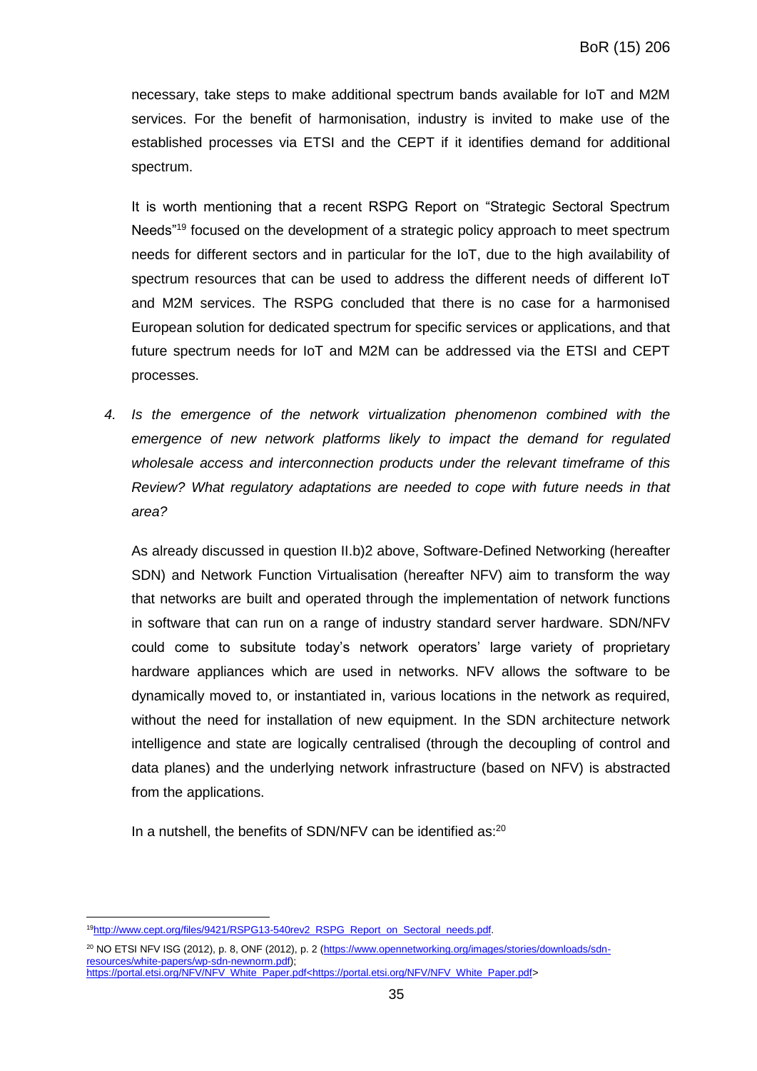necessary, take steps to make additional spectrum bands available for IoT and M2M services. For the benefit of harmonisation, industry is invited to make use of the established processes via ETSI and the CEPT if it identifies demand for additional spectrum.

It is worth mentioning that a recent RSPG Report on "Strategic Sectoral Spectrum Needs"[19] focused on the development of a strategic policy approach to meet spectrum needs for different sectors and in particular for the IoT, due to the high availability of spectrum resources that can be used to address the different needs of different IoT and M2M services. The RSPG concluded that there is no case for a harmonised European solution for dedicated spectrum for specific services or applications, and that future spectrum needs for IoT and M2M can be addressed via the ETSI and CEPT processes.

4. *Is the emergence of the network virtualization phenomenon combined with the emergence of new network platforms likely to impact the demand for regulated wholesale access and interconnection products under the relevant timeframe of this Review? What regulatory adaptations are needed to cope with future needs in that area?*

As already discussed in question II.b)2 above, Software-Defined Networking (hereafter SDN) and Network Function Virtualisation (hereafter NFV) aim to transform the way that networks are built and operated through the implementation of network functions in software that can run on a range of industry standard server hardware. SDN/NFV could come to subsitute today's network operators' large variety of proprietary hardware appliances which are used in networks. NFV allows the software to be dynamically moved to, or instantiated in, various locations in the network as required, without the need for installation of new equipment. In the SDN architecture network intelligence and state are logically centralised (through the decoupling of control and data planes) and the underlying network infrastructure (based on NFV) is abstracted from the applications.

In a nutshell, the benefits of SDN/NFV can be identified as:[20]

---

[19] http://www.cept.org/files/9421/RSPG13-540rev2_RSPG_Report_on_Sectoral_needs.pdf.

[20] NO ETSI NFV ISG (2012), p. 8, ONF (2012), p. 2 (https://www.opennetworking.org/images/stories/downloads/sdn-resources/white-papers/wp-sdn-newnorm.pdf); https://portal.etsi.org/NFV/NFV_White_Paper.pdf<https://portal.etsi.org/NFV/NFV_White_Paper.pdf>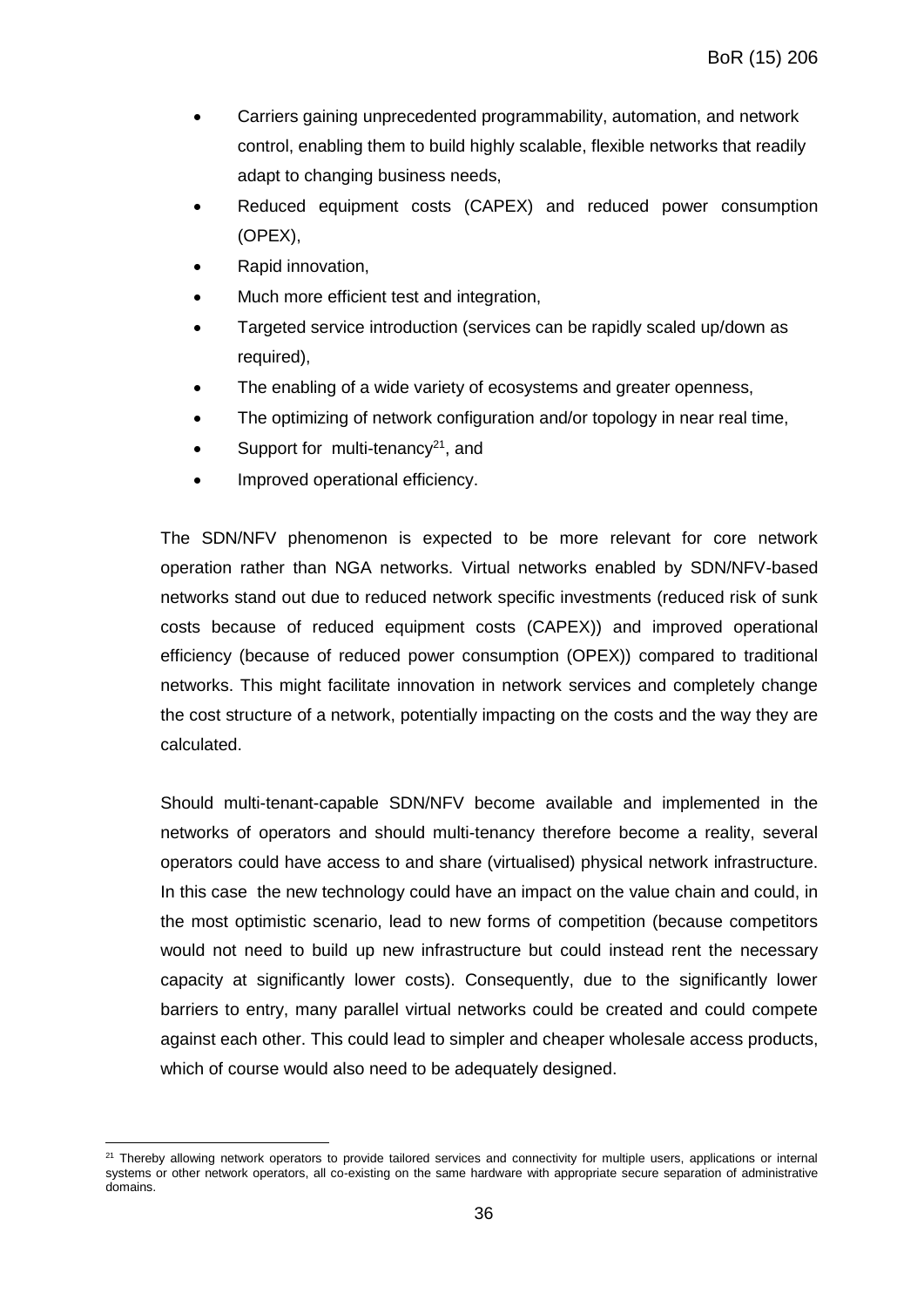- Carriers gaining unprecedented programmability, automation, and network control, enabling them to build highly scalable, flexible networks that readily adapt to changing business needs,
- Reduced equipment costs (CAPEX) and reduced power consumption (OPEX),
- Rapid innovation,
- Much more efficient test and integration,
- Targeted service introduction (services can be rapidly scaled up/down as required),
- The enabling of a wide variety of ecosystems and greater openness,
- The optimizing of network configuration and/or topology in near real time,
- Support for multi-tenancy[21], and
- Improved operational efficiency.

The SDN/NFV phenomenon is expected to be more relevant for core network operation rather than NGA networks. Virtual networks enabled by SDN/NFV-based networks stand out due to reduced network specific investments (reduced risk of sunk costs because of reduced equipment costs (CAPEX)) and improved operational efficiency (because of reduced power consumption (OPEX)) compared to traditional networks. This might facilitate innovation in network services and completely change the cost structure of a network, potentially impacting on the costs and the way they are calculated.

Should multi-tenant-capable SDN/NFV become available and implemented in the networks of operators and should multi-tenancy therefore become a reality, several operators could have access to and share (virtualised) physical network infrastructure. In this case the new technology could have an impact on the value chain and could, in the most optimistic scenario, lead to new forms of competition (because competitors would not need to build up new infrastructure but could instead rent the necessary capacity at significantly lower costs). Consequently, due to the significantly lower barriers to entry, many parallel virtual networks could be created and could compete against each other. This could lead to simpler and cheaper wholesale access products, which of course would also need to be adequately designed.

[21] Thereby allowing network operators to provide tailored services and connectivity for multiple users, applications or internal systems or other network operators, all co-existing on the same hardware with appropriate secure separation of administrative domains.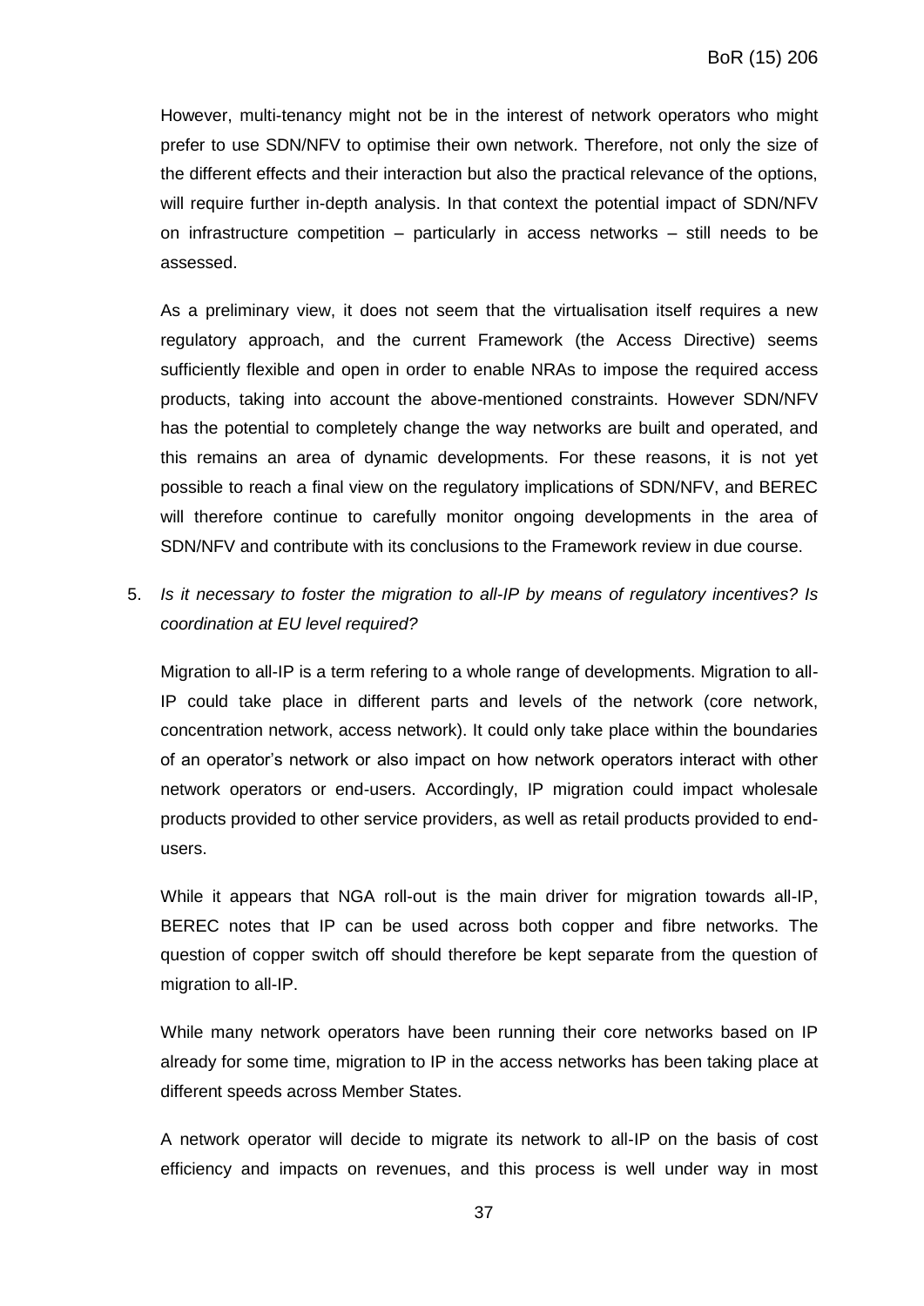However, multi-tenancy might not be in the interest of network operators who might prefer to use SDN/NFV to optimise their own network. Therefore, not only the size of the different effects and their interaction but also the practical relevance of the options, will require further in-depth analysis. In that context the potential impact of SDN/NFV on infrastructure competition – particularly in access networks – still needs to be assessed.

As a preliminary view, it does not seem that the virtualisation itself requires a new regulatory approach, and the current Framework (the Access Directive) seems sufficiently flexible and open in order to enable NRAs to impose the required access products, taking into account the above-mentioned constraints. However SDN/NFV has the potential to completely change the way networks are built and operated, and this remains an area of dynamic developments. For these reasons, it is not yet possible to reach a final view on the regulatory implications of SDN/NFV, and BEREC will therefore continue to carefully monitor ongoing developments in the area of SDN/NFV and contribute with its conclusions to the Framework review in due course.

5. *Is it necessary to foster the migration to all-IP by means of regulatory incentives? Is coordination at EU level required?*

   Migration to all-IP is a term refering to a whole range of developments. Migration to all-IP could take place in different parts and levels of the network (core network, concentration network, access network). It could only take place within the boundaries of an operator's network or also impact on how network operators interact with other network operators or end-users. Accordingly, IP migration could impact wholesale products provided to other service providers, as well as retail products provided to end-users.

   While it appears that NGA roll-out is the main driver for migration towards all-IP, BEREC notes that IP can be used across both copper and fibre networks. The question of copper switch off should therefore be kept separate from the question of migration to all-IP.

   While many network operators have been running their core networks based on IP already for some time, migration to IP in the access networks has been taking place at different speeds across Member States.

   A network operator will decide to migrate its network to all-IP on the basis of cost efficiency and impacts on revenues, and this process is well under way in most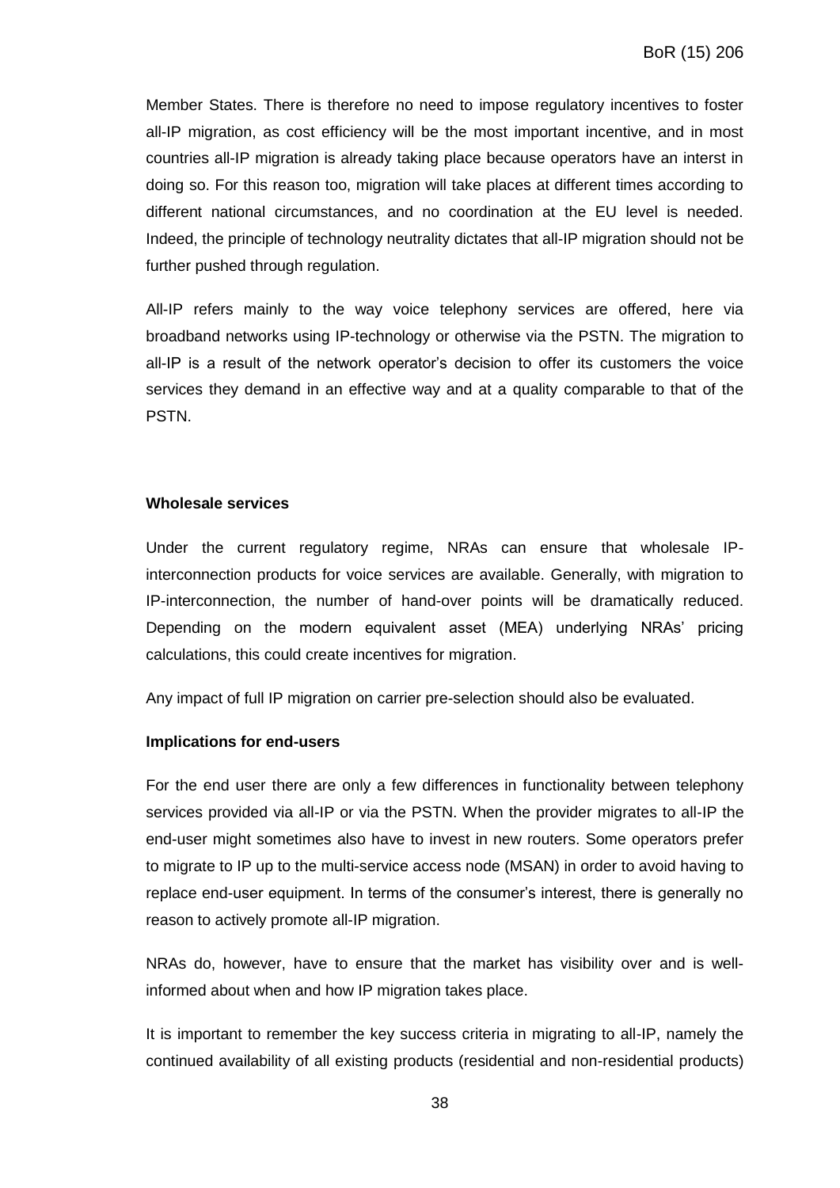Member States. There is therefore no need to impose regulatory incentives to foster all-IP migration, as cost efficiency will be the most important incentive, and in most countries all-IP migration is already taking place because operators have an interst in doing so. For this reason too, migration will take places at different times according to different national circumstances, and no coordination at the EU level is needed. Indeed, the principle of technology neutrality dictates that all-IP migration should not be further pushed through regulation.

All-IP refers mainly to the way voice telephony services are offered, here via broadband networks using IP-technology or otherwise via the PSTN. The migration to all-IP is a result of the network operator's decision to offer its customers the voice services they demand in an effective way and at a quality comparable to that of the PSTN.

**Wholesale services**

Under the current regulatory regime, NRAs can ensure that wholesale IP-interconnection products for voice services are available. Generally, with migration to IP-interconnection, the number of hand-over points will be dramatically reduced. Depending on the modern equivalent asset (MEA) underlying NRAs' pricing calculations, this could create incentives for migration.

Any impact of full IP migration on carrier pre-selection should also be evaluated.

**Implications for end-users**

For the end user there are only a few differences in functionality between telephony services provided via all-IP or via the PSTN. When the provider migrates to all-IP the end-user might sometimes also have to invest in new routers. Some operators prefer to migrate to IP up to the multi-service access node (MSAN) in order to avoid having to replace end-user equipment. In terms of the consumer's interest, there is generally no reason to actively promote all-IP migration.

NRAs do, however, have to ensure that the market has visibility over and is well-informed about when and how IP migration takes place.

It is important to remember the key success criteria in migrating to all-IP, namely the continued availability of all existing products (residential and non-residential products)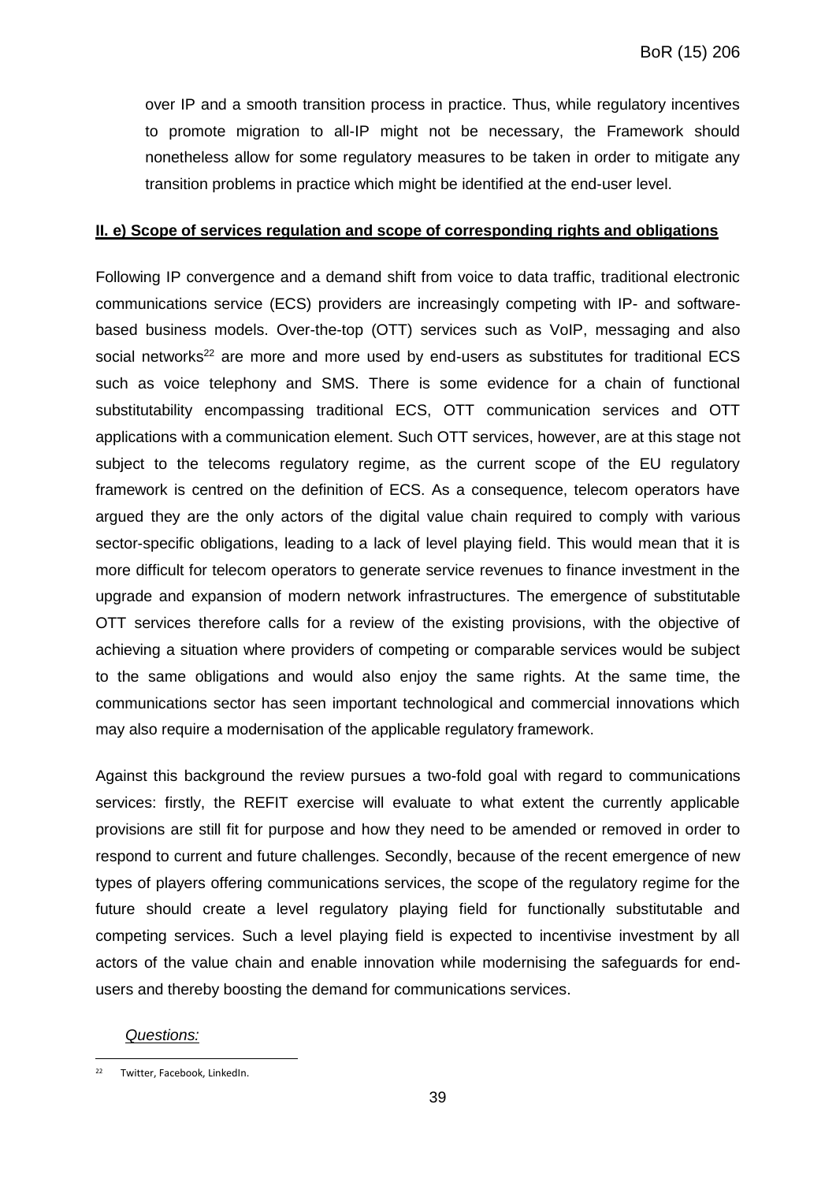over IP and a smooth transition process in practice. Thus, while regulatory incentives to promote migration to all-IP might not be necessary, the Framework should nonetheless allow for some regulatory measures to be taken in order to mitigate any transition problems in practice which might be identified at the end-user level.

**II. e) Scope of services regulation and scope of corresponding rights and obligations**

Following IP convergence and a demand shift from voice to data traffic, traditional electronic communications service (ECS) providers are increasingly competing with IP- and software-based business models. Over-the-top (OTT) services such as VoIP, messaging and also social networks[22] are more and more used by end-users as substitutes for traditional ECS such as voice telephony and SMS. There is some evidence for a chain of functional substitutability encompassing traditional ECS, OTT communication services and OTT applications with a communication element. Such OTT services, however, are at this stage not subject to the telecoms regulatory regime, as the current scope of the EU regulatory framework is centred on the definition of ECS. As a consequence, telecom operators have argued they are the only actors of the digital value chain required to comply with various sector-specific obligations, leading to a lack of level playing field. This would mean that it is more difficult for telecom operators to generate service revenues to finance investment in the upgrade and expansion of modern network infrastructures. The emergence of substitutable OTT services therefore calls for a review of the existing provisions, with the objective of achieving a situation where providers of competing or comparable services would be subject to the same obligations and would also enjoy the same rights. At the same time, the communications sector has seen important technological and commercial innovations which may also require a modernisation of the applicable regulatory framework.

Against this background the review pursues a two-fold goal with regard to communications services: firstly, the REFIT exercise will evaluate to what extent the currently applicable provisions are still fit for purpose and how they need to be amended or removed in order to respond to current and future challenges. Secondly, because of the recent emergence of new types of players offering communications services, the scope of the regulatory regime for the future should create a level regulatory playing field for functionally substitutable and competing services. Such a level playing field is expected to incentivise investment by all actors of the value chain and enable innovation while modernising the safeguards for end-users and thereby boosting the demand for communications services.

*Questions:*

[22] Twitter, Facebook, LinkedIn.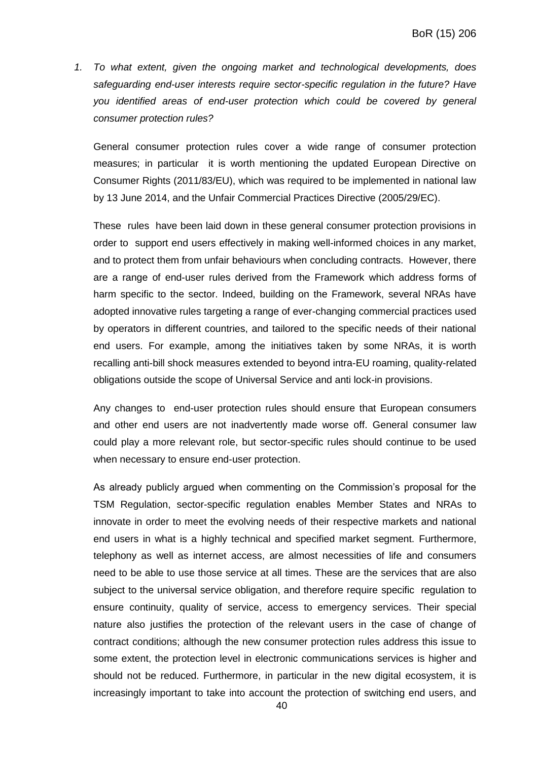1. *To what extent, given the ongoing market and technological developments, does safeguarding end-user interests require sector-specific regulation in the future? Have you identified areas of end-user protection which could be covered by general consumer protection rules?*

   General consumer protection rules cover a wide range of consumer protection measures; in particular it is worth mentioning the updated European Directive on Consumer Rights (2011/83/EU), which was required to be implemented in national law by 13 June 2014, and the Unfair Commercial Practices Directive (2005/29/EC).

   These rules have been laid down in these general consumer protection provisions in order to support end users effectively in making well-informed choices in any market, and to protect them from unfair behaviours when concluding contracts. However, there are a range of end-user rules derived from the Framework which address forms of harm specific to the sector. Indeed, building on the Framework, several NRAs have adopted innovative rules targeting a range of ever-changing commercial practices used by operators in different countries, and tailored to the specific needs of their national end users. For example, among the initiatives taken by some NRAs, it is worth recalling anti-bill shock measures extended to beyond intra-EU roaming, quality-related obligations outside the scope of Universal Service and anti lock-in provisions.

   Any changes to end-user protection rules should ensure that European consumers and other end users are not inadvertently made worse off. General consumer law could play a more relevant role, but sector-specific rules should continue to be used when necessary to ensure end-user protection.

   As already publicly argued when commenting on the Commission's proposal for the TSM Regulation, sector-specific regulation enables Member States and NRAs to innovate in order to meet the evolving needs of their respective markets and national end users in what is a highly technical and specified market segment. Furthermore, telephony as well as internet access, are almost necessities of life and consumers need to be able to use those service at all times. These are the services that are also subject to the universal service obligation, and therefore require specific regulation to ensure continuity, quality of service, access to emergency services. Their special nature also justifies the protection of the relevant users in the case of change of contract conditions; although the new consumer protection rules address this issue to some extent, the protection level in electronic communications services is higher and should not be reduced. Furthermore, in particular in the new digital ecosystem, it is increasingly important to take into account the protection of switching end users, and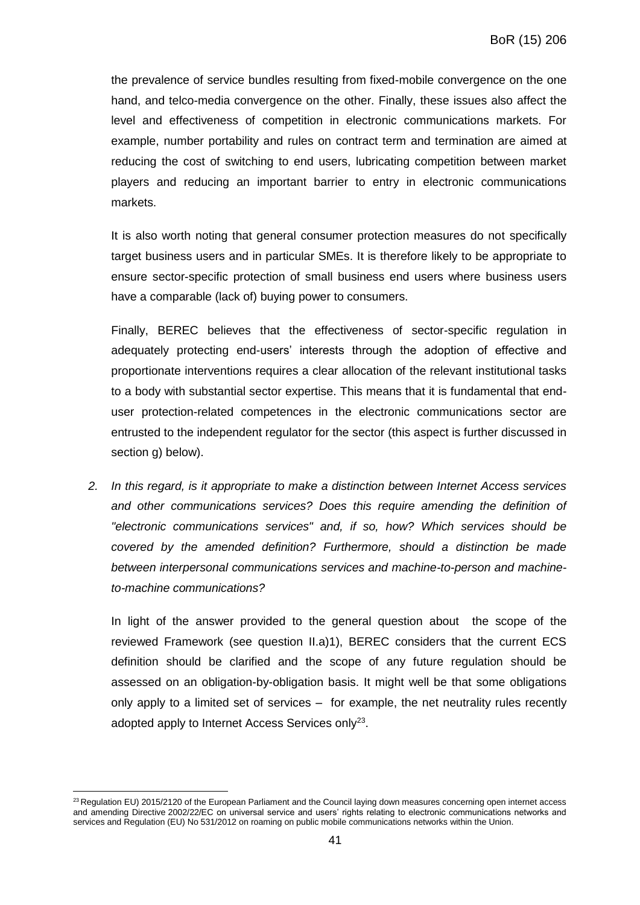the prevalence of service bundles resulting from fixed-mobile convergence on the one hand, and telco-media convergence on the other. Finally, these issues also affect the level and effectiveness of competition in electronic communications markets. For example, number portability and rules on contract term and termination are aimed at reducing the cost of switching to end users, lubricating competition between market players and reducing an important barrier to entry in electronic communications markets.

It is also worth noting that general consumer protection measures do not specifically target business users and in particular SMEs. It is therefore likely to be appropriate to ensure sector-specific protection of small business end users where business users have a comparable (lack of) buying power to consumers.

Finally, BEREC believes that the effectiveness of sector-specific regulation in adequately protecting end-users' interests through the adoption of effective and proportionate interventions requires a clear allocation of the relevant institutional tasks to a body with substantial sector expertise. This means that it is fundamental that end-user protection-related competences in the electronic communications sector are entrusted to the independent regulator for the sector (this aspect is further discussed in section g) below).

2. *In this regard, is it appropriate to make a distinction between Internet Access services and other communications services? Does this require amending the definition of "electronic communications services" and, if so, how? Which services should be covered by the amended definition? Furthermore, should a distinction be made between interpersonal communications services and machine-to-person and machine-to-machine communications?*

   In light of the answer provided to the general question about the scope of the reviewed Framework (see question II.a)1), BEREC considers that the current ECS definition should be clarified and the scope of any future regulation should be assessed on an obligation-by-obligation basis. It might well be that some obligations only apply to a limited set of services – for example, the net neutrality rules recently adopted apply to Internet Access Services only[23].

[23] Regulation EU) 2015/2120 of the European Parliament and the Council laying down measures concerning open internet access and amending Directive 2002/22/EC on universal service and users' rights relating to electronic communications networks and services and Regulation (EU) No 531/2012 on roaming on public mobile communications networks within the Union.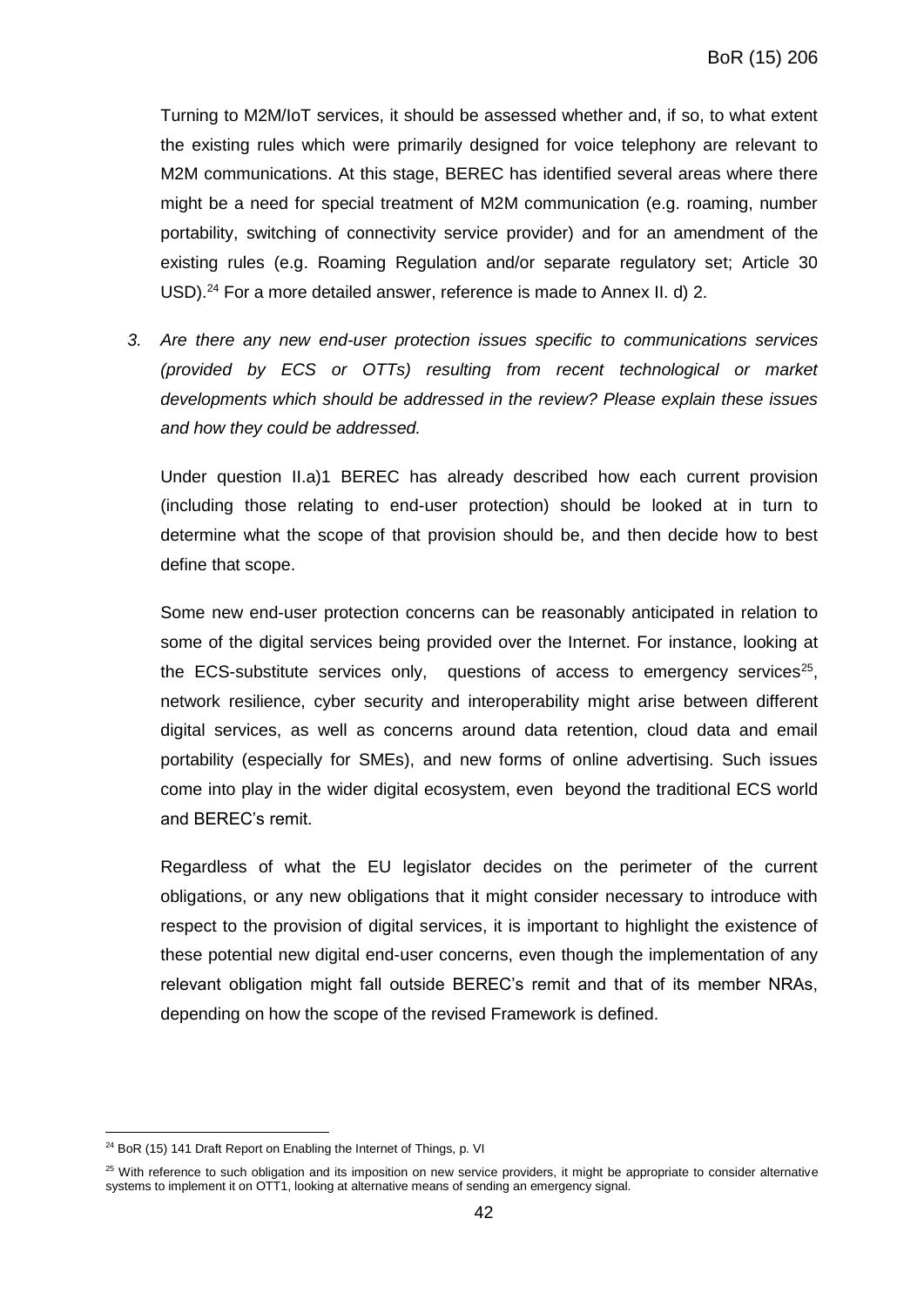Turning to M2M/IoT services, it should be assessed whether and, if so, to what extent the existing rules which were primarily designed for voice telephony are relevant to M2M communications. At this stage, BEREC has identified several areas where there might be a need for special treatment of M2M communication (e.g. roaming, number portability, switching of connectivity service provider) and for an amendment of the existing rules (e.g. Roaming Regulation and/or separate regulatory set; Article 30 USD).[24] For a more detailed answer, reference is made to Annex II. d) 2.

3. *Are there any new end-user protection issues specific to communications services (provided by ECS or OTTs) resulting from recent technological or market developments which should be addressed in the review? Please explain these issues and how they could be addressed.*

Under question II.a)1 BEREC has already described how each current provision (including those relating to end-user protection) should be looked at in turn to determine what the scope of that provision should be, and then decide how to best define that scope.

Some new end-user protection concerns can be reasonably anticipated in relation to some of the digital services being provided over the Internet. For instance, looking at the ECS-substitute services only, questions of access to emergency services[25], network resilience, cyber security and interoperability might arise between different digital services, as well as concerns around data retention, cloud data and email portability (especially for SMEs), and new forms of online advertising. Such issues come into play in the wider digital ecosystem, even beyond the traditional ECS world and BEREC's remit.

Regardless of what the EU legislator decides on the perimeter of the current obligations, or any new obligations that it might consider necessary to introduce with respect to the provision of digital services, it is important to highlight the existence of these potential new digital end-user concerns, even though the implementation of any relevant obligation might fall outside BEREC's remit and that of its member NRAs, depending on how the scope of the revised Framework is defined.

---

[24] BoR (15) 141 Draft Report on Enabling the Internet of Things, p. VI

[25] With reference to such obligation and its imposition on new service providers, it might be appropriate to consider alternative systems to implement it on OTT1, looking at alternative means of sending an emergency signal.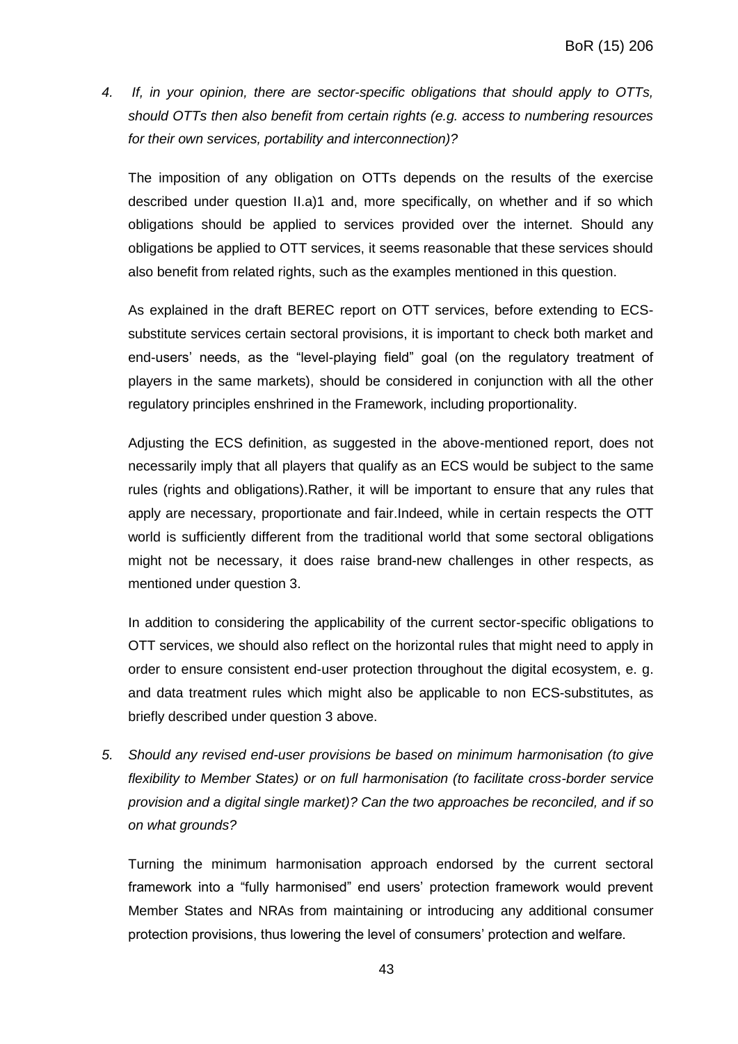4. *If, in your opinion, there are sector-specific obligations that should apply to OTTs, should OTTs then also benefit from certain rights (e.g. access to numbering resources for their own services, portability and interconnection)?*

   The imposition of any obligation on OTTs depends on the results of the exercise described under question II.a)1 and, more specifically, on whether and if so which obligations should be applied to services provided over the internet. Should any obligations be applied to OTT services, it seems reasonable that these services should also benefit from related rights, such as the examples mentioned in this question.

   As explained in the draft BEREC report on OTT services, before extending to ECS-substitute services certain sectoral provisions, it is important to check both market and end-users' needs, as the "level-playing field" goal (on the regulatory treatment of players in the same markets), should be considered in conjunction with all the other regulatory principles enshrined in the Framework, including proportionality.

   Adjusting the ECS definition, as suggested in the above-mentioned report, does not necessarily imply that all players that qualify as an ECS would be subject to the same rules (rights and obligations).Rather, it will be important to ensure that any rules that apply are necessary, proportionate and fair.Indeed, while in certain respects the OTT world is sufficiently different from the traditional world that some sectoral obligations might not be necessary, it does raise brand-new challenges in other respects, as mentioned under question 3.

   In addition to considering the applicability of the current sector-specific obligations to OTT services, we should also reflect on the horizontal rules that might need to apply in order to ensure consistent end-user protection throughout the digital ecosystem, e. g. and data treatment rules which might also be applicable to non ECS-substitutes, as briefly described under question 3 above.

5. *Should any revised end-user provisions be based on minimum harmonisation (to give flexibility to Member States) or on full harmonisation (to facilitate cross-border service provision and a digital single market)? Can the two approaches be reconciled, and if so on what grounds?*

   Turning the minimum harmonisation approach endorsed by the current sectoral framework into a "fully harmonised" end users' protection framework would prevent Member States and NRAs from maintaining or introducing any additional consumer protection provisions, thus lowering the level of consumers' protection and welfare.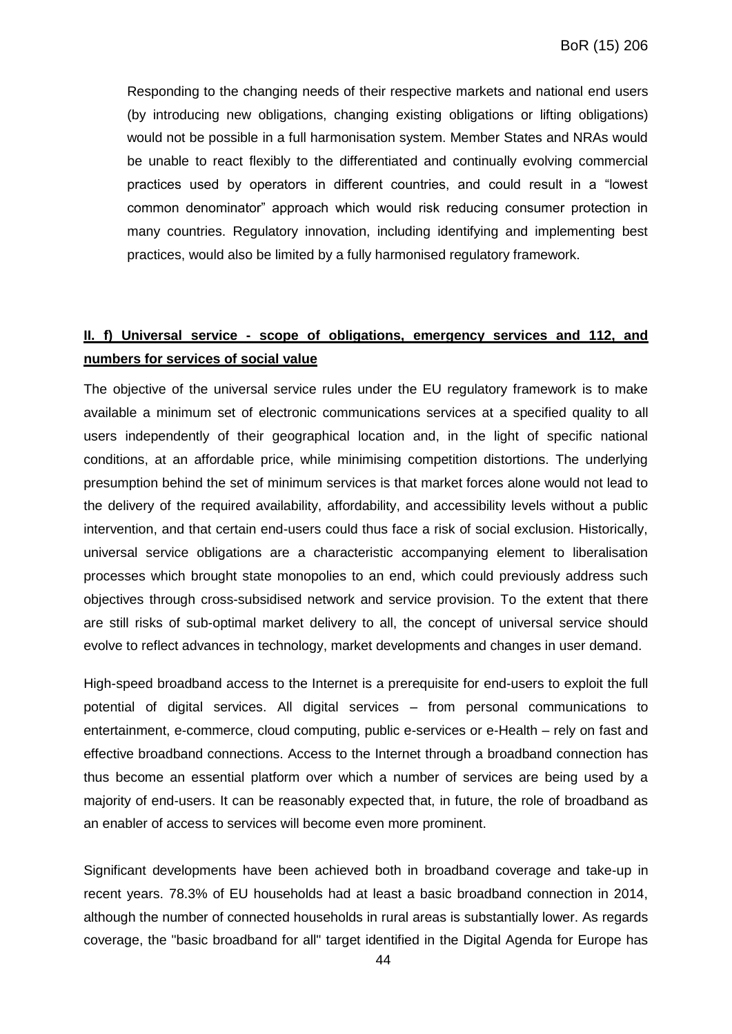Responding to the changing needs of their respective markets and national end users (by introducing new obligations, changing existing obligations or lifting obligations) would not be possible in a full harmonisation system. Member States and NRAs would be unable to react flexibly to the differentiated and continually evolving commercial practices used by operators in different countries, and could result in a "lowest common denominator" approach which would risk reducing consumer protection in many countries. Regulatory innovation, including identifying and implementing best practices, would also be limited by a fully harmonised regulatory framework.

## II. f) Universal service - scope of obligations, emergency services and 112, and numbers for services of social value

The objective of the universal service rules under the EU regulatory framework is to make available a minimum set of electronic communications services at a specified quality to all users independently of their geographical location and, in the light of specific national conditions, at an affordable price, while minimising competition distortions. The underlying presumption behind the set of minimum services is that market forces alone would not lead to the delivery of the required availability, affordability, and accessibility levels without a public intervention, and that certain end-users could thus face a risk of social exclusion. Historically, universal service obligations are a characteristic accompanying element to liberalisation processes which brought state monopolies to an end, which could previously address such objectives through cross-subsidised network and service provision. To the extent that there are still risks of sub-optimal market delivery to all, the concept of universal service should evolve to reflect advances in technology, market developments and changes in user demand.

High-speed broadband access to the Internet is a prerequisite for end-users to exploit the full potential of digital services. All digital services – from personal communications to entertainment, e-commerce, cloud computing, public e-services or e-Health – rely on fast and effective broadband connections. Access to the Internet through a broadband connection has thus become an essential platform over which a number of services are being used by a majority of end-users. It can be reasonably expected that, in future, the role of broadband as an enabler of access to services will become even more prominent.

Significant developments have been achieved both in broadband coverage and take-up in recent years. 78.3% of EU households had at least a basic broadband connection in 2014, although the number of connected households in rural areas is substantially lower. As regards coverage, the "basic broadband for all" target identified in the Digital Agenda for Europe has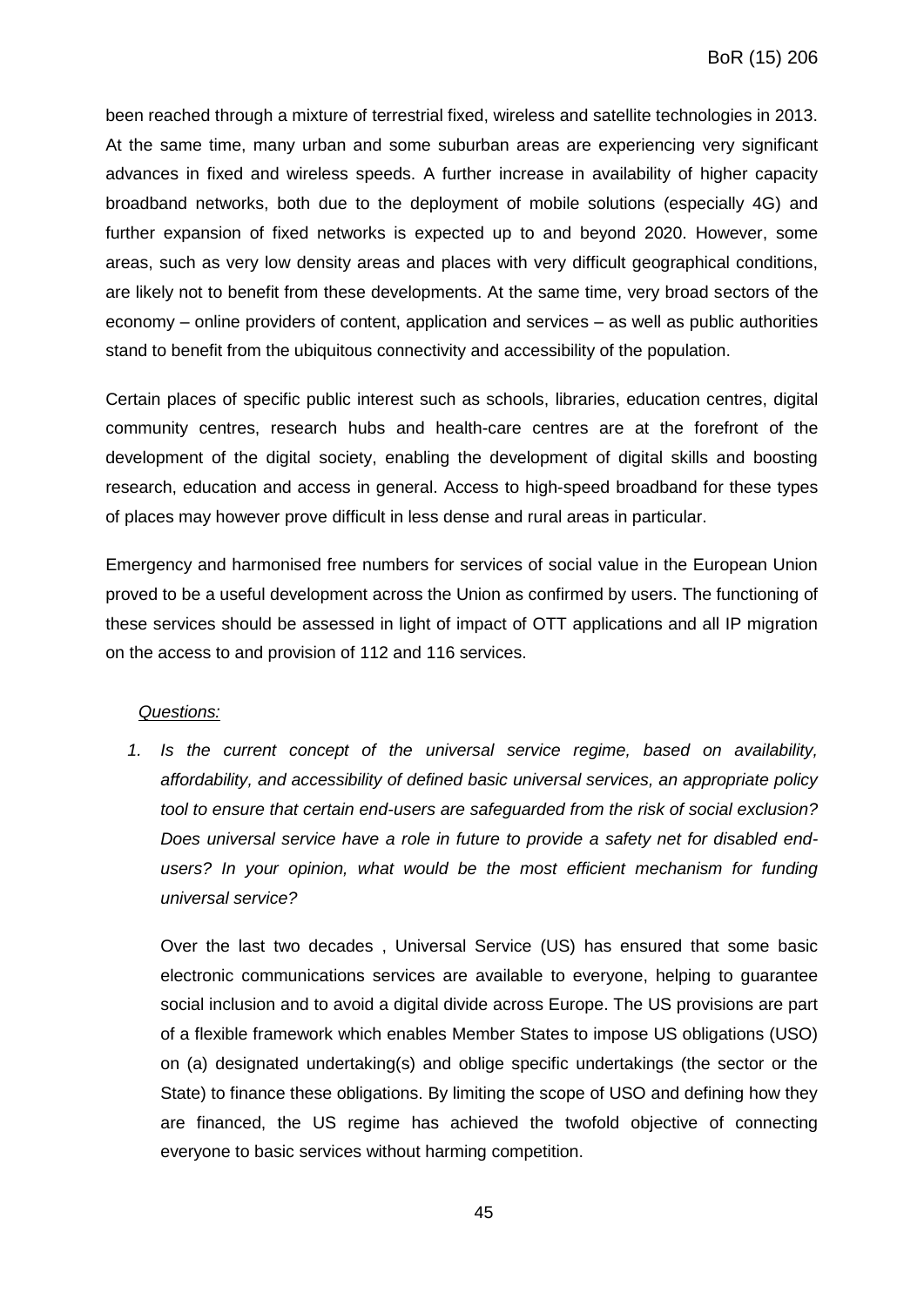been reached through a mixture of terrestrial fixed, wireless and satellite technologies in 2013. At the same time, many urban and some suburban areas are experiencing very significant advances in fixed and wireless speeds. A further increase in availability of higher capacity broadband networks, both due to the deployment of mobile solutions (especially 4G) and further expansion of fixed networks is expected up to and beyond 2020. However, some areas, such as very low density areas and places with very difficult geographical conditions, are likely not to benefit from these developments. At the same time, very broad sectors of the economy – online providers of content, application and services – as well as public authorities stand to benefit from the ubiquitous connectivity and accessibility of the population.

Certain places of specific public interest such as schools, libraries, education centres, digital community centres, research hubs and health-care centres are at the forefront of the development of the digital society, enabling the development of digital skills and boosting research, education and access in general. Access to high-speed broadband for these types of places may however prove difficult in less dense and rural areas in particular.

Emergency and harmonised free numbers for services of social value in the European Union proved to be a useful development across the Union as confirmed by users. The functioning of these services should be assessed in light of impact of OTT applications and all IP migration on the access to and provision of 112 and 116 services.

*Questions:*

1. *Is the current concept of the universal service regime, based on availability, affordability, and accessibility of defined basic universal services, an appropriate policy tool to ensure that certain end-users are safeguarded from the risk of social exclusion? Does universal service have a role in future to provide a safety net for disabled end-users? In your opinion, what would be the most efficient mechanism for funding universal service?*

   Over the last two decades , Universal Service (US) has ensured that some basic electronic communications services are available to everyone, helping to guarantee social inclusion and to avoid a digital divide across Europe. The US provisions are part of a flexible framework which enables Member States to impose US obligations (USO) on (a) designated undertaking(s) and oblige specific undertakings (the sector or the State) to finance these obligations. By limiting the scope of USO and defining how they are financed, the US regime has achieved the twofold objective of connecting everyone to basic services without harming competition.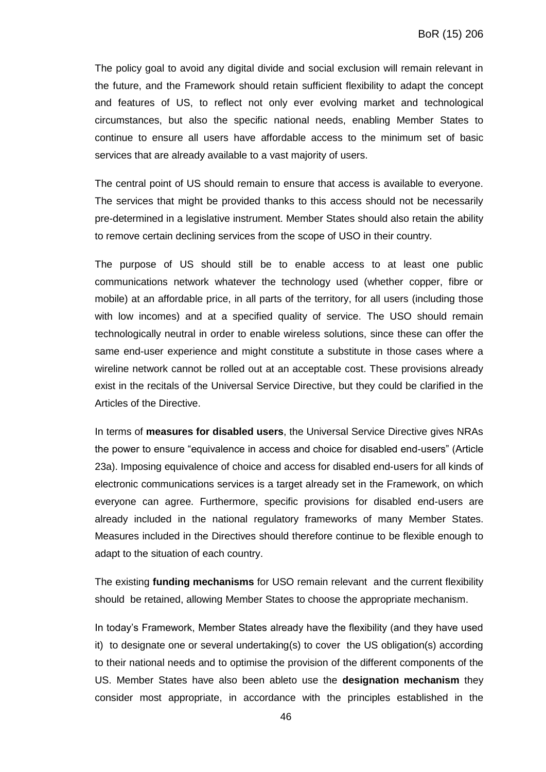The policy goal to avoid any digital divide and social exclusion will remain relevant in the future, and the Framework should retain sufficient flexibility to adapt the concept and features of US, to reflect not only ever evolving market and technological circumstances, but also the specific national needs, enabling Member States to continue to ensure all users have affordable access to the minimum set of basic services that are already available to a vast majority of users.

The central point of US should remain to ensure that access is available to everyone. The services that might be provided thanks to this access should not be necessarily pre-determined in a legislative instrument. Member States should also retain the ability to remove certain declining services from the scope of USO in their country.

The purpose of US should still be to enable access to at least one public communications network whatever the technology used (whether copper, fibre or mobile) at an affordable price, in all parts of the territory, for all users (including those with low incomes) and at a specified quality of service. The USO should remain technologically neutral in order to enable wireless solutions, since these can offer the same end-user experience and might constitute a substitute in those cases where a wireline network cannot be rolled out at an acceptable cost. These provisions already exist in the recitals of the Universal Service Directive, but they could be clarified in the Articles of the Directive.

In terms of **measures for disabled users**, the Universal Service Directive gives NRAs the power to ensure "equivalence in access and choice for disabled end-users" (Article 23a). Imposing equivalence of choice and access for disabled end-users for all kinds of electronic communications services is a target already set in the Framework, on which everyone can agree. Furthermore, specific provisions for disabled end-users are already included in the national regulatory frameworks of many Member States. Measures included in the Directives should therefore continue to be flexible enough to adapt to the situation of each country.

The existing **funding mechanisms** for USO remain relevant and the current flexibility should be retained, allowing Member States to choose the appropriate mechanism.

In today's Framework, Member States already have the flexibility (and they have used it) to designate one or several undertaking(s) to cover the US obligation(s) according to their national needs and to optimise the provision of the different components of the US. Member States have also been ableto use the **designation mechanism** they consider most appropriate, in accordance with the principles established in the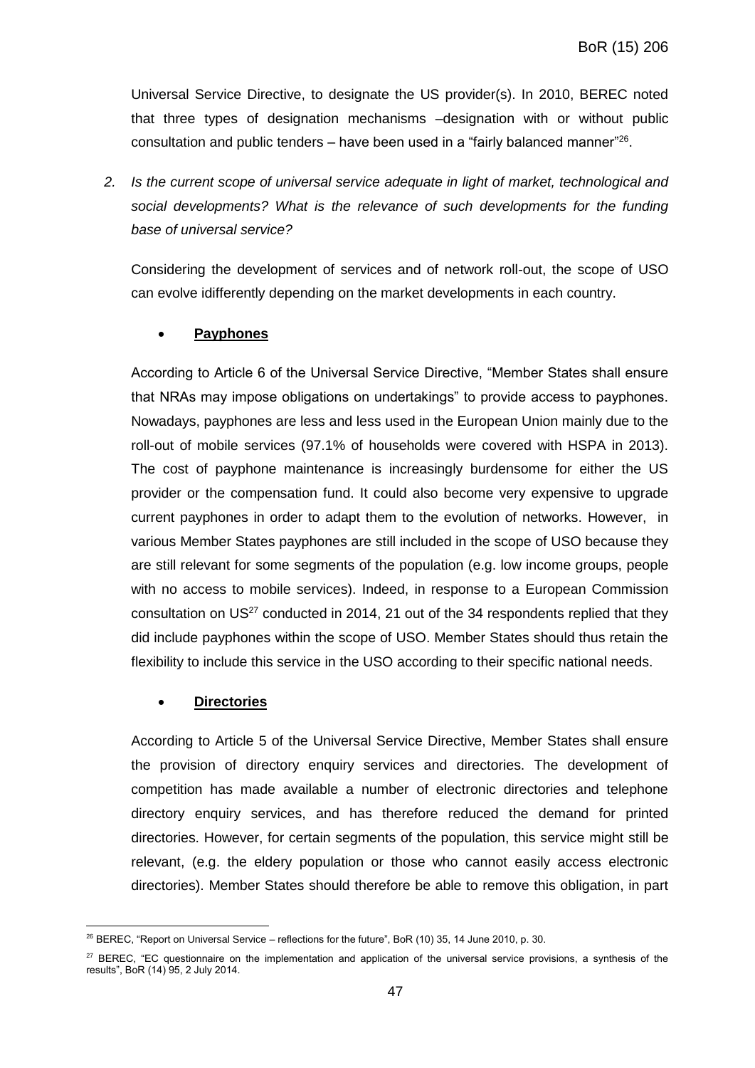Universal Service Directive, to designate the US provider(s). In 2010, BEREC noted that three types of designation mechanisms –designation with or without public consultation and public tenders – have been used in a "fairly balanced manner"[26].

2. *Is the current scope of universal service adequate in light of market, technological and social developments? What is the relevance of such developments for the funding base of universal service?*

Considering the development of services and of network roll-out, the scope of USO can evolve idifferently depending on the market developments in each country.

- **Payphones**

According to Article 6 of the Universal Service Directive, "Member States shall ensure that NRAs may impose obligations on undertakings" to provide access to payphones. Nowadays, payphones are less and less used in the European Union mainly due to the roll-out of mobile services (97.1% of households were covered with HSPA in 2013). The cost of payphone maintenance is increasingly burdensome for either the US provider or the compensation fund. It could also become very expensive to upgrade current payphones in order to adapt them to the evolution of networks. However, in various Member States payphones are still included in the scope of USO because they are still relevant for some segments of the population (e.g. low income groups, people with no access to mobile services). Indeed, in response to a European Commission consultation on US[27] conducted in 2014, 21 out of the 34 respondents replied that they did include payphones within the scope of USO. Member States should thus retain the flexibility to include this service in the USO according to their specific national needs.

- **Directories**

According to Article 5 of the Universal Service Directive, Member States shall ensure the provision of directory enquiry services and directories. The development of competition has made available a number of electronic directories and telephone directory enquiry services, and has therefore reduced the demand for printed directories. However, for certain segments of the population, this service might still be relevant, (e.g. the eldery population or those who cannot easily access electronic directories). Member States should therefore be able to remove this obligation, in part

[26] BEREC, "Report on Universal Service – reflections for the future", BoR (10) 35, 14 June 2010, p. 30.

[27] BEREC, "EC questionnaire on the implementation and application of the universal service provisions, a synthesis of the results", BoR (14) 95, 2 July 2014.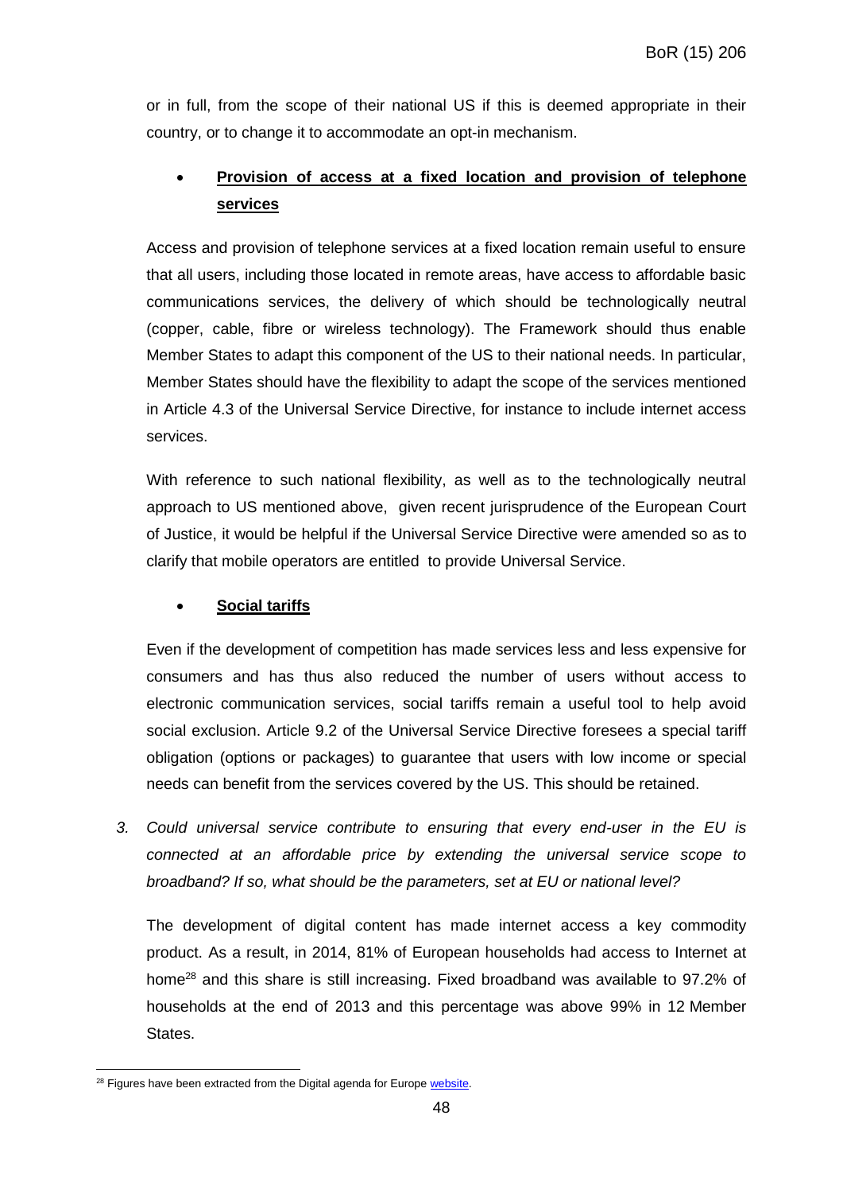or in full, from the scope of their national US if this is deemed appropriate in their country, or to change it to accommodate an opt-in mechanism.

- **Provision of access at a fixed location and provision of telephone services**

Access and provision of telephone services at a fixed location remain useful to ensure that all users, including those located in remote areas, have access to affordable basic communications services, the delivery of which should be technologically neutral (copper, cable, fibre or wireless technology). The Framework should thus enable Member States to adapt this component of the US to their national needs. In particular, Member States should have the flexibility to adapt the scope of the services mentioned in Article 4.3 of the Universal Service Directive, for instance to include internet access services.

With reference to such national flexibility, as well as to the technologically neutral approach to US mentioned above, given recent jurisprudence of the European Court of Justice, it would be helpful if the Universal Service Directive were amended so as to clarify that mobile operators are entitled to provide Universal Service.

- **Social tariffs**

Even if the development of competition has made services less and less expensive for consumers and has thus also reduced the number of users without access to electronic communication services, social tariffs remain a useful tool to help avoid social exclusion. Article 9.2 of the Universal Service Directive foresees a special tariff obligation (options or packages) to guarantee that users with low income or special needs can benefit from the services covered by the US. This should be retained.

3. *Could universal service contribute to ensuring that every end-user in the EU is connected at an affordable price by extending the universal service scope to broadband? If so, what should be the parameters, set at EU or national level?*

The development of digital content has made internet access a key commodity product. As a result, in 2014, 81% of European households had access to Internet at home[28] and this share is still increasing. Fixed broadband was available to 97.2% of households at the end of 2013 and this percentage was above 99% in 12 Member States.

[28] Figures have been extracted from the Digital agenda for Europe website.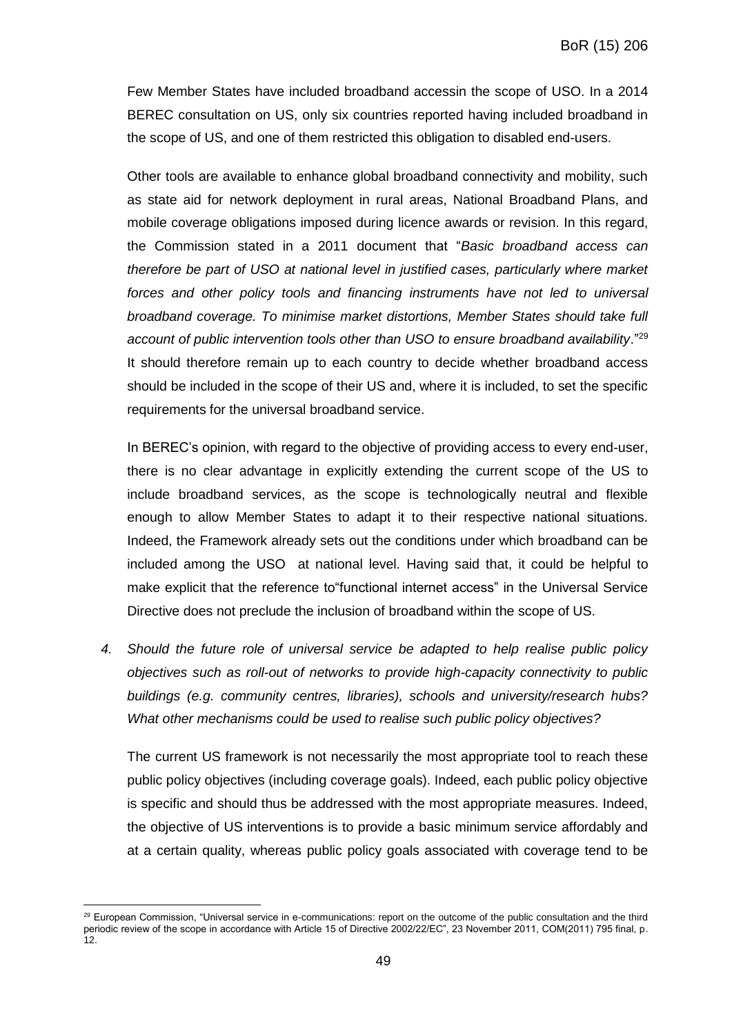Few Member States have included broadband accessin the scope of USO. In a 2014 BEREC consultation on US, only six countries reported having included broadband in the scope of US, and one of them restricted this obligation to disabled end-users.

Other tools are available to enhance global broadband connectivity and mobility, such as state aid for network deployment in rural areas, National Broadband Plans, and mobile coverage obligations imposed during licence awards or revision. In this regard, the Commission stated in a 2011 document that "*Basic broadband access can therefore be part of USO at national level in justified cases, particularly where market forces and other policy tools and financing instruments have not led to universal broadband coverage. To minimise market distortions, Member States should take full account of public intervention tools other than USO to ensure broadband availability*."[29] It should therefore remain up to each country to decide whether broadband access should be included in the scope of their US and, where it is included, to set the specific requirements for the universal broadband service.

In BEREC's opinion, with regard to the objective of providing access to every end-user, there is no clear advantage in explicitly extending the current scope of the US to include broadband services, as the scope is technologically neutral and flexible enough to allow Member States to adapt it to their respective national situations. Indeed, the Framework already sets out the conditions under which broadband can be included among the USO at national level. Having said that, it could be helpful to make explicit that the reference to"functional internet access" in the Universal Service Directive does not preclude the inclusion of broadband within the scope of US.

4. *Should the future role of universal service be adapted to help realise public policy objectives such as roll-out of networks to provide high-capacity connectivity to public buildings (e.g. community centres, libraries), schools and university/research hubs? What other mechanisms could be used to realise such public policy objectives?*

The current US framework is not necessarily the most appropriate tool to reach these public policy objectives (including coverage goals). Indeed, each public policy objective is specific and should thus be addressed with the most appropriate measures. Indeed, the objective of US interventions is to provide a basic minimum service affordably and at a certain quality, whereas public policy goals associated with coverage tend to be

[29] European Commission, "Universal service in e-communications: report on the outcome of the public consultation and the third periodic review of the scope in accordance with Article 15 of Directive 2002/22/EC", 23 November 2011, COM(2011) 795 final, p. 12.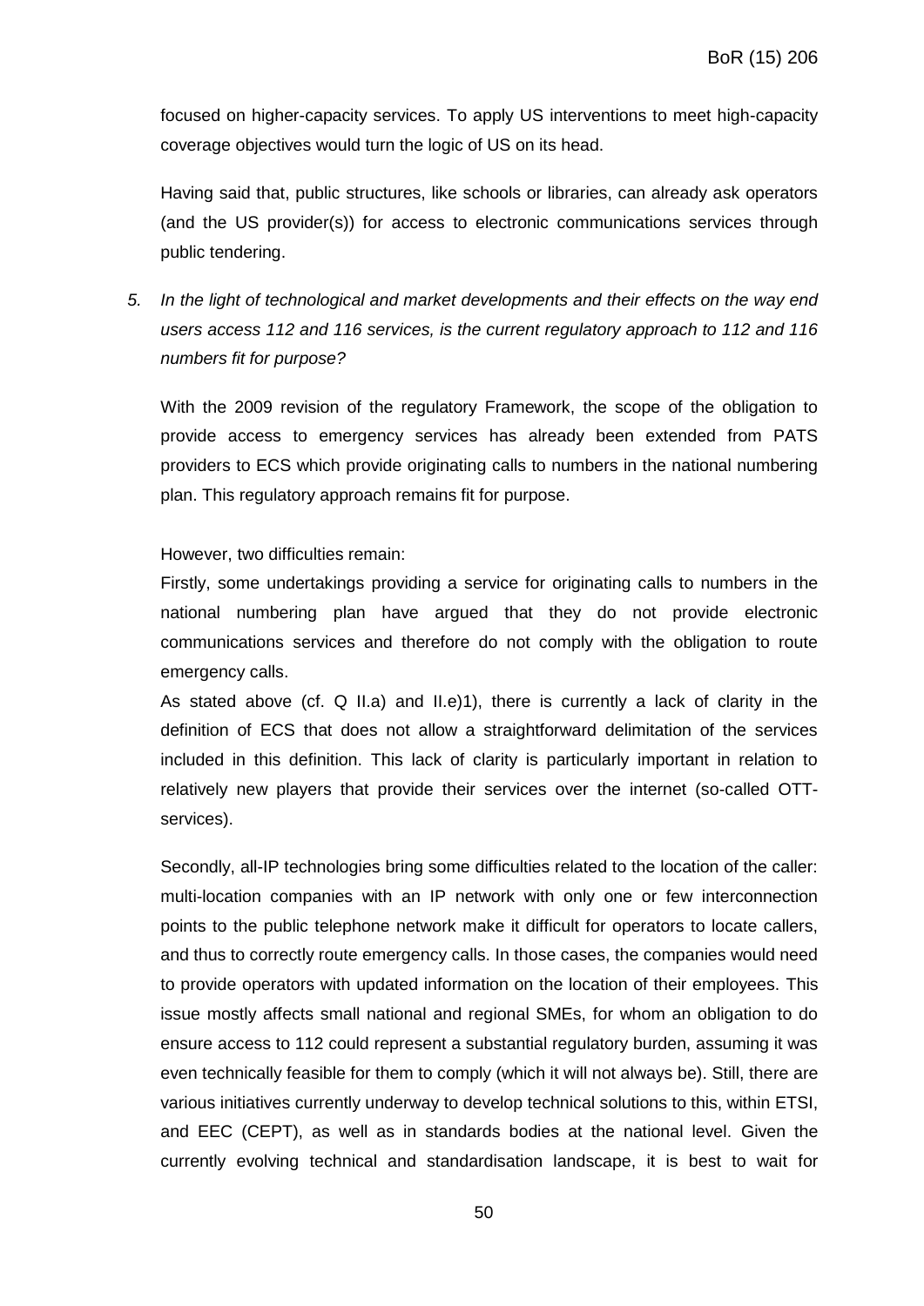focused on higher-capacity services. To apply US interventions to meet high-capacity coverage objectives would turn the logic of US on its head.

Having said that, public structures, like schools or libraries, can already ask operators (and the US provider(s)) for access to electronic communications services through public tendering.

5. *In the light of technological and market developments and their effects on the way end users access 112 and 116 services, is the current regulatory approach to 112 and 116 numbers fit for purpose?*

With the 2009 revision of the regulatory Framework, the scope of the obligation to provide access to emergency services has already been extended from PATS providers to ECS which provide originating calls to numbers in the national numbering plan. This regulatory approach remains fit for purpose.

However, two difficulties remain:

Firstly, some undertakings providing a service for originating calls to numbers in the national numbering plan have argued that they do not provide electronic communications services and therefore do not comply with the obligation to route emergency calls.

As stated above (cf. Q II.a) and II.e)1), there is currently a lack of clarity in the definition of ECS that does not allow a straightforward delimitation of the services included in this definition. This lack of clarity is particularly important in relation to relatively new players that provide their services over the internet (so-called OTT-services).

Secondly, all-IP technologies bring some difficulties related to the location of the caller: multi-location companies with an IP network with only one or few interconnection points to the public telephone network make it difficult for operators to locate callers, and thus to correctly route emergency calls. In those cases, the companies would need to provide operators with updated information on the location of their employees. This issue mostly affects small national and regional SMEs, for whom an obligation to do ensure access to 112 could represent a substantial regulatory burden, assuming it was even technically feasible for them to comply (which it will not always be). Still, there are various initiatives currently underway to develop technical solutions to this, within ETSI, and EEC (CEPT), as well as in standards bodies at the national level. Given the currently evolving technical and standardisation landscape, it is best to wait for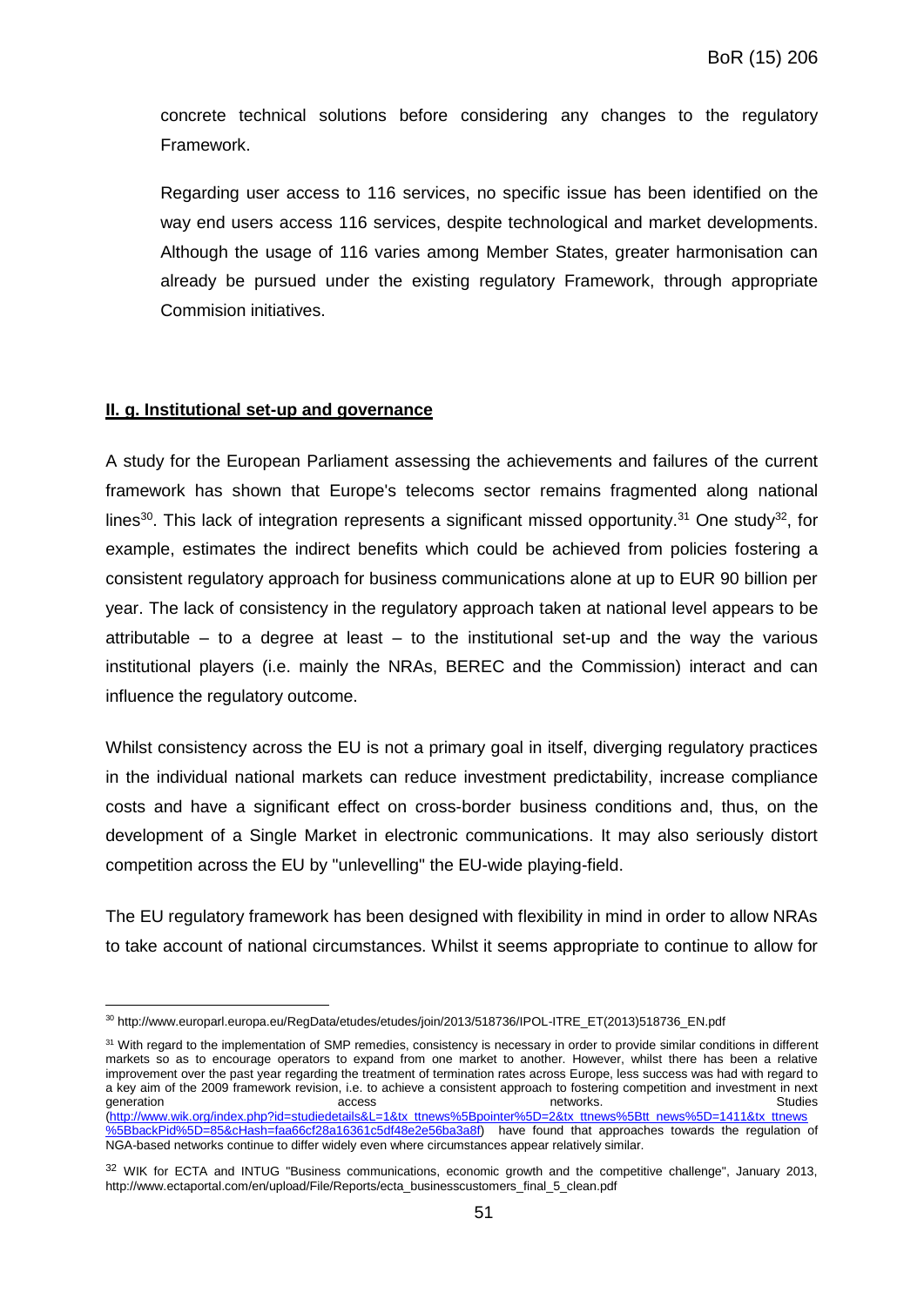concrete technical solutions before considering any changes to the regulatory Framework.

Regarding user access to 116 services, no specific issue has been identified on the way end users access 116 services, despite technological and market developments. Although the usage of 116 varies among Member States, greater harmonisation can already be pursued under the existing regulatory Framework, through appropriate Commision initiatives.

**II. g. Institutional set-up and governance**

A study for the European Parliament assessing the achievements and failures of the current framework has shown that Europe's telecoms sector remains fragmented along national lines[30]. This lack of integration represents a significant missed opportunity.[31] One study[32], for example, estimates the indirect benefits which could be achieved from policies fostering a consistent regulatory approach for business communications alone at up to EUR 90 billion per year. The lack of consistency in the regulatory approach taken at national level appears to be attributable – to a degree at least – to the institutional set-up and the way the various institutional players (i.e. mainly the NRAs, BEREC and the Commission) interact and can influence the regulatory outcome.

Whilst consistency across the EU is not a primary goal in itself, diverging regulatory practices in the individual national markets can reduce investment predictability, increase compliance costs and have a significant effect on cross-border business conditions and, thus, on the development of a Single Market in electronic communications. It may also seriously distort competition across the EU by "unlevelling" the EU-wide playing-field.

The EU regulatory framework has been designed with flexibility in mind in order to allow NRAs to take account of national circumstances. Whilst it seems appropriate to continue to allow for

---

[30] http://www.europarl.europa.eu/RegData/etudes/etudes/join/2013/518736/IPOL-ITRE_ET(2013)518736_EN.pdf

[31] With regard to the implementation of SMP remedies, consistency is necessary in order to provide similar conditions in different markets so as to encourage operators to expand from one market to another. However, whilst there has been a relative improvement over the past year regarding the treatment of termination rates across Europe, less success was had with regard to a key aim of the 2009 framework revision, i.e. to achieve a consistent approach to fostering competition and investment in next generation access networks. Studies (http://www.wik.org/index.php?id=studiedetails&L=1&tx_ttnews%5Bpointer%5D=2&tx_ttnews%5Btt_news%5D=1411&tx_ttnews%5BbackPid%5D=85&cHash=faa66cf28a16361c5df48e2e56ba3a8f) have found that approaches towards the regulation of NGA-based networks continue to differ widely even where circumstances appear relatively similar.

[32] WIK for ECTA and INTUG "Business communications, economic growth and the competitive challenge", January 2013, http://www.ectaportal.com/en/upload/File/Reports/ecta_businesscustomers_final_5_clean.pdf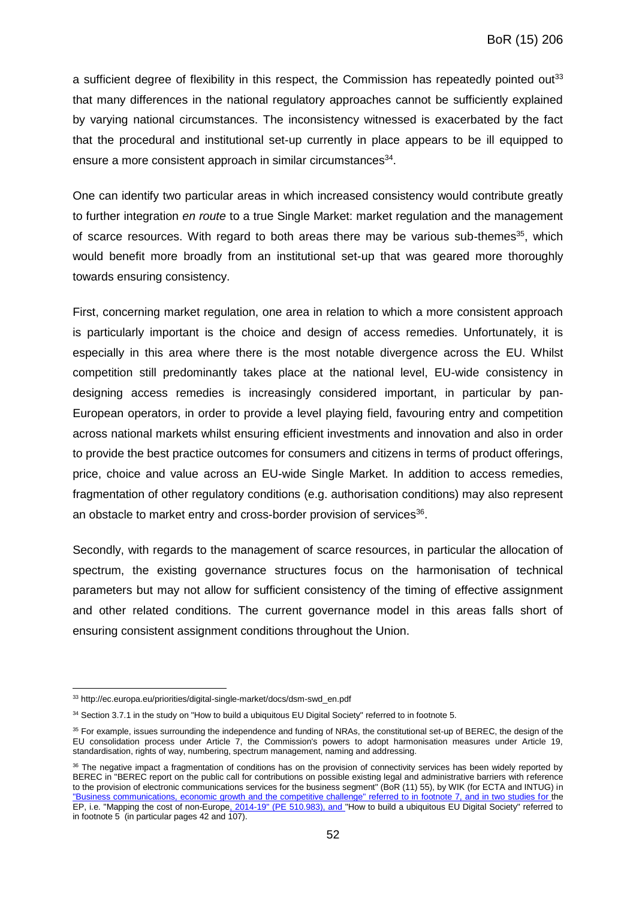a sufficient degree of flexibility in this respect, the Commission has repeatedly pointed out[33] that many differences in the national regulatory approaches cannot be sufficiently explained by varying national circumstances. The inconsistency witnessed is exacerbated by the fact that the procedural and institutional set-up currently in place appears to be ill equipped to ensure a more consistent approach in similar circumstances[34].

One can identify two particular areas in which increased consistency would contribute greatly to further integration *en route* to a true Single Market: market regulation and the management of scarce resources. With regard to both areas there may be various sub-themes[35], which would benefit more broadly from an institutional set-up that was geared more thoroughly towards ensuring consistency.

First, concerning market regulation, one area in relation to which a more consistent approach is particularly important is the choice and design of access remedies. Unfortunately, it is especially in this area where there is the most notable divergence across the EU. Whilst competition still predominantly takes place at the national level, EU-wide consistency in designing access remedies is increasingly considered important, in particular by pan-European operators, in order to provide a level playing field, favouring entry and competition across national markets whilst ensuring efficient investments and innovation and also in order to provide the best practice outcomes for consumers and citizens in terms of product offerings, price, choice and value across an EU-wide Single Market. In addition to access remedies, fragmentation of other regulatory conditions (e.g. authorisation conditions) may also represent an obstacle to market entry and cross-border provision of services[36].

Secondly, with regards to the management of scarce resources, in particular the allocation of spectrum, the existing governance structures focus on the harmonisation of technical parameters but may not allow for sufficient consistency of the timing of effective assignment and other related conditions. The current governance model in this areas falls short of ensuring consistent assignment conditions throughout the Union.

---

[33] http://ec.europa.eu/priorities/digital-single-market/docs/dsm-swd_en.pdf

[34] Section 3.7.1 in the study on "How to build a ubiquitous EU Digital Society" referred to in footnote 5.

[35] For example, issues surrounding the independence and funding of NRAs, the constitutional set-up of BEREC, the design of the EU consolidation process under Article 7, the Commission's powers to adopt harmonisation measures under Article 19, standardisation, rights of way, numbering, spectrum management, naming and addressing.

[36] The negative impact a fragmentation of conditions has on the provision of connectivity services has been widely reported by BEREC in "BEREC report on the public call for contributions on possible existing legal and administrative barriers with reference to the provision of electronic communications services for the business segment" (BoR (11) 55), by WIK (for ECTA and INTUG) in "Business communications, economic growth and the competitive challenge" referred to in footnote 7, and in two studies for the EP, i.e. "Mapping the cost of non-Europe, 2014-19" (PE 510.983), and "How to build a ubiquitous EU Digital Society" referred to in footnote 5 (in particular pages 42 and 107).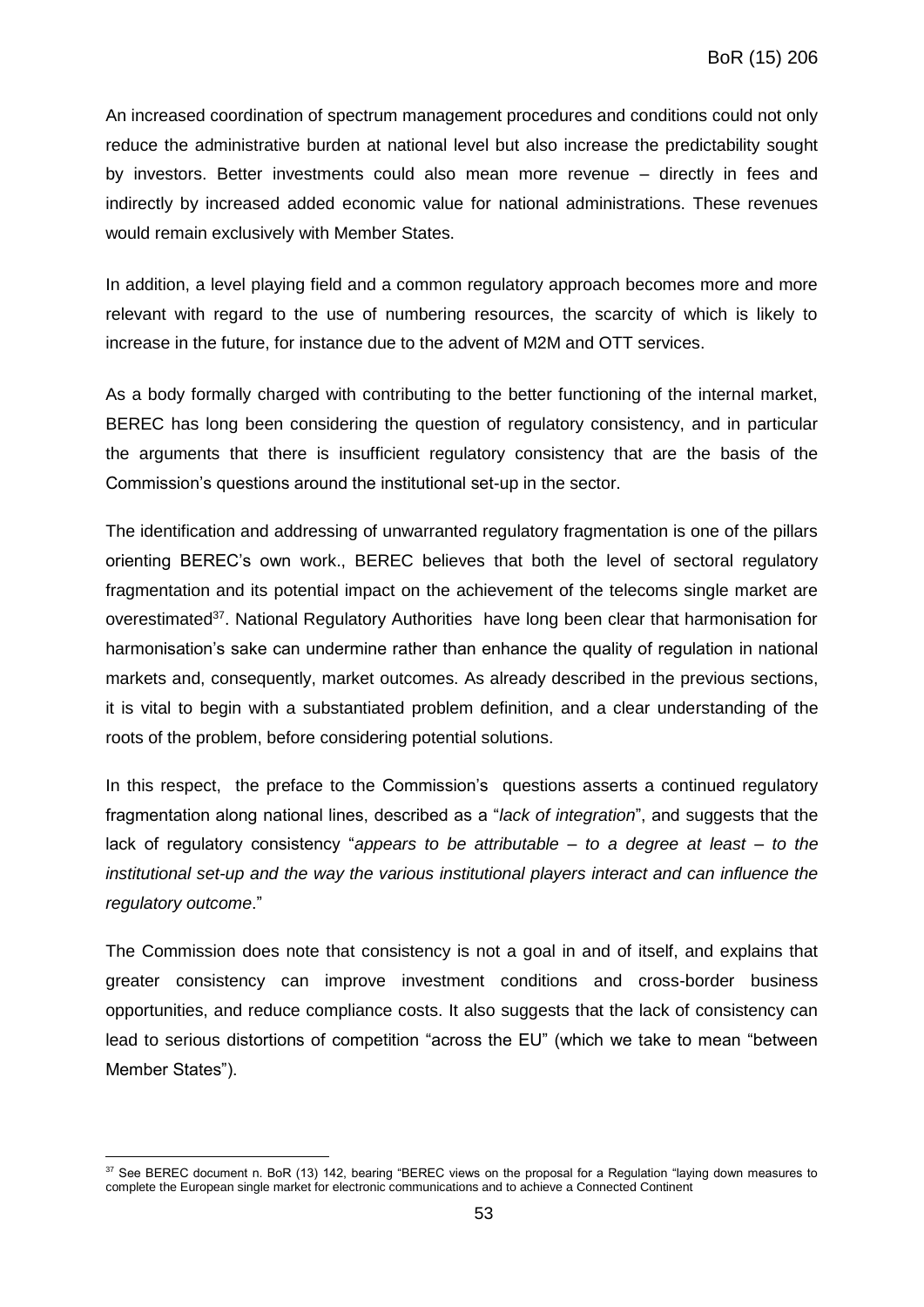An increased coordination of spectrum management procedures and conditions could not only reduce the administrative burden at national level but also increase the predictability sought by investors. Better investments could also mean more revenue – directly in fees and indirectly by increased added economic value for national administrations. These revenues would remain exclusively with Member States.

In addition, a level playing field and a common regulatory approach becomes more and more relevant with regard to the use of numbering resources, the scarcity of which is likely to increase in the future, for instance due to the advent of M2M and OTT services.

As a body formally charged with contributing to the better functioning of the internal market, BEREC has long been considering the question of regulatory consistency, and in particular the arguments that there is insufficient regulatory consistency that are the basis of the Commission's questions around the institutional set-up in the sector.

The identification and addressing of unwarranted regulatory fragmentation is one of the pillars orienting BEREC's own work., BEREC believes that both the level of sectoral regulatory fragmentation and its potential impact on the achievement of the telecoms single market are overestimated[37]. National Regulatory Authorities have long been clear that harmonisation for harmonisation's sake can undermine rather than enhance the quality of regulation in national markets and, consequently, market outcomes. As already described in the previous sections, it is vital to begin with a substantiated problem definition, and a clear understanding of the roots of the problem, before considering potential solutions.

In this respect, the preface to the Commission's questions asserts a continued regulatory fragmentation along national lines, described as a "*lack of integration*", and suggests that the lack of regulatory consistency "*appears to be attributable – to a degree at least – to the institutional set-up and the way the various institutional players interact and can influence the regulatory outcome*."

The Commission does note that consistency is not a goal in and of itself, and explains that greater consistency can improve investment conditions and cross-border business opportunities, and reduce compliance costs. It also suggests that the lack of consistency can lead to serious distortions of competition "across the EU" (which we take to mean "between Member States").

---

[37] See BEREC document n. BoR (13) 142, bearing "BEREC views on the proposal for a Regulation "laying down measures to complete the European single market for electronic communications and to achieve a Connected Continent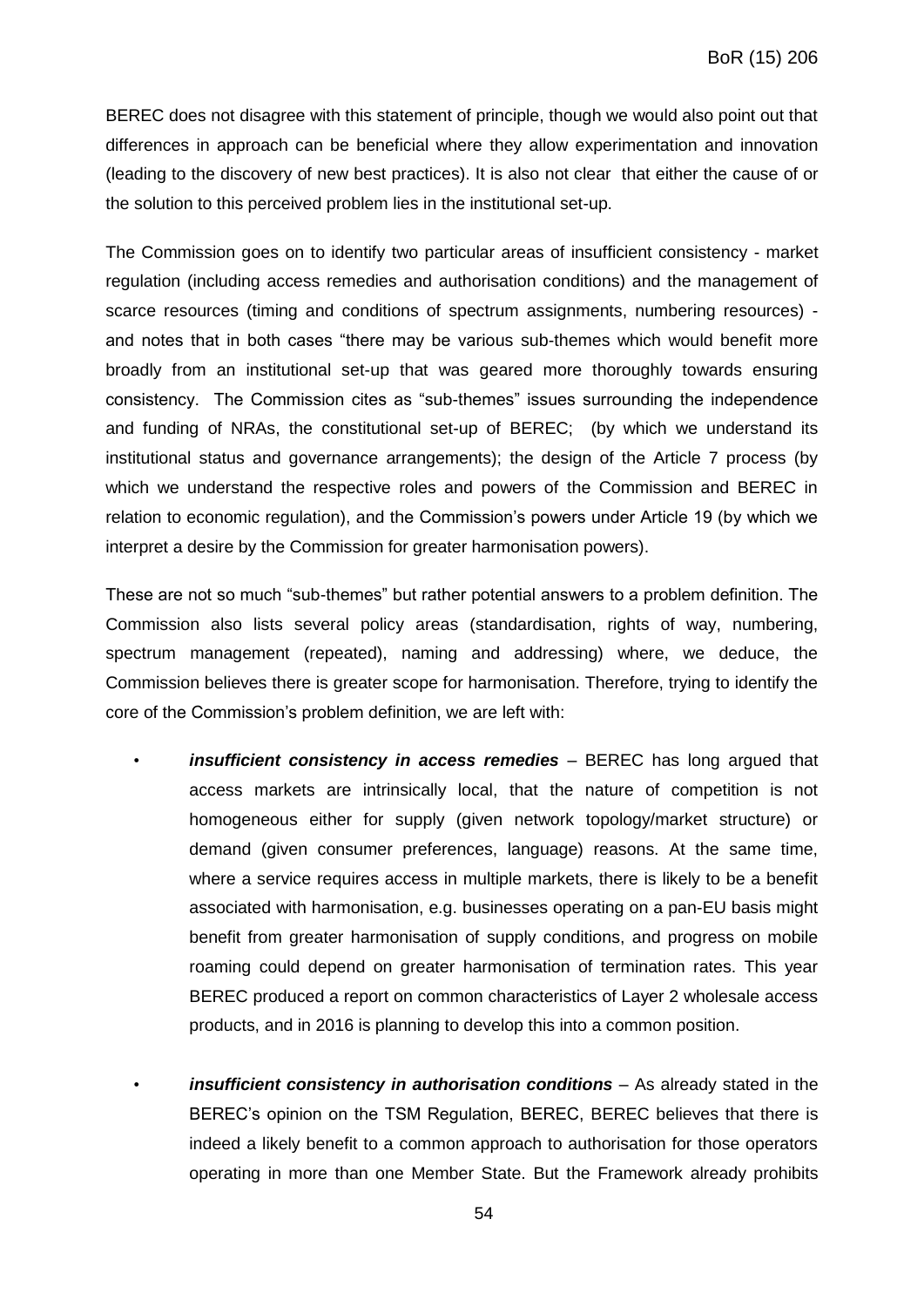BEREC does not disagree with this statement of principle, though we would also point out that differences in approach can be beneficial where they allow experimentation and innovation (leading to the discovery of new best practices). It is also not clear  that either the cause of or the solution to this perceived problem lies in the institutional set-up.

The Commission goes on to identify two particular areas of insufficient consistency - market regulation (including access remedies and authorisation conditions) and the management of scarce resources (timing and conditions of spectrum assignments, numbering resources) - and notes that in both cases "there may be various sub-themes which would benefit more broadly from an institutional set-up that was geared more thoroughly towards ensuring consistency.  The Commission cites as "sub-themes" issues surrounding the independence and funding of NRAs, the constitutional set-up of BEREC;  (by which we understand its institutional status and governance arrangements); the design of the Article 7 process (by which we understand the respective roles and powers of the Commission and BEREC in relation to economic regulation), and the Commission's powers under Article 19 (by which we interpret a desire by the Commission for greater harmonisation powers).

These are not so much "sub-themes" but rather potential answers to a problem definition. The Commission also lists several policy areas (standardisation, rights of way, numbering, spectrum management (repeated), naming and addressing) where, we deduce, the Commission believes there is greater scope for harmonisation. Therefore, trying to identify the core of the Commission's problem definition, we are left with:

- ***insufficient consistency in access remedies*** – BEREC has long argued that access markets are intrinsically local, that the nature of competition is not homogeneous either for supply (given network topology/market structure) or demand (given consumer preferences, language) reasons. At the same time, where a service requires access in multiple markets, there is likely to be a benefit associated with harmonisation, e.g. businesses operating on a pan-EU basis might benefit from greater harmonisation of supply conditions, and progress on mobile roaming could depend on greater harmonisation of termination rates. This year BEREC produced a report on common characteristics of Layer 2 wholesale access products, and in 2016 is planning to develop this into a common position.

- ***insufficient consistency in authorisation conditions*** – As already stated in the BEREC's opinion on the TSM Regulation, BEREC, BEREC believes that there is indeed a likely benefit to a common approach to authorisation for those operators operating in more than one Member State. But the Framework already prohibits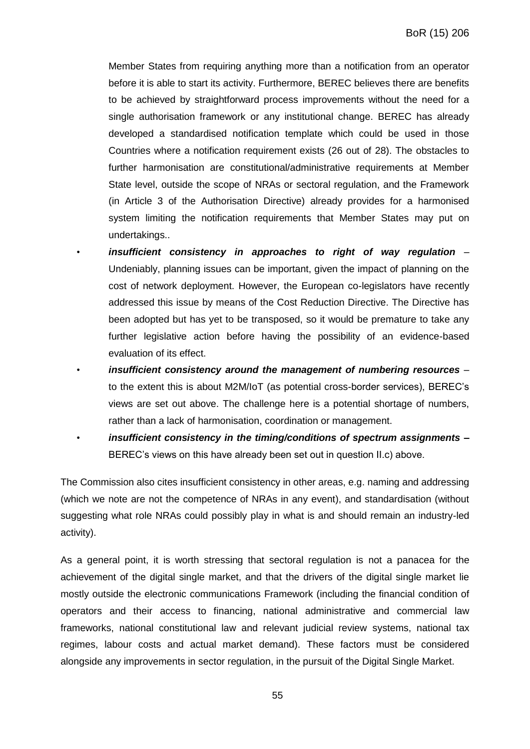Member States from requiring anything more than a notification from an operator before it is able to start its activity. Furthermore, BEREC believes there are benefits to be achieved by straightforward process improvements without the need for a single authorisation framework or any institutional change. BEREC has already developed a standardised notification template which could be used in those Countries where a notification requirement exists (26 out of 28). The obstacles to further harmonisation are constitutional/administrative requirements at Member State level, outside the scope of NRAs or sectoral regulation, and the Framework (in Article 3 of the Authorisation Directive) already provides for a harmonised system limiting the notification requirements that Member States may put on undertakings..

- ***insufficient consistency in approaches to right of way regulation*** – Undeniably, planning issues can be important, given the impact of planning on the cost of network deployment. However, the European co-legislators have recently addressed this issue by means of the Cost Reduction Directive. The Directive has been adopted but has yet to be transposed, so it would be premature to take any further legislative action before having the possibility of an evidence-based evaluation of its effect.
- ***insufficient consistency around the management of numbering resources*** – to the extent this is about M2M/IoT (as potential cross-border services), BEREC's views are set out above. The challenge here is a potential shortage of numbers, rather than a lack of harmonisation, coordination or management.
- ***insufficient consistency in the timing/conditions of spectrum assignments*** **–** BEREC's views on this have already been set out in question II.c) above.

The Commission also cites insufficient consistency in other areas, e.g. naming and addressing (which we note are not the competence of NRAs in any event), and standardisation (without suggesting what role NRAs could possibly play in what is and should remain an industry-led activity).

As a general point, it is worth stressing that sectoral regulation is not a panacea for the achievement of the digital single market, and that the drivers of the digital single market lie mostly outside the electronic communications Framework (including the financial condition of operators and their access to financing, national administrative and commercial law frameworks, national constitutional law and relevant judicial review systems, national tax regimes, labour costs and actual market demand). These factors must be considered alongside any improvements in sector regulation, in the pursuit of the Digital Single Market.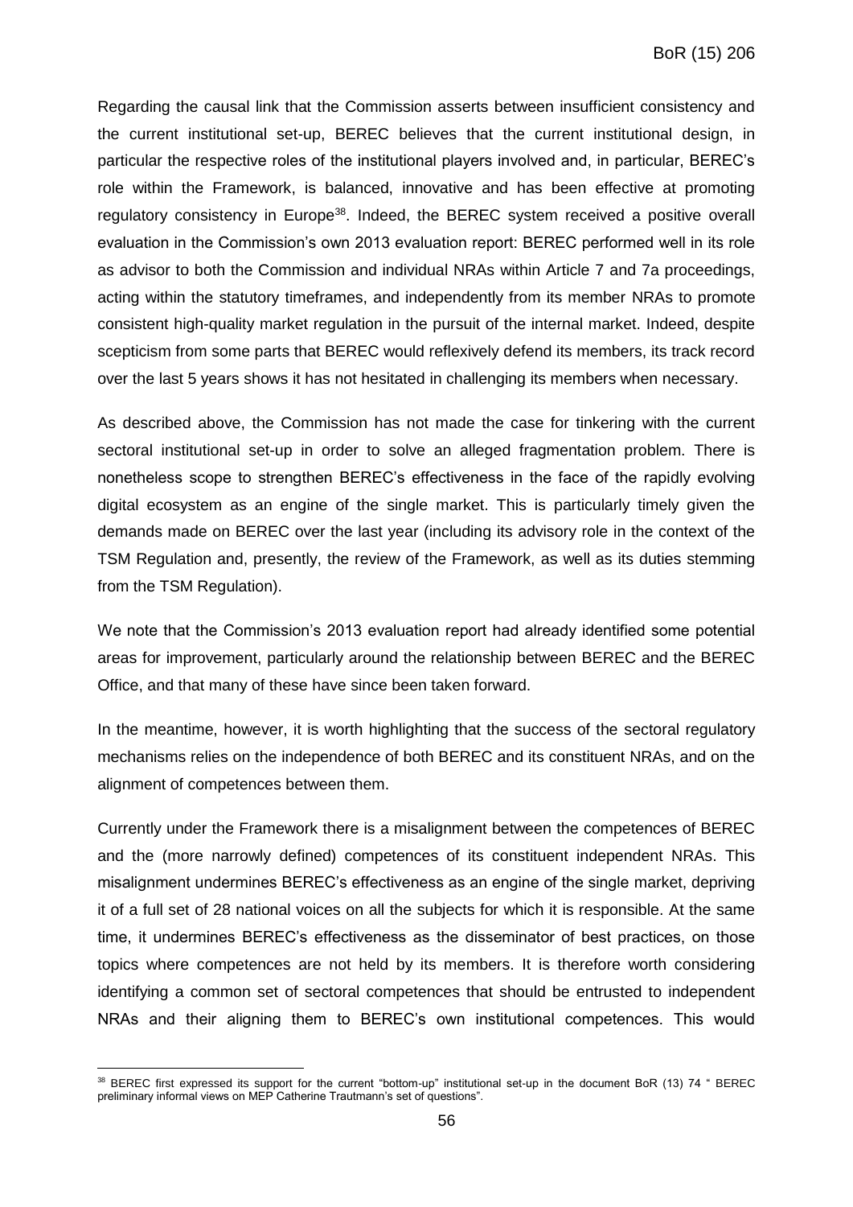Regarding the causal link that the Commission asserts between insufficient consistency and the current institutional set-up, BEREC believes that the current institutional design, in particular the respective roles of the institutional players involved and, in particular, BEREC's role within the Framework, is balanced, innovative and has been effective at promoting regulatory consistency in Europe[38]. Indeed, the BEREC system received a positive overall evaluation in the Commission's own 2013 evaluation report: BEREC performed well in its role as advisor to both the Commission and individual NRAs within Article 7 and 7a proceedings, acting within the statutory timeframes, and independently from its member NRAs to promote consistent high-quality market regulation in the pursuit of the internal market. Indeed, despite scepticism from some parts that BEREC would reflexively defend its members, its track record over the last 5 years shows it has not hesitated in challenging its members when necessary.

As described above, the Commission has not made the case for tinkering with the current sectoral institutional set-up in order to solve an alleged fragmentation problem. There is nonetheless scope to strengthen BEREC's effectiveness in the face of the rapidly evolving digital ecosystem as an engine of the single market. This is particularly timely given the demands made on BEREC over the last year (including its advisory role in the context of the TSM Regulation and, presently, the review of the Framework, as well as its duties stemming from the TSM Regulation).

We note that the Commission's 2013 evaluation report had already identified some potential areas for improvement, particularly around the relationship between BEREC and the BEREC Office, and that many of these have since been taken forward.

In the meantime, however, it is worth highlighting that the success of the sectoral regulatory mechanisms relies on the independence of both BEREC and its constituent NRAs, and on the alignment of competences between them.

Currently under the Framework there is a misalignment between the competences of BEREC and the (more narrowly defined) competences of its constituent independent NRAs. This misalignment undermines BEREC's effectiveness as an engine of the single market, depriving it of a full set of 28 national voices on all the subjects for which it is responsible. At the same time, it undermines BEREC's effectiveness as the disseminator of best practices, on those topics where competences are not held by its members. It is therefore worth considering identifying a common set of sectoral competences that should be entrusted to independent NRAs and their aligning them to BEREC's own institutional competences. This would

[38] BEREC first expressed its support for the current "bottom-up" institutional set-up in the document BoR (13) 74 " BEREC preliminary informal views on MEP Catherine Trautmann's set of questions".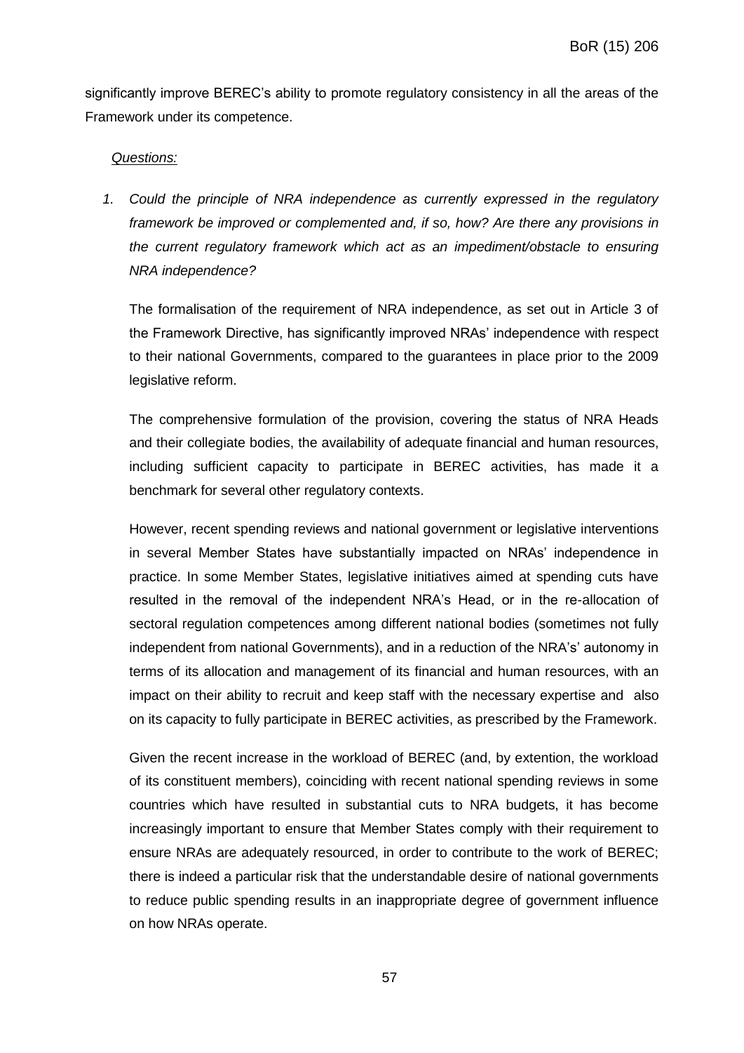significantly improve BEREC's ability to promote regulatory consistency in all the areas of the Framework under its competence.

*Questions:*

1. *Could the principle of NRA independence as currently expressed in the regulatory framework be improved or complemented and, if so, how? Are there any provisions in the current regulatory framework which act as an impediment/obstacle to ensuring NRA independence?*

   The formalisation of the requirement of NRA independence, as set out in Article 3 of the Framework Directive, has significantly improved NRAs' independence with respect to their national Governments, compared to the guarantees in place prior to the 2009 legislative reform.

   The comprehensive formulation of the provision, covering the status of NRA Heads and their collegiate bodies, the availability of adequate financial and human resources, including sufficient capacity to participate in BEREC activities, has made it a benchmark for several other regulatory contexts.

   However, recent spending reviews and national government or legislative interventions in several Member States have substantially impacted on NRAs' independence in practice. In some Member States, legislative initiatives aimed at spending cuts have resulted in the removal of the independent NRA's Head, or in the re-allocation of sectoral regulation competences among different national bodies (sometimes not fully independent from national Governments), and in a reduction of the NRA's' autonomy in terms of its allocation and management of its financial and human resources, with an impact on their ability to recruit and keep staff with the necessary expertise and also on its capacity to fully participate in BEREC activities, as prescribed by the Framework.

   Given the recent increase in the workload of BEREC (and, by extention, the workload of its constituent members), coinciding with recent national spending reviews in some countries which have resulted in substantial cuts to NRA budgets, it has become increasingly important to ensure that Member States comply with their requirement to ensure NRAs are adequately resourced, in order to contribute to the work of BEREC; there is indeed a particular risk that the understandable desire of national governments to reduce public spending results in an inappropriate degree of government influence on how NRAs operate.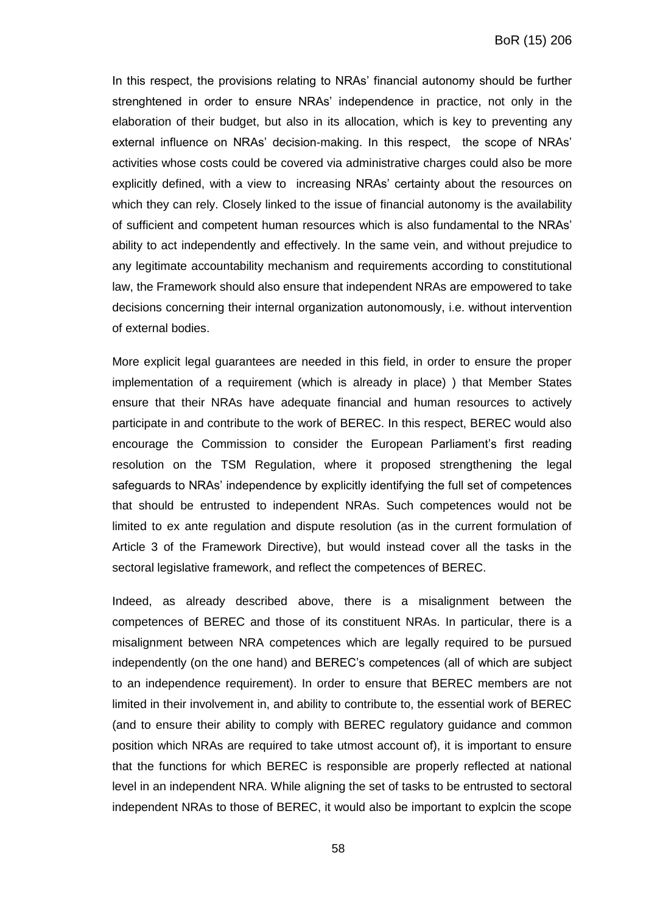In this respect, the provisions relating to NRAs' financial autonomy should be further strenghtened in order to ensure NRAs' independence in practice, not only in the elaboration of their budget, but also in its allocation, which is key to preventing any external influence on NRAs' decision-making. In this respect, the scope of NRAs' activities whose costs could be covered via administrative charges could also be more explicitly defined, with a view to increasing NRAs' certainty about the resources on which they can rely. Closely linked to the issue of financial autonomy is the availability of sufficient and competent human resources which is also fundamental to the NRAs' ability to act independently and effectively. In the same vein, and without prejudice to any legitimate accountability mechanism and requirements according to constitutional law, the Framework should also ensure that independent NRAs are empowered to take decisions concerning their internal organization autonomously, i.e. without intervention of external bodies.

More explicit legal guarantees are needed in this field, in order to ensure the proper implementation of a requirement (which is already in place) ) that Member States ensure that their NRAs have adequate financial and human resources to actively participate in and contribute to the work of BEREC. In this respect, BEREC would also encourage the Commission to consider the European Parliament's first reading resolution on the TSM Regulation, where it proposed strengthening the legal safeguards to NRAs' independence by explicitly identifying the full set of competences that should be entrusted to independent NRAs. Such competences would not be limited to ex ante regulation and dispute resolution (as in the current formulation of Article 3 of the Framework Directive), but would instead cover all the tasks in the sectoral legislative framework, and reflect the competences of BEREC.

Indeed, as already described above, there is a misalignment between the competences of BEREC and those of its constituent NRAs. In particular, there is a misalignment between NRA competences which are legally required to be pursued independently (on the one hand) and BEREC's competences (all of which are subject to an independence requirement). In order to ensure that BEREC members are not limited in their involvement in, and ability to contribute to, the essential work of BEREC (and to ensure their ability to comply with BEREC regulatory guidance and common position which NRAs are required to take utmost account of), it is important to ensure that the functions for which BEREC is responsible are properly reflected at national level in an independent NRA. While aligning the set of tasks to be entrusted to sectoral independent NRAs to those of BEREC, it would also be important to explcin the scope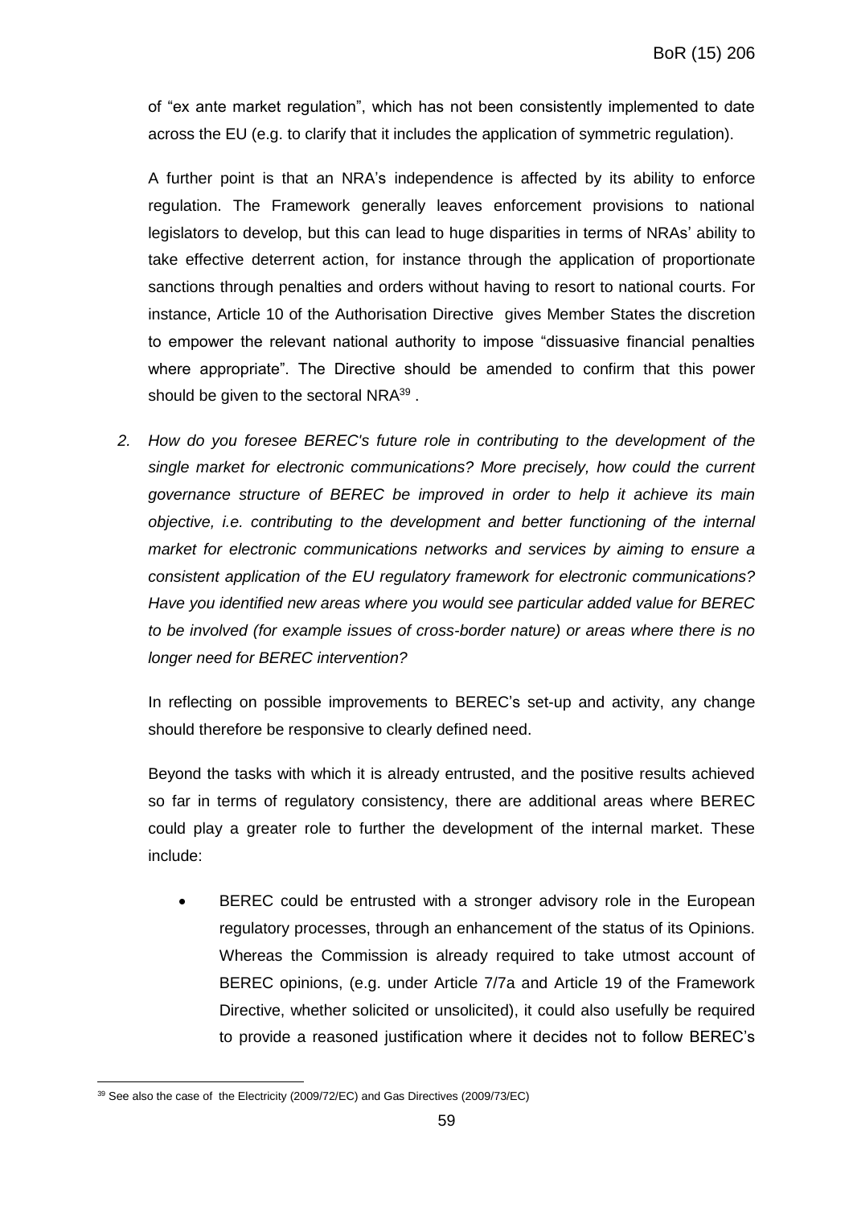of "ex ante market regulation", which has not been consistently implemented to date across the EU (e.g. to clarify that it includes the application of symmetric regulation).

A further point is that an NRA's independence is affected by its ability to enforce regulation. The Framework generally leaves enforcement provisions to national legislators to develop, but this can lead to huge disparities in terms of NRAs' ability to take effective deterrent action, for instance through the application of proportionate sanctions through penalties and orders without having to resort to national courts. For instance, Article 10 of the Authorisation Directive gives Member States the discretion to empower the relevant national authority to impose "dissuasive financial penalties where appropriate". The Directive should be amended to confirm that this power should be given to the sectoral NRA[39] .

2. *How do you foresee BEREC's future role in contributing to the development of the single market for electronic communications? More precisely, how could the current governance structure of BEREC be improved in order to help it achieve its main objective, i.e. contributing to the development and better functioning of the internal market for electronic communications networks and services by aiming to ensure a consistent application of the EU regulatory framework for electronic communications? Have you identified new areas where you would see particular added value for BEREC to be involved (for example issues of cross-border nature) or areas where there is no longer need for BEREC intervention?*

   In reflecting on possible improvements to BEREC's set-up and activity, any change should therefore be responsive to clearly defined need.

   Beyond the tasks with which it is already entrusted, and the positive results achieved so far in terms of regulatory consistency, there are additional areas where BEREC could play a greater role to further the development of the internal market. These include:

   - BEREC could be entrusted with a stronger advisory role in the European regulatory processes, through an enhancement of the status of its Opinions. Whereas the Commission is already required to take utmost account of BEREC opinions, (e.g. under Article 7/7a and Article 19 of the Framework Directive, whether solicited or unsolicited), it could also usefully be required to provide a reasoned justification where it decides not to follow BEREC's

[39] See also the case of the Electricity (2009/72/EC) and Gas Directives (2009/73/EC)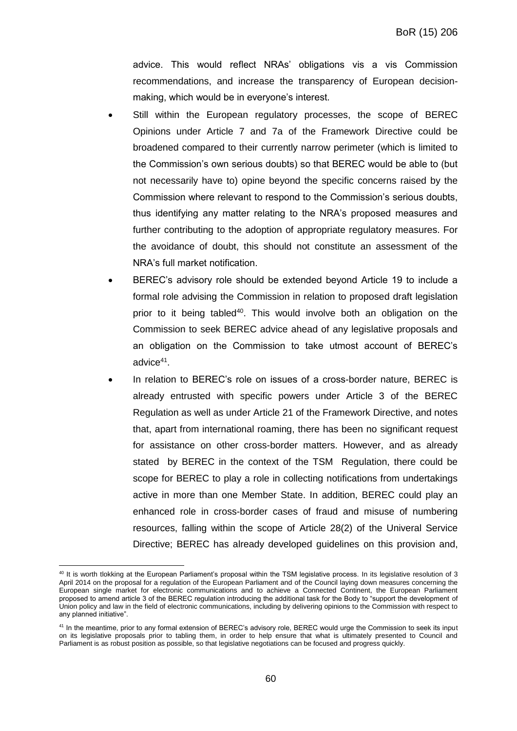advice. This would reflect NRAs' obligations vis a vis Commission recommendations, and increase the transparency of European decision-making, which would be in everyone's interest.

- Still within the European regulatory processes, the scope of BEREC Opinions under Article 7 and 7a of the Framework Directive could be broadened compared to their currently narrow perimeter (which is limited to the Commission's own serious doubts) so that BEREC would be able to (but not necessarily have to) opine beyond the specific concerns raised by the Commission where relevant to respond to the Commission's serious doubts, thus identifying any matter relating to the NRA's proposed measures and further contributing to the adoption of appropriate regulatory measures. For the avoidance of doubt, this should not constitute an assessment of the NRA's full market notification.
- BEREC's advisory role should be extended beyond Article 19 to include a formal role advising the Commission in relation to proposed draft legislation prior to it being tabled[40]. This would involve both an obligation on the Commission to seek BEREC advice ahead of any legislative proposals and an obligation on the Commission to take utmost account of BEREC's advice[41].
- In relation to BEREC's role on issues of a cross-border nature, BEREC is already entrusted with specific powers under Article 3 of the BEREC Regulation as well as under Article 21 of the Framework Directive, and notes that, apart from international roaming, there has been no significant request for assistance on other cross-border matters. However, and as already stated by BEREC in the context of the TSM Regulation, there could be scope for BEREC to play a role in collecting notifications from undertakings active in more than one Member State. In addition, BEREC could play an enhanced role in cross-border cases of fraud and misuse of numbering resources, falling within the scope of Article 28(2) of the Univeral Service Directive; BEREC has already developed guidelines on this provision and,

[40] It is worth tlokking at the European Parliament's proposal within the TSM legislative process. In its legislative resolution of 3 April 2014 on the proposal for a regulation of the European Parliament and of the Council laying down measures concerning the European single market for electronic communications and to achieve a Connected Continent, the European Parliament proposed to amend article 3 of the BEREC regulation introducing the additional task for the Body to "support the development of Union policy and law in the field of electronic communications, including by delivering opinions to the Commission with respect to any planned initiative".

[41] In the meantime, prior to any formal extension of BEREC's advisory role, BEREC would urge the Commission to seek its input on its legislative proposals prior to tabling them, in order to help ensure that what is ultimately presented to Council and Parliament is as robust position as possible, so that legislative negotiations can be focused and progress quickly.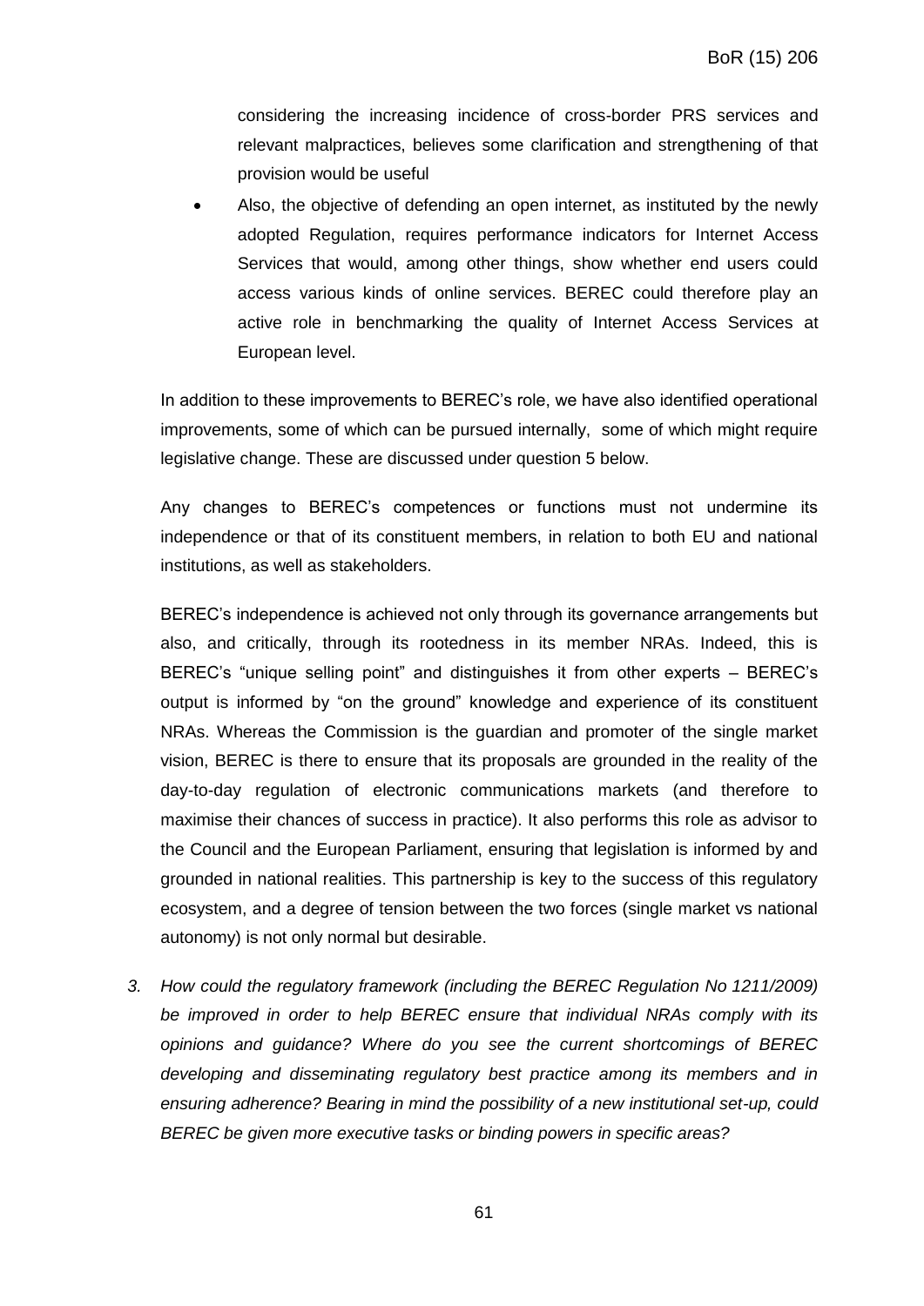considering the increasing incidence of cross-border PRS services and relevant malpractices, believes some clarification and strengthening of that provision would be useful

- Also, the objective of defending an open internet, as instituted by the newly adopted Regulation, requires performance indicators for Internet Access Services that would, among other things, show whether end users could access various kinds of online services. BEREC could therefore play an active role in benchmarking the quality of Internet Access Services at European level.

In addition to these improvements to BEREC's role, we have also identified operational improvements, some of which can be pursued internally, some of which might require legislative change. These are discussed under question 5 below.

Any changes to BEREC's competences or functions must not undermine its independence or that of its constituent members, in relation to both EU and national institutions, as well as stakeholders.

BEREC's independence is achieved not only through its governance arrangements but also, and critically, through its rootedness in its member NRAs. Indeed, this is BEREC's "unique selling point" and distinguishes it from other experts – BEREC's output is informed by "on the ground" knowledge and experience of its constituent NRAs. Whereas the Commission is the guardian and promoter of the single market vision, BEREC is there to ensure that its proposals are grounded in the reality of the day-to-day regulation of electronic communications markets (and therefore to maximise their chances of success in practice). It also performs this role as advisor to the Council and the European Parliament, ensuring that legislation is informed by and grounded in national realities. This partnership is key to the success of this regulatory ecosystem, and a degree of tension between the two forces (single market vs national autonomy) is not only normal but desirable.

3. *How could the regulatory framework (including the BEREC Regulation No 1211/2009) be improved in order to help BEREC ensure that individual NRAs comply with its opinions and guidance? Where do you see the current shortcomings of BEREC developing and disseminating regulatory best practice among its members and in ensuring adherence? Bearing in mind the possibility of a new institutional set-up, could BEREC be given more executive tasks or binding powers in specific areas?*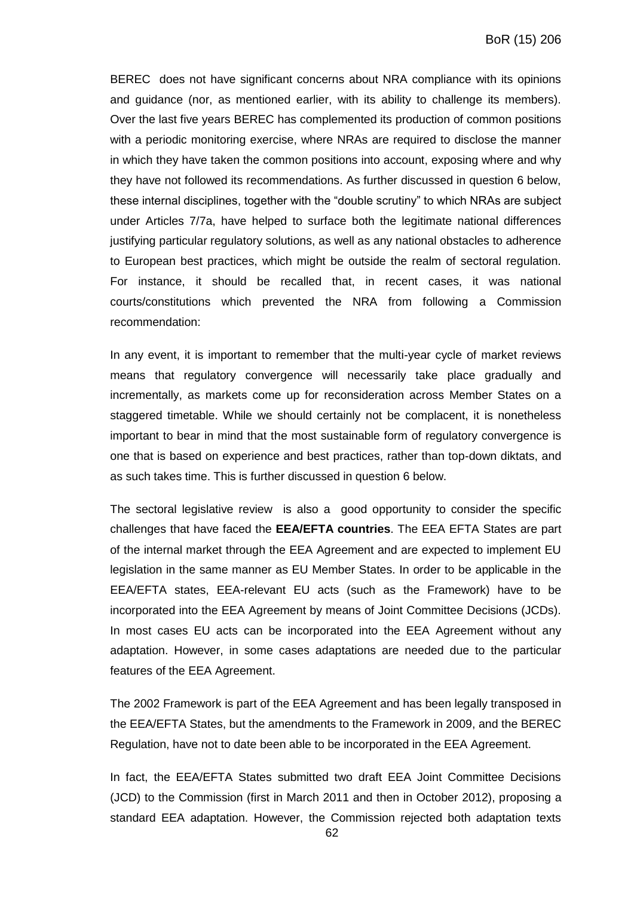BEREC does not have significant concerns about NRA compliance with its opinions and guidance (nor, as mentioned earlier, with its ability to challenge its members). Over the last five years BEREC has complemented its production of common positions with a periodic monitoring exercise, where NRAs are required to disclose the manner in which they have taken the common positions into account, exposing where and why they have not followed its recommendations. As further discussed in question 6 below, these internal disciplines, together with the "double scrutiny" to which NRAs are subject under Articles 7/7a, have helped to surface both the legitimate national differences justifying particular regulatory solutions, as well as any national obstacles to adherence to European best practices, which might be outside the realm of sectoral regulation. For instance, it should be recalled that, in recent cases, it was national courts/constitutions which prevented the NRA from following a Commission recommendation:

In any event, it is important to remember that the multi-year cycle of market reviews means that regulatory convergence will necessarily take place gradually and incrementally, as markets come up for reconsideration across Member States on a staggered timetable. While we should certainly not be complacent, it is nonetheless important to bear in mind that the most sustainable form of regulatory convergence is one that is based on experience and best practices, rather than top-down diktats, and as such takes time. This is further discussed in question 6 below.

The sectoral legislative review is also a good opportunity to consider the specific challenges that have faced the **EEA/EFTA countries**. The EEA EFTA States are part of the internal market through the EEA Agreement and are expected to implement EU legislation in the same manner as EU Member States. In order to be applicable in the EEA/EFTA states, EEA-relevant EU acts (such as the Framework) have to be incorporated into the EEA Agreement by means of Joint Committee Decisions (JCDs). In most cases EU acts can be incorporated into the EEA Agreement without any adaptation. However, in some cases adaptations are needed due to the particular features of the EEA Agreement.

The 2002 Framework is part of the EEA Agreement and has been legally transposed in the EEA/EFTA States, but the amendments to the Framework in 2009, and the BEREC Regulation, have not to date been able to be incorporated in the EEA Agreement.

In fact, the EEA/EFTA States submitted two draft EEA Joint Committee Decisions (JCD) to the Commission (first in March 2011 and then in October 2012), proposing a standard EEA adaptation. However, the Commission rejected both adaptation texts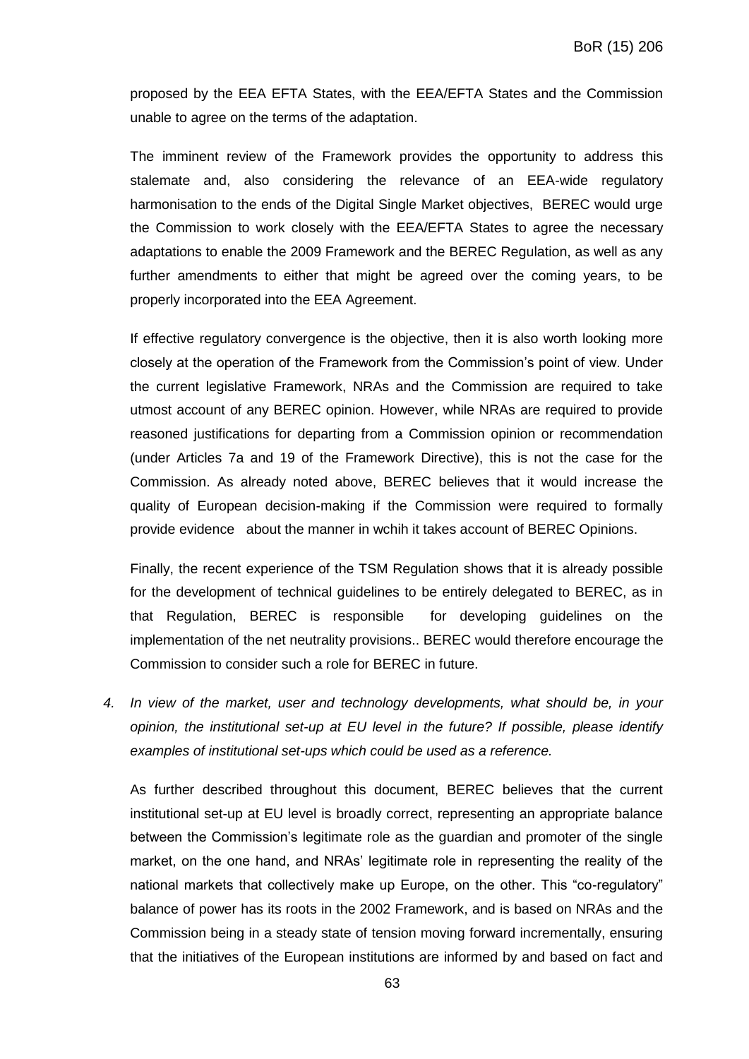proposed by the EEA EFTA States, with the EEA/EFTA States and the Commission unable to agree on the terms of the adaptation.

The imminent review of the Framework provides the opportunity to address this stalemate and, also considering the relevance of an EEA-wide regulatory harmonisation to the ends of the Digital Single Market objectives, BEREC would urge the Commission to work closely with the EEA/EFTA States to agree the necessary adaptations to enable the 2009 Framework and the BEREC Regulation, as well as any further amendments to either that might be agreed over the coming years, to be properly incorporated into the EEA Agreement.

If effective regulatory convergence is the objective, then it is also worth looking more closely at the operation of the Framework from the Commission's point of view. Under the current legislative Framework, NRAs and the Commission are required to take utmost account of any BEREC opinion. However, while NRAs are required to provide reasoned justifications for departing from a Commission opinion or recommendation (under Articles 7a and 19 of the Framework Directive), this is not the case for the Commission. As already noted above, BEREC believes that it would increase the quality of European decision-making if the Commission were required to formally provide evidence about the manner in wchih it takes account of BEREC Opinions.

Finally, the recent experience of the TSM Regulation shows that it is already possible for the development of technical guidelines to be entirely delegated to BEREC, as in that Regulation, BEREC is responsible for developing guidelines on the implementation of the net neutrality provisions.. BEREC would therefore encourage the Commission to consider such a role for BEREC in future.

4. *In view of the market, user and technology developments, what should be, in your opinion, the institutional set-up at EU level in the future? If possible, please identify examples of institutional set-ups which could be used as a reference.*

As further described throughout this document, BEREC believes that the current institutional set-up at EU level is broadly correct, representing an appropriate balance between the Commission's legitimate role as the guardian and promoter of the single market, on the one hand, and NRAs' legitimate role in representing the reality of the national markets that collectively make up Europe, on the other. This "co-regulatory" balance of power has its roots in the 2002 Framework, and is based on NRAs and the Commission being in a steady state of tension moving forward incrementally, ensuring that the initiatives of the European institutions are informed by and based on fact and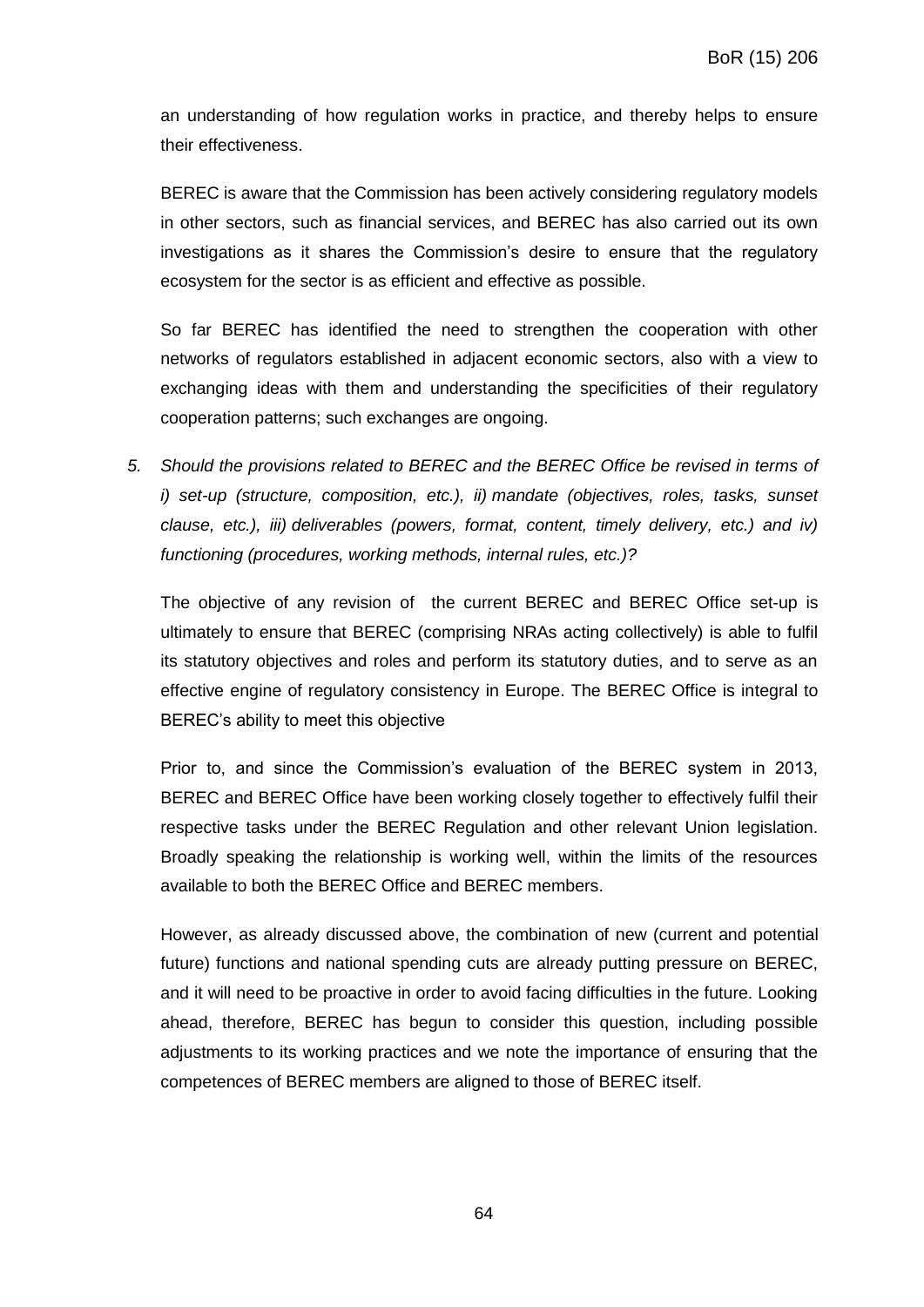an understanding of how regulation works in practice, and thereby helps to ensure their effectiveness.

BEREC is aware that the Commission has been actively considering regulatory models in other sectors, such as financial services, and BEREC has also carried out its own investigations as it shares the Commission's desire to ensure that the regulatory ecosystem for the sector is as efficient and effective as possible.

So far BEREC has identified the need to strengthen the cooperation with other networks of regulators established in adjacent economic sectors, also with a view to exchanging ideas with them and understanding the specificities of their regulatory cooperation patterns; such exchanges are ongoing.

5. *Should the provisions related to BEREC and the BEREC Office be revised in terms of i) set-up (structure, composition, etc.), ii) mandate (objectives, roles, tasks, sunset clause, etc.), iii) deliverables (powers, format, content, timely delivery, etc.) and iv) functioning (procedures, working methods, internal rules, etc.)?*

The objective of any revision of the current BEREC and BEREC Office set-up is ultimately to ensure that BEREC (comprising NRAs acting collectively) is able to fulfil its statutory objectives and roles and perform its statutory duties, and to serve as an effective engine of regulatory consistency in Europe. The BEREC Office is integral to BEREC's ability to meet this objective

Prior to, and since the Commission's evaluation of the BEREC system in 2013, BEREC and BEREC Office have been working closely together to effectively fulfil their respective tasks under the BEREC Regulation and other relevant Union legislation. Broadly speaking the relationship is working well, within the limits of the resources available to both the BEREC Office and BEREC members.

However, as already discussed above, the combination of new (current and potential future) functions and national spending cuts are already putting pressure on BEREC, and it will need to be proactive in order to avoid facing difficulties in the future. Looking ahead, therefore, BEREC has begun to consider this question, including possible adjustments to its working practices and we note the importance of ensuring that the competences of BEREC members are aligned to those of BEREC itself.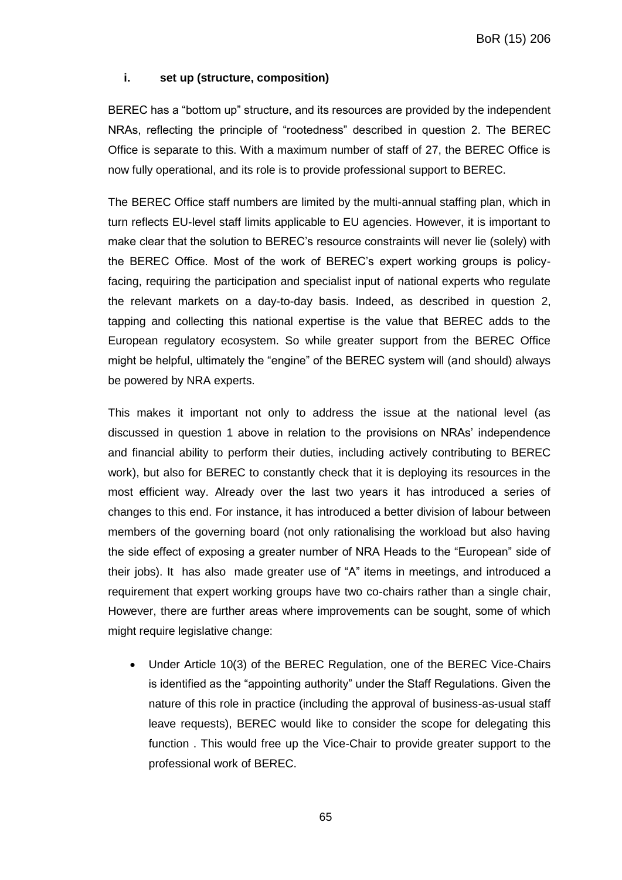#### i. set up (structure, composition)

BEREC has a "bottom up" structure, and its resources are provided by the independent NRAs, reflecting the principle of "rootedness" described in question 2. The BEREC Office is separate to this. With a maximum number of staff of 27, the BEREC Office is now fully operational, and its role is to provide professional support to BEREC.

The BEREC Office staff numbers are limited by the multi-annual staffing plan, which in turn reflects EU-level staff limits applicable to EU agencies. However, it is important to make clear that the solution to BEREC's resource constraints will never lie (solely) with the BEREC Office. Most of the work of BEREC's expert working groups is policy-facing, requiring the participation and specialist input of national experts who regulate the relevant markets on a day-to-day basis. Indeed, as described in question 2, tapping and collecting this national expertise is the value that BEREC adds to the European regulatory ecosystem. So while greater support from the BEREC Office might be helpful, ultimately the "engine" of the BEREC system will (and should) always be powered by NRA experts.

This makes it important not only to address the issue at the national level (as discussed in question 1 above in relation to the provisions on NRAs' independence and financial ability to perform their duties, including actively contributing to BEREC work), but also for BEREC to constantly check that it is deploying its resources in the most efficient way. Already over the last two years it has introduced a series of changes to this end. For instance, it has introduced a better division of labour between members of the governing board (not only rationalising the workload but also having the side effect of exposing a greater number of NRA Heads to the "European" side of their jobs). It has also made greater use of "A" items in meetings, and introduced a requirement that expert working groups have two co-chairs rather than a single chair, However, there are further areas where improvements can be sought, some of which might require legislative change:

- Under Article 10(3) of the BEREC Regulation, one of the BEREC Vice-Chairs is identified as the "appointing authority" under the Staff Regulations. Given the nature of this role in practice (including the approval of business-as-usual staff leave requests), BEREC would like to consider the scope for delegating this function . This would free up the Vice-Chair to provide greater support to the professional work of BEREC.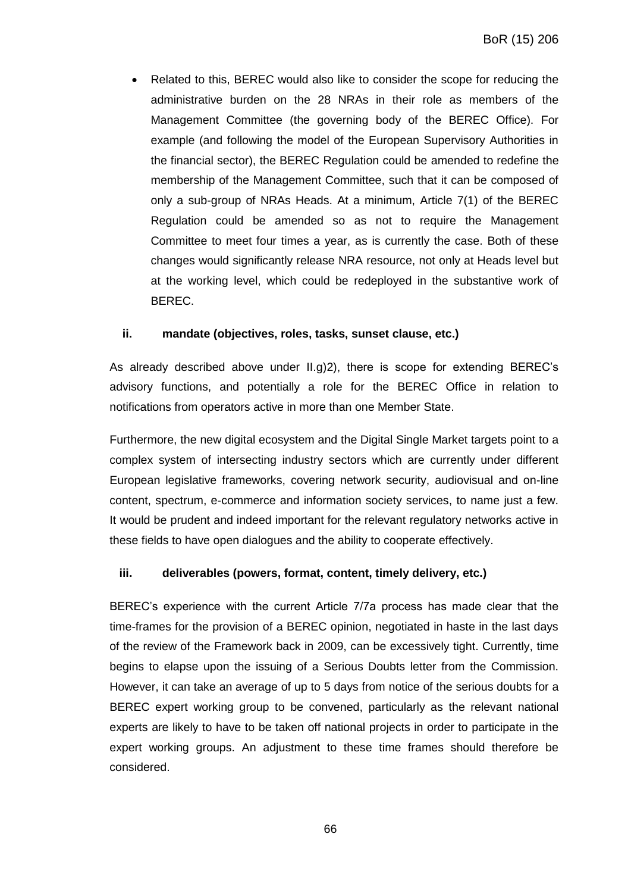- Related to this, BEREC would also like to consider the scope for reducing the administrative burden on the 28 NRAs in their role as members of the Management Committee (the governing body of the BEREC Office). For example (and following the model of the European Supervisory Authorities in the financial sector), the BEREC Regulation could be amended to redefine the membership of the Management Committee, such that it can be composed of only a sub-group of NRAs Heads. At a minimum, Article 7(1) of the BEREC Regulation could be amended so as not to require the Management Committee to meet four times a year, as is currently the case. Both of these changes would significantly release NRA resource, not only at Heads level but at the working level, which could be redeployed in the substantive work of BEREC.

#### ii. mandate (objectives, roles, tasks, sunset clause, etc.)

As already described above under II.g)2), there is scope for extending BEREC's advisory functions, and potentially a role for the BEREC Office in relation to notifications from operators active in more than one Member State.

Furthermore, the new digital ecosystem and the Digital Single Market targets point to a complex system of intersecting industry sectors which are currently under different European legislative frameworks, covering network security, audiovisual and on-line content, spectrum, e-commerce and information society services, to name just a few. It would be prudent and indeed important for the relevant regulatory networks active in these fields to have open dialogues and the ability to cooperate effectively.

#### iii. deliverables (powers, format, content, timely delivery, etc.)

BEREC's experience with the current Article 7/7a process has made clear that the time-frames for the provision of a BEREC opinion, negotiated in haste in the last days of the review of the Framework back in 2009, can be excessively tight. Currently, time begins to elapse upon the issuing of a Serious Doubts letter from the Commission. However, it can take an average of up to 5 days from notice of the serious doubts for a BEREC expert working group to be convened, particularly as the relevant national experts are likely to have to be taken off national projects in order to participate in the expert working groups. An adjustment to these time frames should therefore be considered.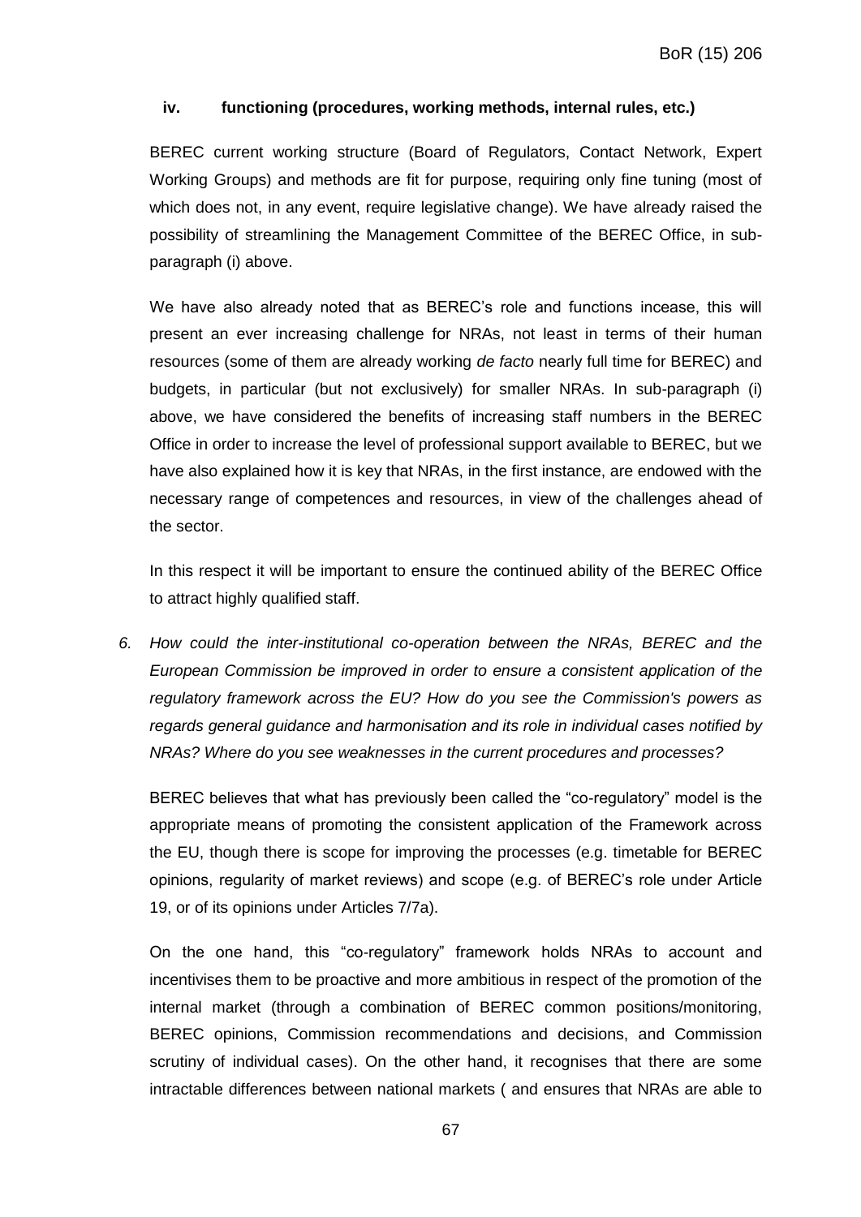#### iv. functioning (procedures, working methods, internal rules, etc.)

BEREC current working structure (Board of Regulators, Contact Network, Expert Working Groups) and methods are fit for purpose, requiring only fine tuning (most of which does not, in any event, require legislative change). We have already raised the possibility of streamlining the Management Committee of the BEREC Office, in sub-paragraph (i) above.

We have also already noted that as BEREC's role and functions incease, this will present an ever increasing challenge for NRAs, not least in terms of their human resources (some of them are already working *de facto* nearly full time for BEREC) and budgets, in particular (but not exclusively) for smaller NRAs. In sub-paragraph (i) above, we have considered the benefits of increasing staff numbers in the BEREC Office in order to increase the level of professional support available to BEREC, but we have also explained how it is key that NRAs, in the first instance, are endowed with the necessary range of competences and resources, in view of the challenges ahead of the sector.

In this respect it will be important to ensure the continued ability of the BEREC Office to attract highly qualified staff.

6. *How could the inter-institutional co-operation between the NRAs, BEREC and the European Commission be improved in order to ensure a consistent application of the regulatory framework across the EU? How do you see the Commission's powers as regards general guidance and harmonisation and its role in individual cases notified by NRAs? Where do you see weaknesses in the current procedures and processes?*

BEREC believes that what has previously been called the "co-regulatory" model is the appropriate means of promoting the consistent application of the Framework across the EU, though there is scope for improving the processes (e.g. timetable for BEREC opinions, regularity of market reviews) and scope (e.g. of BEREC's role under Article 19, or of its opinions under Articles 7/7a).

On the one hand, this "co-regulatory" framework holds NRAs to account and incentivises them to be proactive and more ambitious in respect of the promotion of the internal market (through a combination of BEREC common positions/monitoring, BEREC opinions, Commission recommendations and decisions, and Commission scrutiny of individual cases). On the other hand, it recognises that there are some intractable differences between national markets ( and ensures that NRAs are able to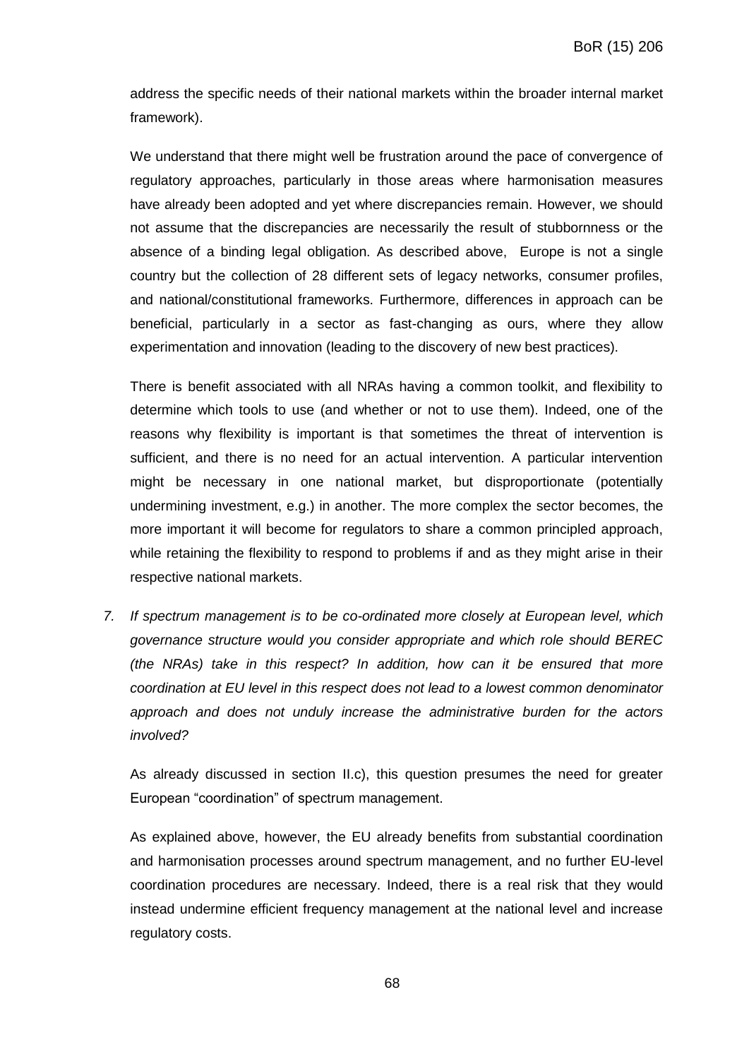address the specific needs of their national markets within the broader internal market framework).

We understand that there might well be frustration around the pace of convergence of regulatory approaches, particularly in those areas where harmonisation measures have already been adopted and yet where discrepancies remain. However, we should not assume that the discrepancies are necessarily the result of stubbornness or the absence of a binding legal obligation. As described above, Europe is not a single country but the collection of 28 different sets of legacy networks, consumer profiles, and national/constitutional frameworks. Furthermore, differences in approach can be beneficial, particularly in a sector as fast-changing as ours, where they allow experimentation and innovation (leading to the discovery of new best practices).

There is benefit associated with all NRAs having a common toolkit, and flexibility to determine which tools to use (and whether or not to use them). Indeed, one of the reasons why flexibility is important is that sometimes the threat of intervention is sufficient, and there is no need for an actual intervention. A particular intervention might be necessary in one national market, but disproportionate (potentially undermining investment, e.g.) in another. The more complex the sector becomes, the more important it will become for regulators to share a common principled approach, while retaining the flexibility to respond to problems if and as they might arise in their respective national markets.

7. *If spectrum management is to be co-ordinated more closely at European level, which governance structure would you consider appropriate and which role should BEREC (the NRAs) take in this respect? In addition, how can it be ensured that more coordination at EU level in this respect does not lead to a lowest common denominator approach and does not unduly increase the administrative burden for the actors involved?*

   As already discussed in section II.c), this question presumes the need for greater European "coordination" of spectrum management.

   As explained above, however, the EU already benefits from substantial coordination and harmonisation processes around spectrum management, and no further EU-level coordination procedures are necessary. Indeed, there is a real risk that they would instead undermine efficient frequency management at the national level and increase regulatory costs.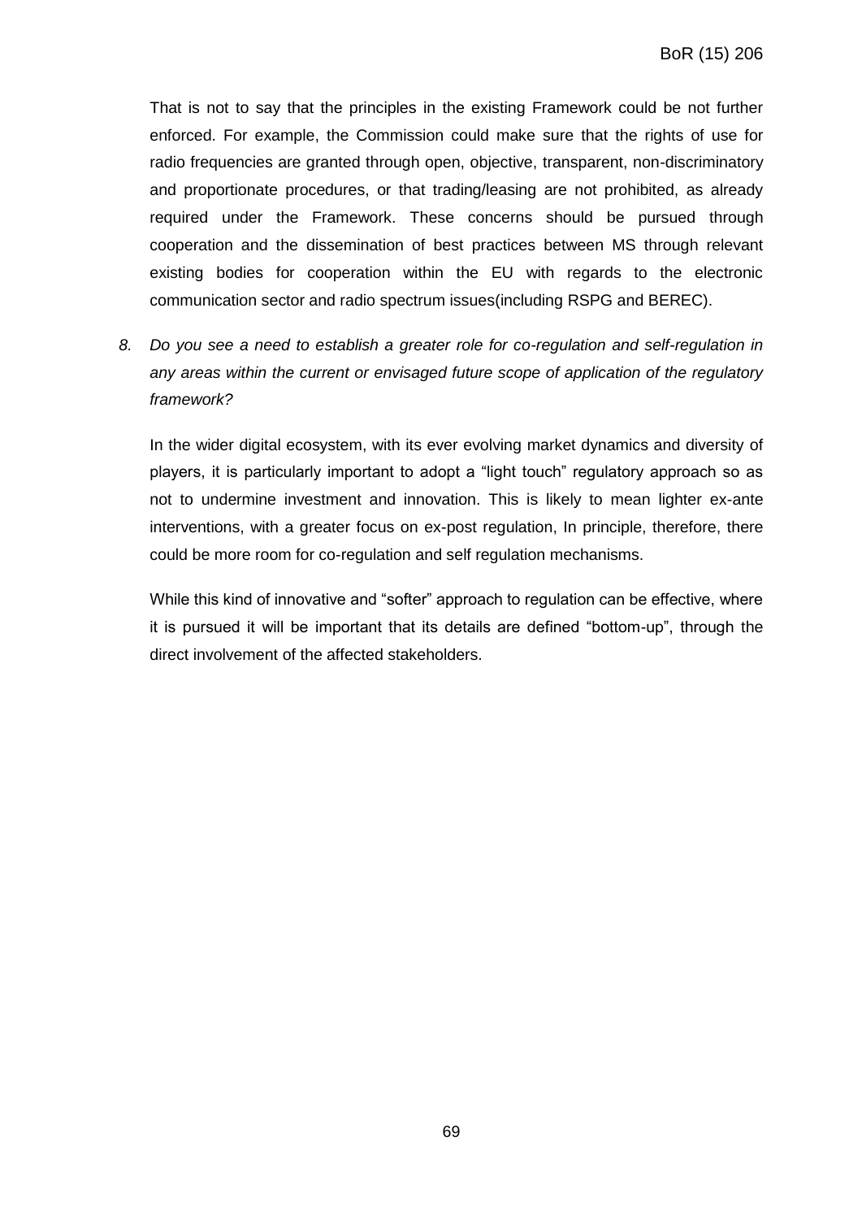That is not to say that the principles in the existing Framework could be not further enforced. For example, the Commission could make sure that the rights of use for radio frequencies are granted through open, objective, transparent, non-discriminatory and proportionate procedures, or that trading/leasing are not prohibited, as already required under the Framework. These concerns should be pursued through cooperation and the dissemination of best practices between MS through relevant existing bodies for cooperation within the EU with regards to the electronic communication sector and radio spectrum issues(including RSPG and BEREC).

8. *Do you see a need to establish a greater role for co-regulation and self-regulation in any areas within the current or envisaged future scope of application of the regulatory framework?*

   In the wider digital ecosystem, with its ever evolving market dynamics and diversity of players, it is particularly important to adopt a "light touch" regulatory approach so as not to undermine investment and innovation. This is likely to mean lighter ex-ante interventions, with a greater focus on ex-post regulation, In principle, therefore, there could be more room for co-regulation and self regulation mechanisms.

   While this kind of innovative and "softer" approach to regulation can be effective, where it is pursued it will be important that its details are defined "bottom-up", through the direct involvement of the affected stakeholders.